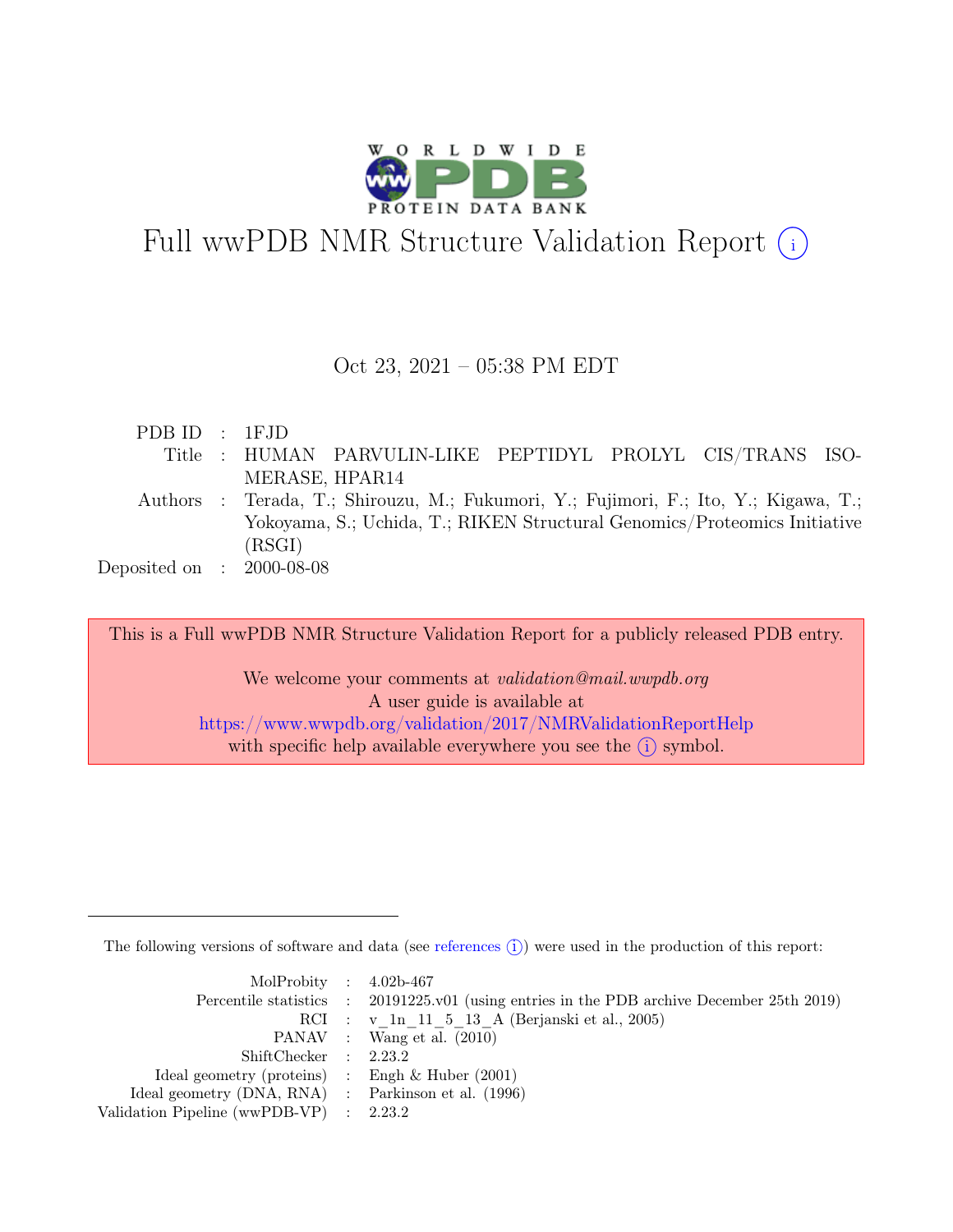# Full wwPDB NMR Structure Validation Report (i)

Oct 23, 2021 – 05:38 PM EDT

| | | |
|---|---|---|
| PDB ID | : | 1FJD |
| Title | : | HUMAN PARVULIN-LIKE PEPTIDYL PROLYL CIS/TRANS ISOMERASE, HPAR14 |
| Authors | : | Terada, T.; Shirouzu, M.; Fukumori, Y.; Fujimori, F.; Ito, Y.; Kigawa, T.; Yokoyama, S.; Uchida, T.; RIKEN Structural Genomics/Proteomics Initiative (RSGI) |
| Deposited on | : | 2000-08-08 |

This is a Full wwPDB NMR Structure Validation Report for a publicly released PDB entry.

We welcome your comments at *validation@mail.wwpdb.org*
A user guide is available at
https://www.wwpdb.org/validation/2017/NMRValidationReportHelp
with specific help available everywhere you see the (i) symbol.

---

The following versions of software and data (see references (i)) were used in the production of this report:

| | | |
|---|---|---|
| MolProbity | : | 4.02b-467 |
| Percentile statistics | : | 20191225.v01 (using entries in the PDB archive December 25th 2019) |
| RCI | : | v_1n_11_5_13_A (Berjanski et al., 2005) |
| PANAV | : | Wang et al. (2010) |
| ShiftChecker | : | 2.23.2 |
| Ideal geometry (proteins) | : | Engh & Huber (2001) |
| Ideal geometry (DNA, RNA) | : | Parkinson et al. (1996) |
| Validation Pipeline (wwPDB-VP) | : | 2.23.2 |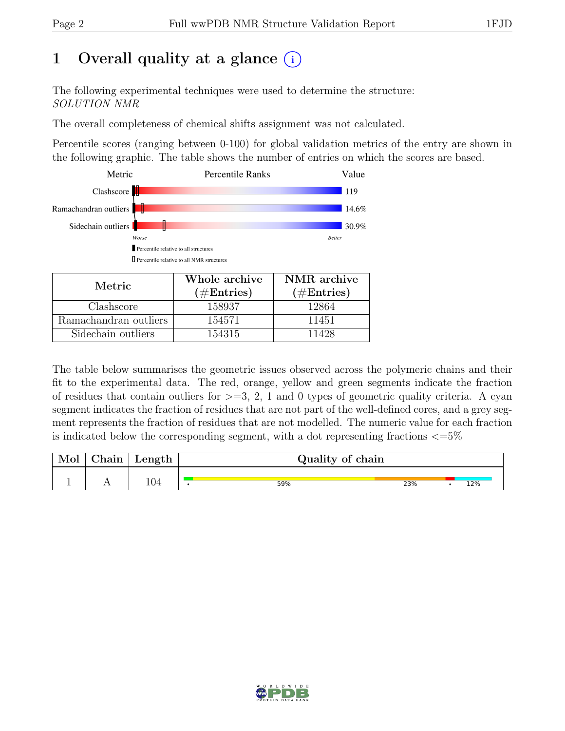# 1 Overall quality at a glance (i)

The following experimental techniques were used to determine the structure:
*SOLUTION NMR*

The overall completeness of chemical shifts assignment was not calculated.

Percentile scores (ranging between 0-100) for global validation metrics of the entry are shown in the following graphic. The table shows the number of entries on which the scores are based.

| Metric | Percentile Ranks | Value |
|---|---|---|
| Clashscore | | 119 |
| Ramachandran outliers | | 14.6% |
| Sidechain outliers | | 30.9% |

Worse — Better

▮ Percentile relative to all structures

▯ Percentile relative to all NMR structures

| Metric | Whole archive (#Entries) | NMR archive (#Entries) |
|---|---|---|
| Clashscore | 158937 | 12864 |
| Ramachandran outliers | 154571 | 11451 |
| Sidechain outliers | 154315 | 11428 |

The table below summarises the geometric issues observed across the polymeric chains and their fit to the experimental data. The red, orange, yellow and green segments indicate the fraction of residues that contain outliers for >=3, 2, 1 and 0 types of geometric quality criteria. A cyan segment indicates the fraction of residues that are not part of the well-defined cores, and a grey segment represents the fraction of residues that are not modelled. The numeric value for each fraction is indicated below the corresponding segment, with a dot representing fractions <=5%

| Mol | Chain | Length | Quality of chain |
|---|---|---|---|
| 1 | A | 104 | • 59% 23% • 12% |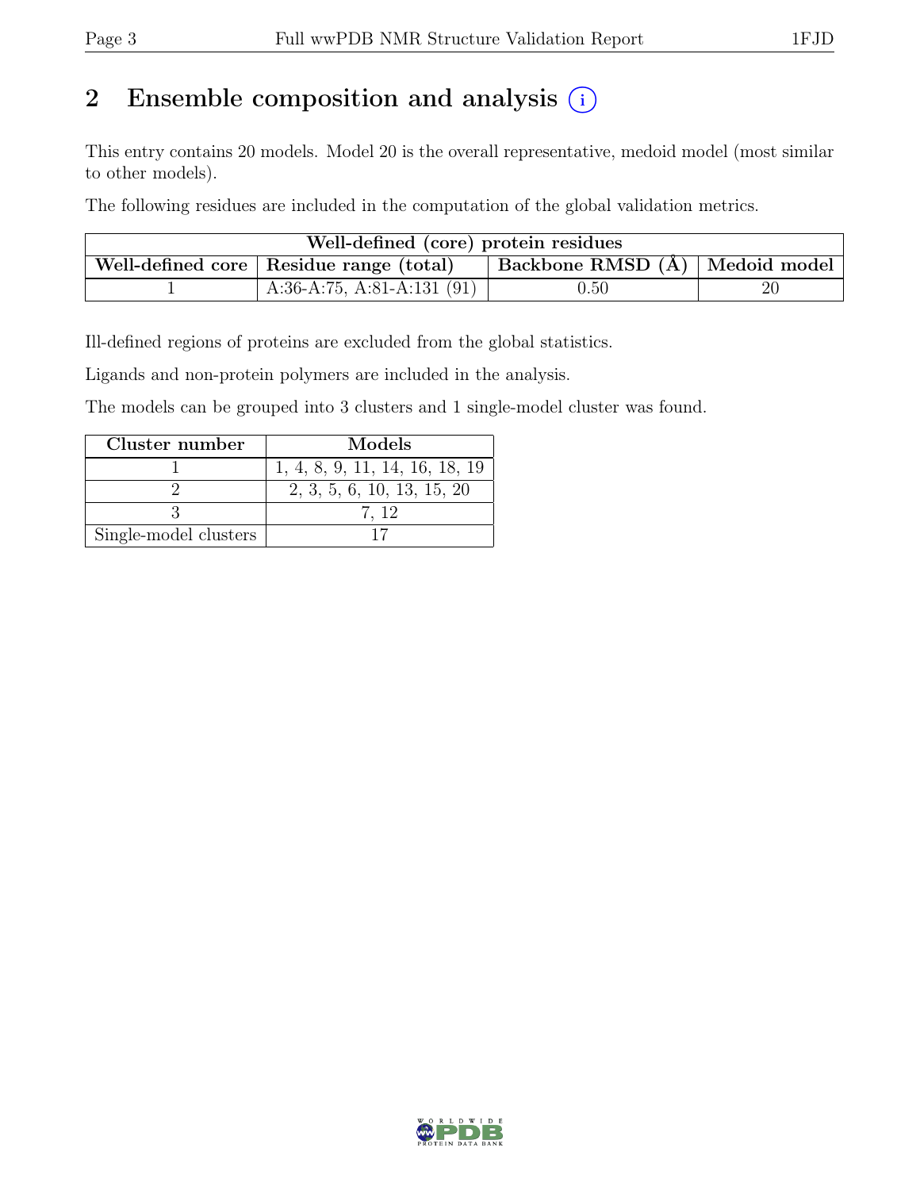## 2 Ensemble composition and analysis

This entry contains 20 models. Model 20 is the overall representative, medoid model (most similar to other models).

The following residues are included in the computation of the global validation metrics.

| Well-defined (core) protein residues | | | |
|---|---|---|---|
| Well-defined core | Residue range (total) | Backbone RMSD (Å) | Medoid model |
| 1 | A:36-A:75, A:81-A:131 (91) | 0.50 | 20 |

Ill-defined regions of proteins are excluded from the global statistics.

Ligands and non-protein polymers are included in the analysis.

The models can be grouped into 3 clusters and 1 single-model cluster was found.

| Cluster number | Models |
|---|---|
| 1 | 1, 4, 8, 9, 11, 14, 16, 18, 19 |
| 2 | 2, 3, 5, 6, 10, 13, 15, 20 |
| 3 | 7, 12 |
| Single-model clusters | 17 |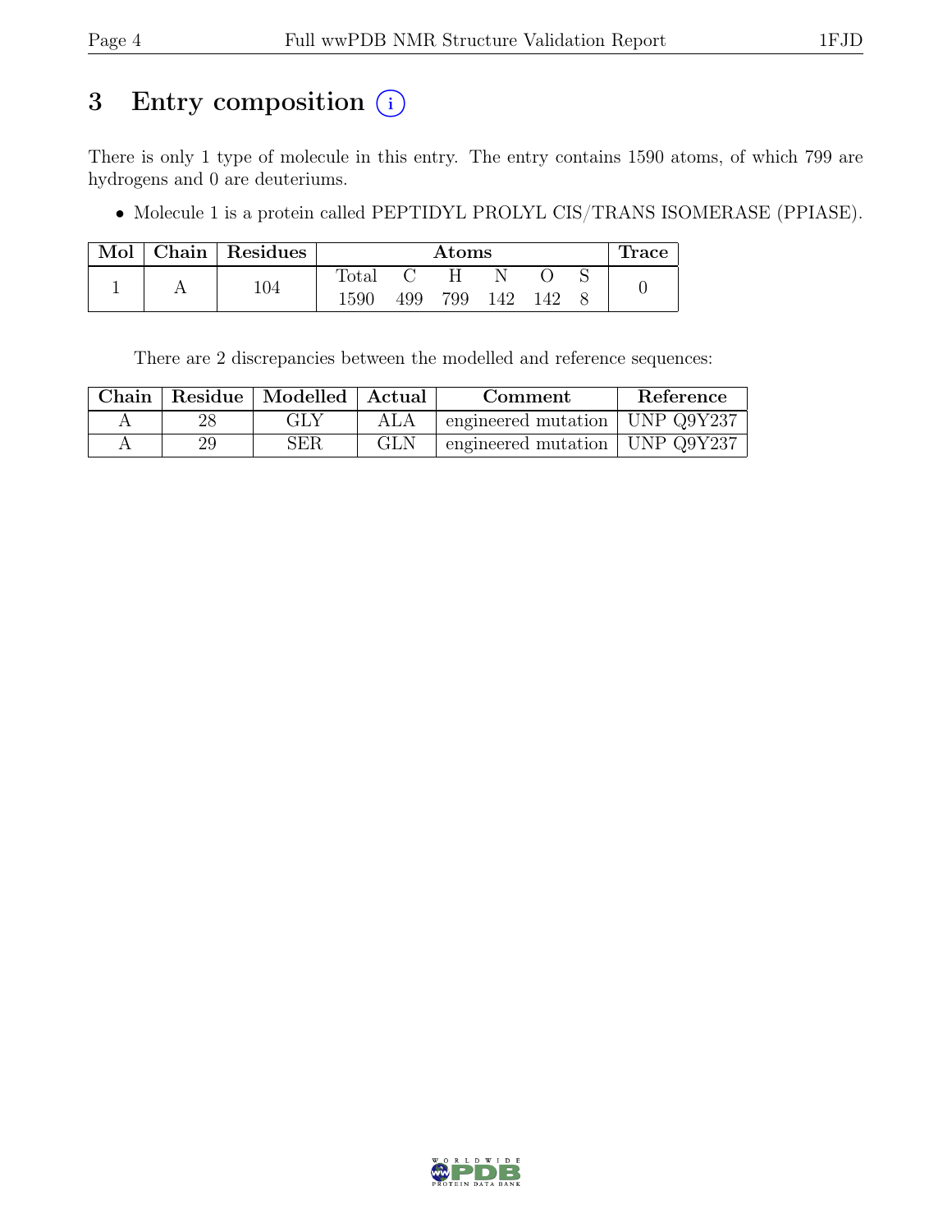# 3 Entry composition (i)

There is only 1 type of molecule in this entry. The entry contains 1590 atoms, of which 799 are hydrogens and 0 are deuteriums.

- Molecule 1 is a protein called PEPTIDYL PROLYL CIS/TRANS ISOMERASE (PPIASE).

| Mol | Chain | Residues | Atoms | | | | | | Trace |
|---|---|---|---|---|---|---|---|---|---|
| | | | Total | C | H | N | O | S | |
| 1 | A | 104 | 1590 | 499 | 799 | 142 | 142 | 8 | 0 |

There are 2 discrepancies between the modelled and reference sequences:

| Chain | Residue | Modelled | Actual | Comment | Reference |
|---|---|---|---|---|---|
| A | 28 | GLY | ALA | engineered mutation | UNP Q9Y237 |
| A | 29 | SER | GLN | engineered mutation | UNP Q9Y237 |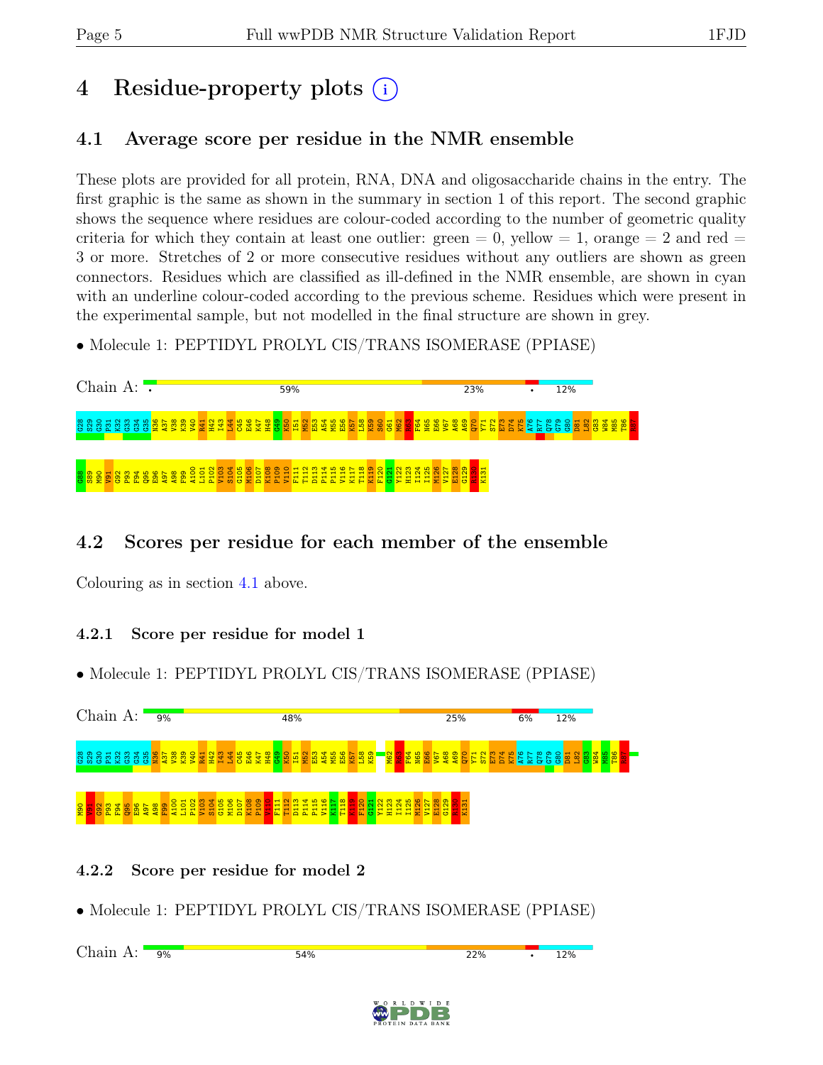# 4 Residue-property plots

## 4.1 Average score per residue in the NMR ensemble

These plots are provided for all protein, RNA, DNA and oligosaccharide chains in the entry. The first graphic is the same as shown in the summary in section 1 of this report. The second graphic shows the sequence where residues are colour-coded according to the number of geometric quality criteria for which they contain at least one outlier: green = 0, yellow = 1, orange = 2 and red = 3 or more. Stretches of 2 or more consecutive residues without any outliers are shown as green connectors. Residues which are classified as ill-defined in the NMR ensemble, are shown in cyan with an underline colour-coded according to the previous scheme. Residues which were present in the experimental sample, but not modelled in the final structure are shown in grey.

- Molecule 1: PEPTIDYL PROLYL CIS/TRANS ISOMERASE (PPIASE)

Chain A: • 59% 23% • 12%

G28 S29 G30 P31 K32 G33 G34 G35 N36 A37 V38 K39 V40 R41 H42 I43 L44 C45 E46 K47 H48 G49 K50 I51 M52 E53 A54 M55 E56 K57 L58 K59 S60 G61 M62 R63 F64 N65 E66 V67 A68 A69 Q70 Y71 S72 E73 D74 K75 A76 R77 Q78 G79 G80 D81 L82 G83 W84 M85 T86 R87 G88 S89 M90 V91 G92 P93 F94 Q95 E96 A97 A98 F99 A100 L101 P102 V103 S104 G105 M106 D107 K108 P109 V110 F111 T112 D113 P114 P115 V116 K117 T118 K119 F120 G121 Y122 H123 I124 I125 M126 V127 E128 G129 R130 K131

## 4.2 Scores per residue for each member of the ensemble

Colouring as in section 4.1 above.

### 4.2.1 Score per residue for model 1

- Molecule 1: PEPTIDYL PROLYL CIS/TRANS ISOMERASE (PPIASE)

Chain A: 9% 48% 25% 6% 12%

G28 S29 G30 P31 K32 G33 G34 G35 N36 A37 V38 K39 V40 R41 H42 I43 L44 C45 E46 K47 H48 G49 K50 I51 M52 E53 A54 M55 E56 K57 L58 K59 M62 R63 F64 N65 E66 V67 A68 A69 Q70 Y71 S72 E73 D74 K75 A76 R77 Q78 G79 G80 D81 L82 G83 W84 M85 T86 R87 M90 V91 G92 P93 F94 Q95 E96 A97 A98 F99 A100 L101 P102 V103 S104 G105 M106 D107 K108 P109 V110 F111 T112 D113 P114 P115 V116 K117 T118 K119 F120 G121 Y122 H123 I124 I125 M126 V127 E128 G129 R130 K131

### 4.2.2 Score per residue for model 2

- Molecule 1: PEPTIDYL PROLYL CIS/TRANS ISOMERASE (PPIASE)

Chain A: 9% 54% 22% • 12%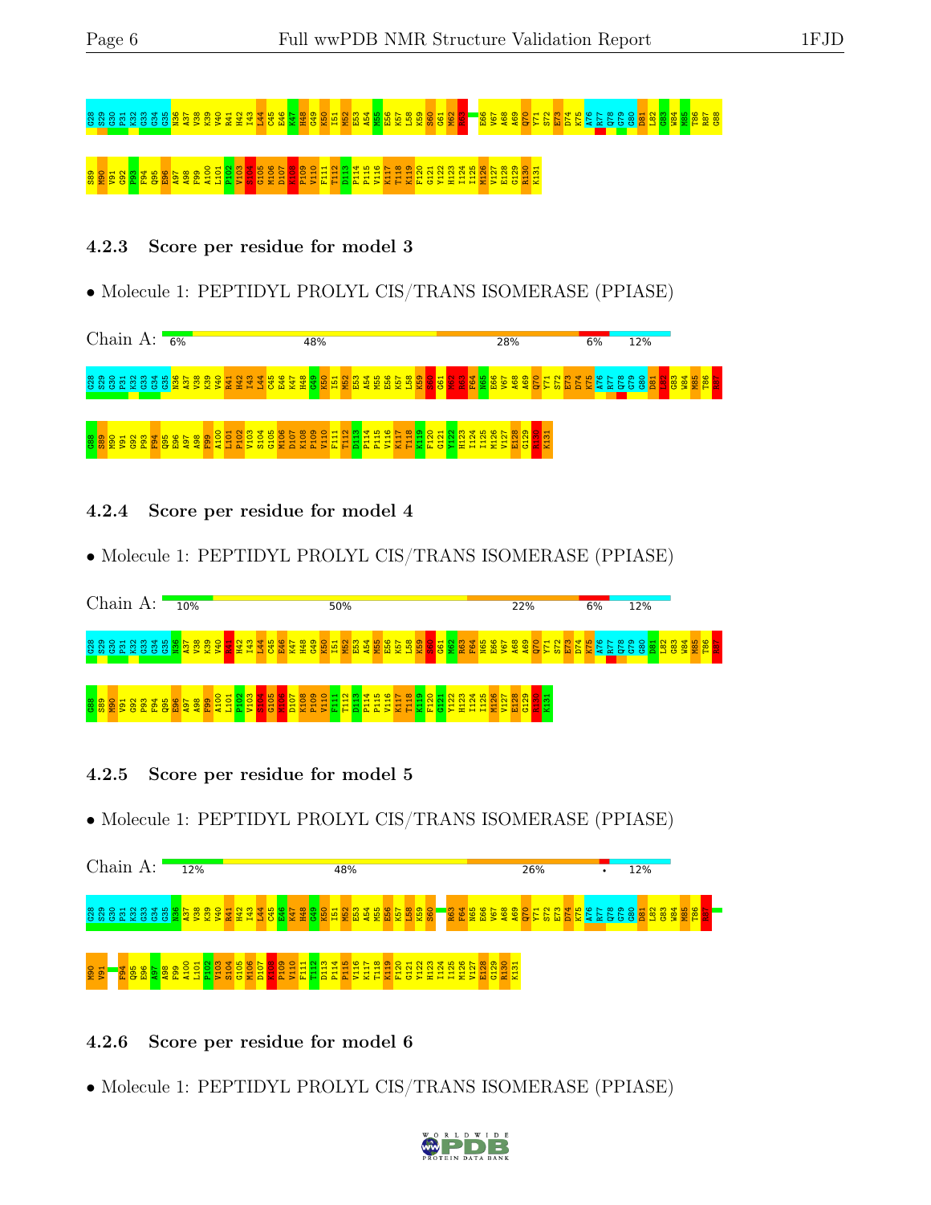G28 S29 G30 P31 K32 G33 G34 G35 N36 A37 V38 K39 V40 R41 H42 I43 L44 C45 E46 K47 H48 G49 K50 I51 M52 E53 A54 M55 E56 K57 L58 K59 S60 G61 M62 R63 E66 V67 A68 A69 Q70 Y71 S72 E73 D74 K75 A76 R77 Q78 G79 G80 D81 L82 G83 W84 M85 T86 R87 G88

S89 M90 V91 G92 P93 F94 Q95 E96 A97 A98 F99 A100 L101 P102 V103 S104 G105 M106 D107 K108 P109 V110 F111 T112 D113 P114 P115 V116 K117 T118 K119 F120 G121 Y122 H123 I124 I125 M126 V127 E128 G129 R130 K131

### 4.2.3 Score per residue for model 3

• Molecule 1: PEPTIDYL PROLYL CIS/TRANS ISOMERASE (PPIASE)

Chain A: 6% | 48% | 28% | 6% | 12%

G28 S29 G30 P31 K32 G33 G34 G35 N36 A37 V38 K39 V40 R41 H42 I43 L44 C45 E46 K47 H48 G49 K50 I51 M52 E53 A54 M55 E56 K57 L58 K59 S60 G61 M62 R63 F64 H65 E66 V67 A68 A69 Q70 Y71 S72 E73 D74 K75 A76 R77 Q78 G79 G80 D81 L82 G83 W84 M85 T86 R87

G88 S89 M90 V91 G92 P93 F94 Q95 E96 A97 A98 F99 A100 L101 P102 V103 S104 G105 M106 D107 K108 P109 V110 F111 T112 D113 P114 P115 V116 K117 T118 K119 F120 G121 Y122 H123 I124 I125 M126 V127 E128 G129 R130 K131

### 4.2.4 Score per residue for model 4

• Molecule 1: PEPTIDYL PROLYL CIS/TRANS ISOMERASE (PPIASE)

Chain A: 10% | 50% | 22% | 6% | 12%

G28 S29 G30 P31 K32 G33 G34 G35 N36 A37 V38 K39 V40 R41 H42 I43 L44 C45 E46 K47 H48 G49 K50 I51 M52 E53 A54 M55 E56 K57 L58 K59 S60 G61 M62 R63 F64 H65 E66 V67 A68 A69 Q70 Y71 S72 E73 D74 K75 A76 R77 Q78 G79 G80 D81 L82 G83 W84 M85 T86 R87

G88 S89 M90 V91 G92 P93 F94 Q95 E96 A97 A98 F99 A100 L101 P102 V103 S104 G105 M106 D107 K108 P109 V110 F111 T112 D113 P114 P115 V116 K117 T118 K119 F120 G121 Y122 H123 I124 I125 M126 V127 E128 G129 R130 K131

### 4.2.5 Score per residue for model 5

• Molecule 1: PEPTIDYL PROLYL CIS/TRANS ISOMERASE (PPIASE)

Chain A: 12% | 48% | 26% | • | 12%

G28 S29 G30 P31 K32 G33 G34 G35 N36 A37 V38 K39 V40 R41 H42 I43 L44 C45 E46 K47 H48 G49 K50 I51 M52 E53 A54 M55 E56 K57 L58 K59 S60 R63 F64 H65 E66 V67 A68 A69 Q70 Y71 S72 E73 D74 K75 A76 R77 Q78 G79 G80 D81 L82 G83 W84 M85 T86 R87

M90 V91 F94 Q95 E96 A97 A98 F99 A100 L101 P102 V103 S104 G105 M106 D107 K108 P109 V110 F111 T112 D113 P114 P115 V116 K117 T118 K119 F120 G121 Y122 H123 I124 I125 M126 V127 E128 G129 R130 K131

### 4.2.6 Score per residue for model 6

• Molecule 1: PEPTIDYL PROLYL CIS/TRANS ISOMERASE (PPIASE)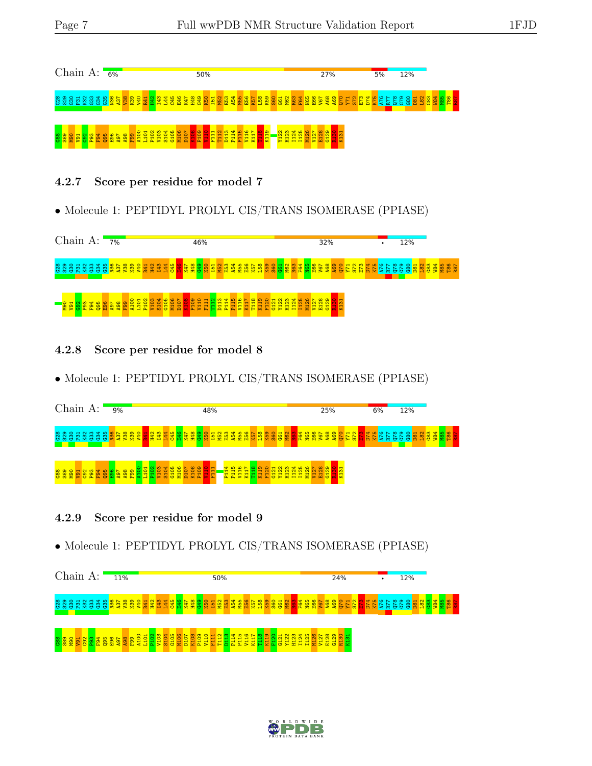Chain A: 6% 50% 27% 5% 12%

G28 S29 G30 P31 K32 G33 G34 G35 N36 A37 V38 K39 V40 R41 H42 I43 L44 C45 E46 K47 H48 G49 K50 I51 M52 E53 A54 M55 E56 K57 L58 K59 S60 G61 M62 R63 F64 N65 E66 V67 A68 A69 Q70 Y71 S72 E73 D74 K75 A76 R77 Q78 G79 G80 D81 L82 G83 W84 M85 T86 R87 G88 S89 M90 V91 G92 P93 F94 Q95 E96 A97 A98 F99 A100 L101 P102 V103 S104 G105 M106 D107 K108 P109 V110 F111 T112 D113 P114 P115 V116 K117 T118 K119 Y122 H123 I124 I125 M126 V127 E128 G129 R130 K131

### 4.2.7 Score per residue for model 7

- Molecule 1: PEPTIDYL PROLYL CIS/TRANS ISOMERASE (PPIASE)

Chain A: 7% 46% 32% • 12%

G28 S29 G30 P31 K32 G33 G34 G35 N36 A37 V38 K39 V40 R41 H42 I43 L44 C45 E46 K47 H48 G49 K50 I51 M52 E53 A54 M55 E56 K57 L58 K59 S60 G61 M62 R63 F64 N65 E66 V67 A68 A69 Q70 Y71 S72 E73 D74 K75 A76 R77 Q78 G79 G80 D81 L82 G83 W84 M85 T86 R87 M90 V91 G92 P93 F94 Q95 E96 A97 A98 F99 A100 L101 P102 V103 S104 G105 M106 D107 K108 P109 V110 F111 T112 D113 P114 P115 V116 K117 T118 K119 F120 G121 Y122 H123 I124 I125 M126 V127 E128 G129 R130 K131

### 4.2.8 Score per residue for model 8

- Molecule 1: PEPTIDYL PROLYL CIS/TRANS ISOMERASE (PPIASE)

Chain A: 9% 48% 25% 6% 12%

G28 S29 G30 P31 K32 G33 G34 G35 N36 A37 V38 K39 V40 R41 H42 I43 L44 C45 E46 K47 H48 G49 K50 I51 M52 E53 A54 M55 E56 K57 L58 K59 S60 G61 M62 R63 F64 N65 E66 V67 A68 A69 Q70 Y71 S72 E73 D74 K75 A76 R77 Q78 G79 G80 D81 L82 G83 W84 M85 T86 R87 G88 S89 M90 V91 G92 P93 F94 Q95 E96 A97 A98 F99 A100 L101 P102 V103 S104 G105 M106 D107 K108 P109 V110 F111 P114 P115 V116 K117 T118 K119 F120 G121 Y122 H123 I124 I125 M126 V127 E128 G129 R130 K131

### 4.2.9 Score per residue for model 9

- Molecule 1: PEPTIDYL PROLYL CIS/TRANS ISOMERASE (PPIASE)

Chain A: 11% 50% 24% • 12%

G28 S29 G30 P31 K32 G33 G34 G35 N36 A37 V38 K39 V40 R41 H42 I43 L44 C45 E46 K47 H48 G49 K50 I51 M52 E53 A54 M55 E56 K57 L58 K59 S60 G61 M62 R63 F64 N65 E66 V67 A68 A69 Q70 Y71 S72 E73 D74 K75 A76 R77 Q78 G79 G80 D81 L82 G83 W84 M85 T86 R87 G88 S89 M90 V91 G92 P93 F94 Q95 E96 A97 A98 F99 A100 L101 P102 V103 S104 G105 M106 D107 K108 P109 V110 F111 T112 D113 P114 P115 V116 K117 T118 K119 F120 G121 Y122 H123 I124 I125 M126 V127 E128 G129 R130 K131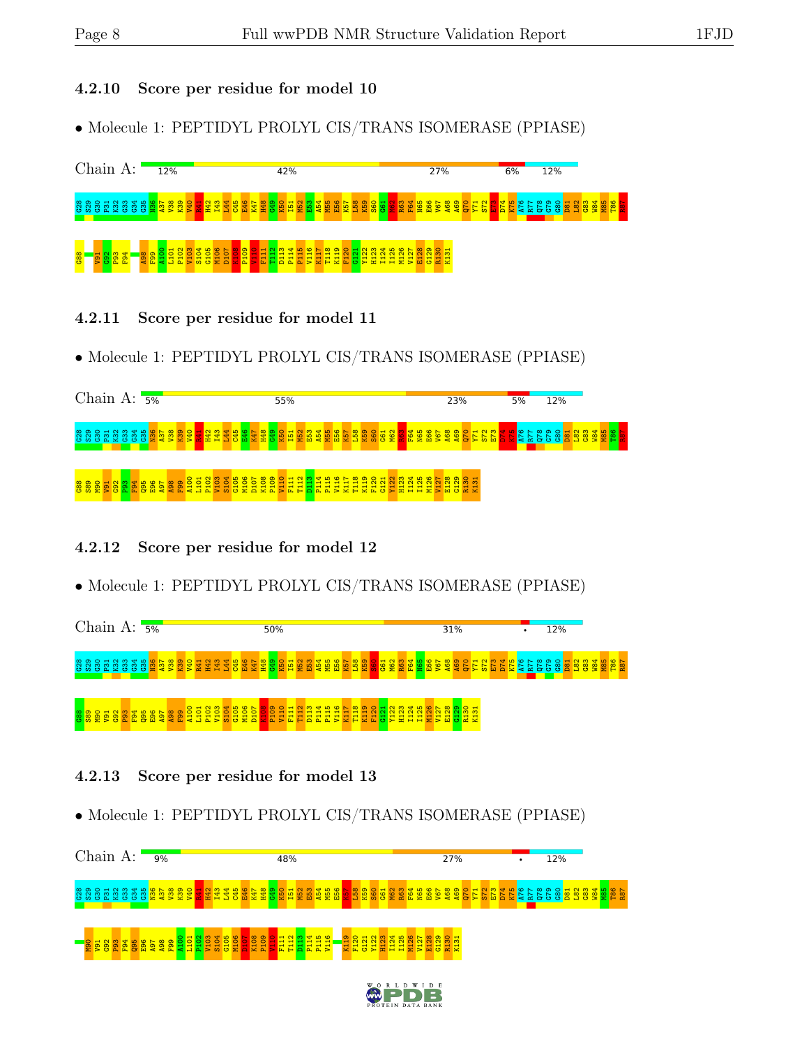### 4.2.10 Score per residue for model 10

- Molecule 1: PEPTIDYL PROLYL CIS/TRANS ISOMERASE (PPIASE)

Chain A: 12% 42% 27% 6% 12%

G28 S29 G30 P31 K32 G33 G34 G35 N36 A37 V38 K39 V40 R41 H42 I43 L44 C45 E46 K47 H48 G49 K50 I51 M52 E53 A54 M55 E56 K57 L58 K59 S60 G61 M62 R63 F64 N65 E66 V67 A68 A69 Q70 Y71 S72 E73 D74 K75 A76 R77 Q78 G79 G80 D81 L82 G83 W84 M85 T86 R87 G88 V91 G92 P93 F94 A98 F99 A100 L101 P102 V103 S104 G105 M106 D107 K108 P109 V110 F111 T112 D113 P114 P115 V116 K117 T118 K119 F120 G121 Y122 H123 I124 I125 M126 V127 E128 G129 R130 K131

### 4.2.11 Score per residue for model 11

- Molecule 1: PEPTIDYL PROLYL CIS/TRANS ISOMERASE (PPIASE)

Chain A: 5% 55% 23% 5% 12%

G28 S29 G30 P31 K32 G33 G34 G35 N36 A37 V38 K39 V40 R41 H42 I43 L44 C45 E46 K47 H48 G49 K50 I51 M52 E53 A54 M55 E56 K57 L58 K59 S60 G61 M62 R63 F64 N65 E66 V67 A68 A69 Q70 Y71 S72 E73 D74 K75 A76 R77 Q78 G79 G80 D81 L82 G83 W84 M85 T86 R87 G88 S89 M90 V91 G92 P93 F94 Q95 E96 A97 A98 F99 A100 L101 P102 V103 S104 G105 M106 D107 K108 P109 V110 F111 T112 D113 P114 P115 V116 K117 T118 K119 F120 G121 Y122 H123 I124 I125 M126 V127 E128 G129 R130 K131

### 4.2.12 Score per residue for model 12

- Molecule 1: PEPTIDYL PROLYL CIS/TRANS ISOMERASE (PPIASE)

Chain A: 5% 50% 31% • 12%

G28 S29 G30 P31 K32 G33 G34 G35 N36 A37 V38 K39 V40 R41 H42 I43 L44 C45 E46 K47 H48 G49 K50 I51 M52 E53 A54 M55 E56 K57 L58 K59 S60 G61 M62 R63 F64 N65 E66 V67 A68 A69 Q70 Y71 S72 E73 D74 K75 A76 R77 Q78 G79 G80 D81 L82 G83 W84 M85 T86 R87 G88 S89 M90 V91 G92 P93 F94 Q95 E96 A97 A98 F99 A100 L101 P102 V103 S104 G105 M106 D107 K108 P109 V110 F111 T112 D113 P114 P115 V116 K117 T118 K119 F120 G121 Y122 H123 I124 I125 M126 V127 E128 G129 R130 K131

### 4.2.13 Score per residue for model 13

- Molecule 1: PEPTIDYL PROLYL CIS/TRANS ISOMERASE (PPIASE)

Chain A: 9% 48% 27% • 12%

G28 S29 G30 P31 K32 G33 G34 G35 N36 A37 V38 K39 V40 R41 H42 I43 L44 C45 E46 K47 H48 G49 K50 I51 M52 E53 A54 M55 E56 K57 L58 K59 S60 G61 M62 R63 F64 N65 E66 V67 A68 A69 Q70 Y71 S72 E73 D74 K75 A76 R77 Q78 G79 G80 D81 L82 G83 W84 M85 T86 R87 M90 V91 G92 P93 F94 Q95 E96 A97 A98 F99 A100 L101 P102 V103 S104 G105 M106 D107 K108 P109 V110 F111 T112 D113 P114 P115 V116 K119 F120 G121 Y122 H123 I124 I125 M126 V127 E128 G129 R130 K131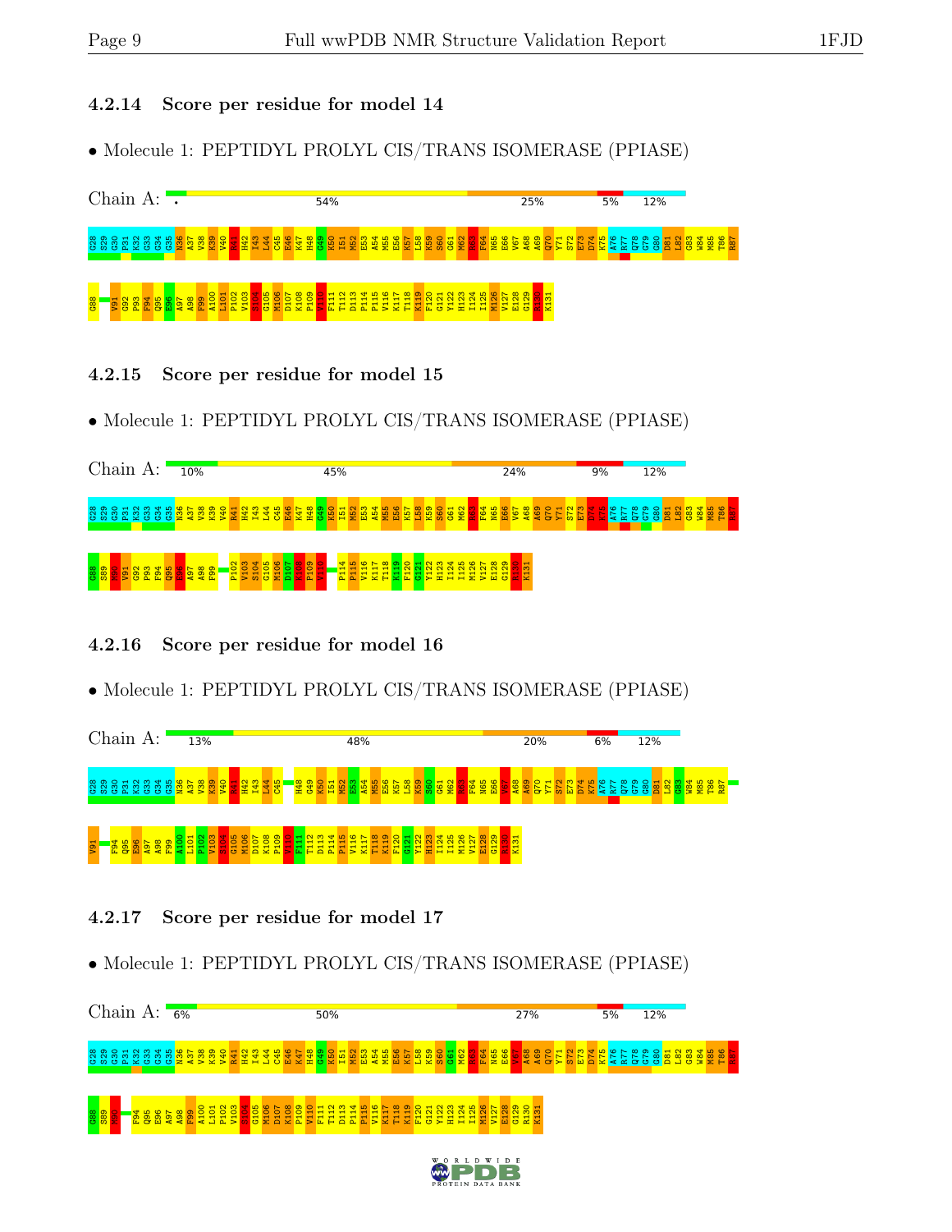### 4.2.14 Score per residue for model 14

- Molecule 1: PEPTIDYL PROLYL CIS/TRANS ISOMERASE (PPIASE)

Chain A: 54% 25% 5% 12%

G28 S29 G30 P31 K32 G33 G34 G35 N36 A37 V38 K39 V40 R41 H42 I43 L44 C45 E46 K47 H48 G49 K50 I51 M52 E53 A54 M55 E56 K57 L58 K59 S60 G61 M62 R63 F64 N65 E66 V67 A68 A69 Q70 Y71 S72 E73 D74 K75 A76 R77 Q78 G79 G80 D81 L82 G83 W84 M85 T86 R87 G88 V91 G92 P93 F94 Q95 E96 A97 A98 F99 A100 L101 P102 V103 S104 G105 M106 D107 K108 P109 V110 F111 T112 D113 P114 P115 V116 K117 T118 K119 F120 G121 Y122 H123 I124 I125 M126 V127 E128 G129 R130 K131

### 4.2.15 Score per residue for model 15

- Molecule 1: PEPTIDYL PROLYL CIS/TRANS ISOMERASE (PPIASE)

Chain A: 10% 45% 24% 9% 12%

G28 S29 G30 P31 K32 G33 G34 G35 N36 A37 V38 K39 V40 R41 H42 I43 L44 C45 E46 K47 H48 G49 K50 I51 M52 E53 A54 M55 E56 K57 L58 K59 S60 G61 M62 R63 F64 N65 E66 V67 A68 A69 Q70 Y71 S72 E73 D74 K75 A76 R77 Q78 G79 G80 D81 L82 G83 W84 M85 T86 R87 G88 S89 M90 V91 G92 P93 F94 Q95 E96 A97 A98 F99 P102 V103 S104 G105 M106 D107 K108 P109 V110 P114 P115 V116 K117 T118 K119 F120 G121 Y122 H123 I124 I125 M126 V127 E128 G129 R130 K131

### 4.2.16 Score per residue for model 16

- Molecule 1: PEPTIDYL PROLYL CIS/TRANS ISOMERASE (PPIASE)

Chain A: 13% 48% 20% 6% 12%

G28 S29 G30 P31 K32 G33 G34 G35 N36 A37 V38 K39 V40 R41 H42 I43 L44 C45 H48 G49 K50 I51 M52 E53 A54 M55 E56 K57 L58 K59 S60 G61 M62 R63 F64 N65 E66 V67 A68 A69 Q70 Y71 S72 E73 D74 K75 A76 R77 Q78 G79 G80 D81 L82 G83 W84 M85 T86 R87 V91 F94 Q95 E96 A97 A98 F99 A100 L101 P102 V103 S104 G105 M106 D107 K108 P109 V110 F111 T112 D113 P114 P115 V116 K117 T118 K119 F120 G121 Y122 H123 I124 I125 M126 V127 E128 G129 R130 K131

### 4.2.17 Score per residue for model 17

- Molecule 1: PEPTIDYL PROLYL CIS/TRANS ISOMERASE (PPIASE)

Chain A: 6% 50% 27% 5% 12%

G28 S29 G30 P31 K32 G33 G34 G35 N36 A37 V38 K39 V40 R41 H42 I43 L44 C45 E46 K47 H48 G49 K50 I51 M52 E53 A54 M55 E56 K57 L58 K59 S60 G61 M62 R63 F64 N65 E66 V67 A68 A69 Q70 Y71 S72 E73 D74 K75 A76 R77 Q78 G79 G80 D81 L82 G83 W84 M85 T86 R87 G88 S89 M90 F94 Q95 E96 A97 A98 F99 A100 L101 P102 V103 S104 G105 M106 D107 K108 P109 V110 F111 T112 D113 P114 P115 V116 K117 T118 K119 F120 G121 Y122 H123 I124 I125 M126 V127 E128 G129 R130 K131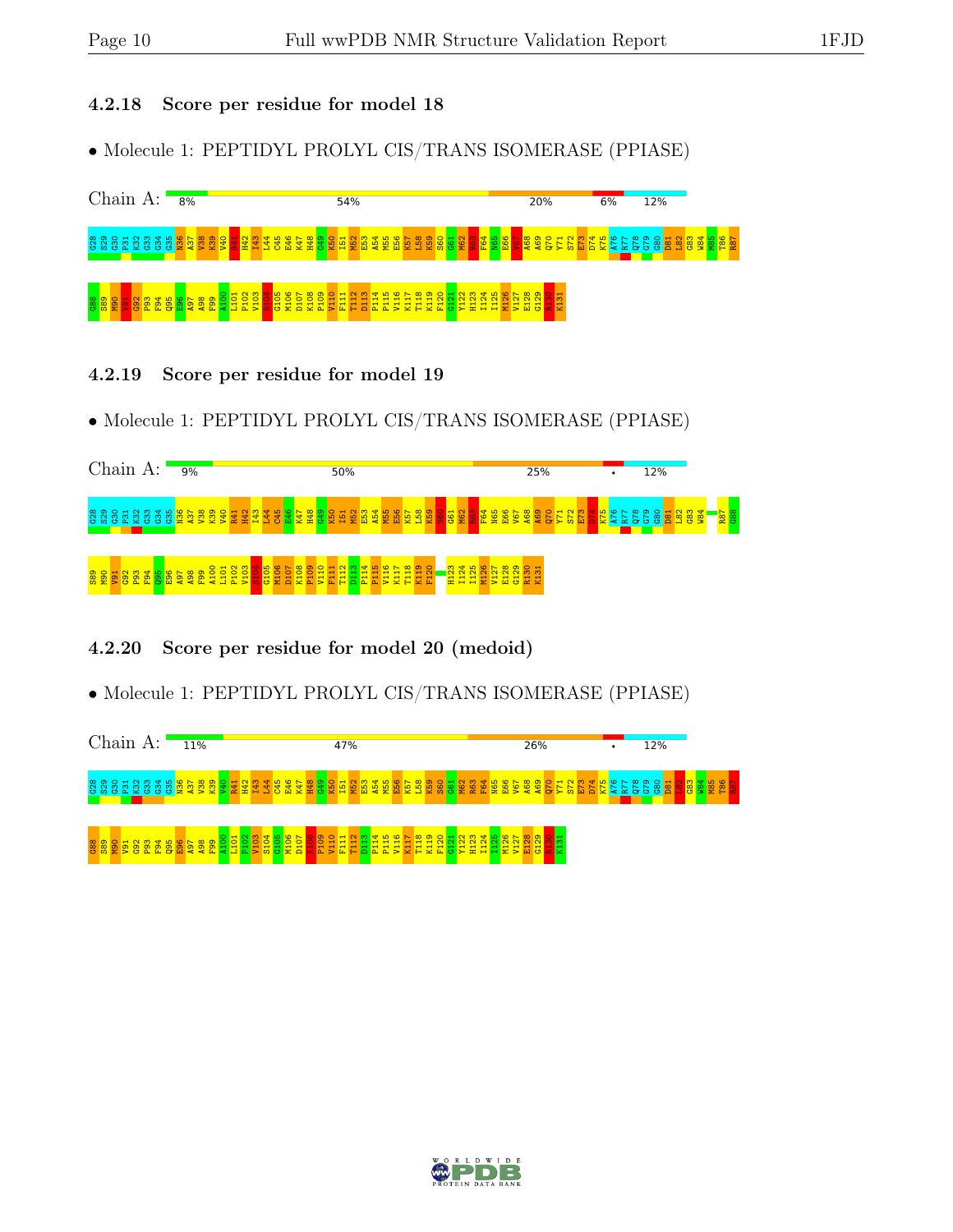### 4.2.18 Score per residue for model 18

- Molecule 1: PEPTIDYL PROLYL CIS/TRANS ISOMERASE (PPIASE)

Chain A: 8% 54% 20% 6% 12%

G28 S29 G30 P31 K32 G33 G34 G35 N36 A37 V38 K39 V40 R41 H42 I43 L44 C45 E46 K47 H48 G49 K50 I51 M52 E53 A54 M55 E56 K57 L58 K59 S60 G61 M62 R63 F64 N65 E66 V67 A68 A69 Q70 Y71 S72 E73 D74 K75 A76 R77 Q78 G79 G80 D81 L82 G83 W84 M85 T86 R87 G88 S89 M90 V91 G92 P93 F94 Q95 E96 A97 A98 F99 A100 L101 P102 V103 S104 G105 M106 D107 K108 P109 V110 F111 T112 D113 P114 P115 V116 K117 T118 K119 F120 G121 Y122 H123 I124 I125 M126 V127 E128 G129 R130 K131

### 4.2.19 Score per residue for model 19

- Molecule 1: PEPTIDYL PROLYL CIS/TRANS ISOMERASE (PPIASE)

Chain A: 9% 50% 25% • 12%

G28 S29 G30 P31 K32 G33 G34 G35 N36 A37 V38 K39 V40 R41 H42 I43 L44 C45 E46 K47 H48 G49 K50 I51 M52 E53 A54 M55 E56 K57 L58 K59 S60 G61 M62 R63 F64 N65 E66 V67 A68 A69 Q70 Y71 S72 E73 D74 K75 A76 R77 Q78 G79 G80 D81 L82 G83 W84 R87 G88 S89 M90 V91 G92 P93 F94 Q95 E96 A97 A98 F99 A100 L101 P102 V103 S104 G105 M106 D107 K108 P109 V110 F111 T112 D113 P114 P115 V116 K117 T118 K119 F120 H123 I124 I125 M126 V127 E128 G129 R130 K131

### 4.2.20 Score per residue for model 20 (medoid)

- Molecule 1: PEPTIDYL PROLYL CIS/TRANS ISOMERASE (PPIASE)

Chain A: 11% 47% 26% • 12%

G28 S29 G30 P31 K32 G33 G34 G35 N36 A37 V38 K39 V40 R41 H42 I43 L44 C45 E46 K47 H48 G49 K50 I51 M52 E53 A54 M55 E56 K57 L58 K59 S60 G61 M62 R63 F64 N65 E66 V67 A68 A69 Q70 Y71 S72 E73 D74 K75 A76 R77 Q78 G79 G80 D81 L82 G83 W84 M85 T86 R87 G88 S89 M90 V91 G92 P93 F94 Q95 E96 A97 A98 F99 A100 L101 P102 V103 S104 G105 M106 D107 K108 P109 V110 F111 T112 D113 P114 P115 V116 K117 T118 K119 F120 G121 Y122 H123 I124 I125 M126 V127 E128 G129 R130 K131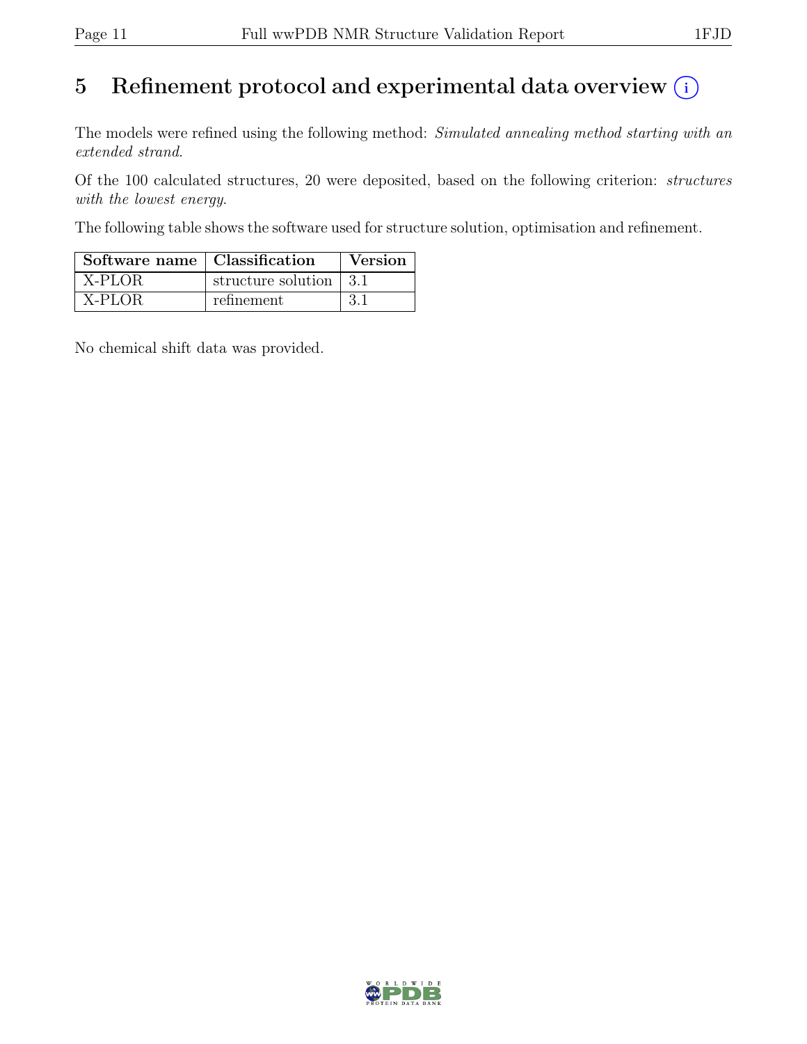# 5 Refinement protocol and experimental data overview (i)

The models were refined using the following method: *Simulated annealing method starting with an extended strand*.

Of the 100 calculated structures, 20 were deposited, based on the following criterion: *structures with the lowest energy*.

The following table shows the software used for structure solution, optimisation and refinement.

| Software name | Classification | Version |
|---|---|---|
| X-PLOR | structure solution | 3.1 |
| X-PLOR | refinement | 3.1 |

No chemical shift data was provided.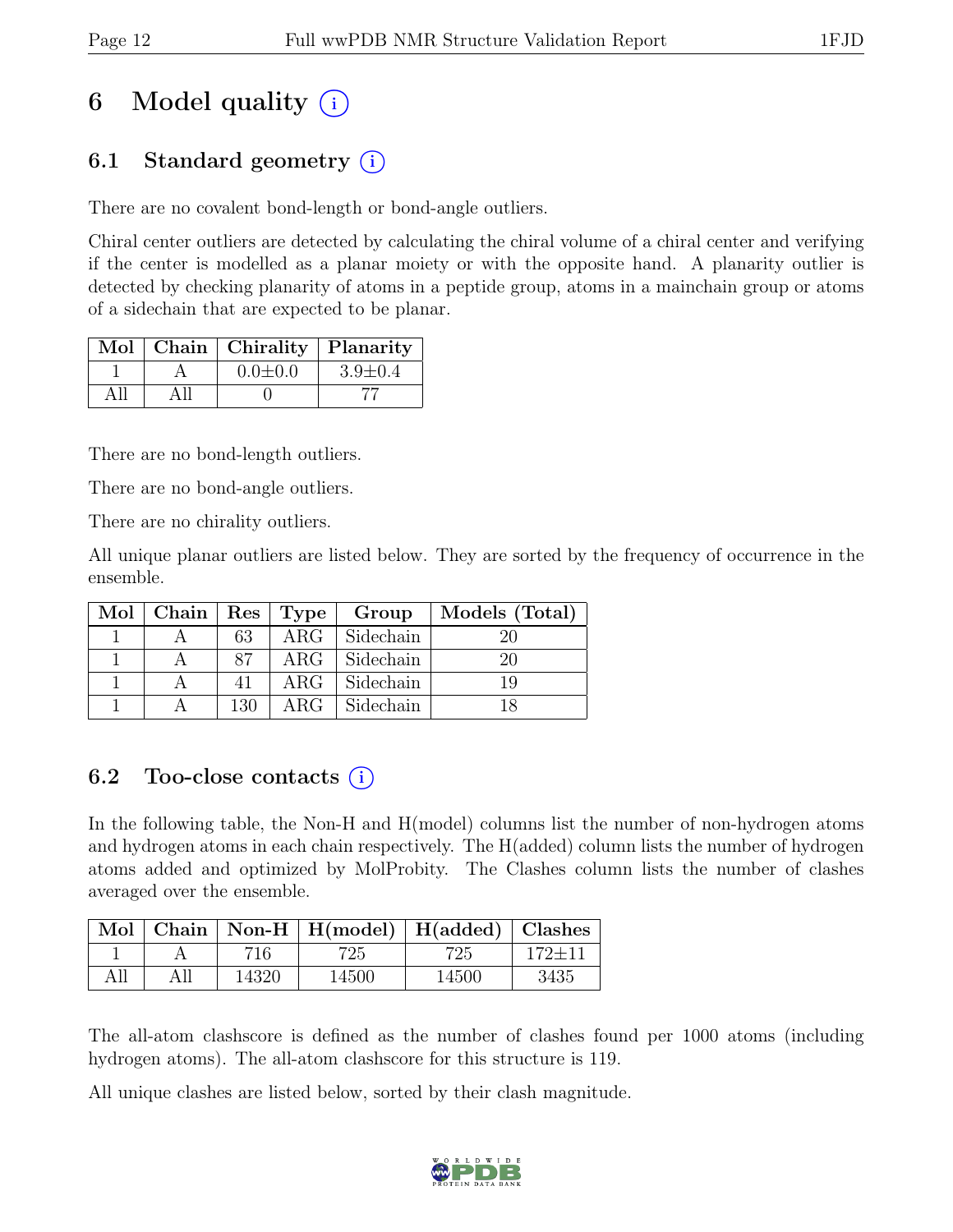# 6 Model quality (i)

## 6.1 Standard geometry (i)

There are no covalent bond-length or bond-angle outliers.

Chiral center outliers are detected by calculating the chiral volume of a chiral center and verifying if the center is modelled as a planar moiety or with the opposite hand. A planarity outlier is detected by checking planarity of atoms in a peptide group, atoms in a mainchain group or atoms of a sidechain that are expected to be planar.

| Mol | Chain | Chirality | Planarity |
|---|---|---|---|
| 1 | A | 0.0±0.0 | 3.9±0.4 |
| All | All | 0 | 77 |

There are no bond-length outliers.

There are no bond-angle outliers.

There are no chirality outliers.

All unique planar outliers are listed below. They are sorted by the frequency of occurrence in the ensemble.

| Mol | Chain | Res | Type | Group | Models (Total) |
|---|---|---|---|---|---|
| 1 | A | 63 | ARG | Sidechain | 20 |
| 1 | A | 87 | ARG | Sidechain | 20 |
| 1 | A | 41 | ARG | Sidechain | 19 |
| 1 | A | 130 | ARG | Sidechain | 18 |

## 6.2 Too-close contacts (i)

In the following table, the Non-H and H(model) columns list the number of non-hydrogen atoms and hydrogen atoms in each chain respectively. The H(added) column lists the number of hydrogen atoms added and optimized by MolProbity. The Clashes column lists the number of clashes averaged over the ensemble.

| Mol | Chain | Non-H | H(model) | H(added) | Clashes |
|---|---|---|---|---|---|
| 1 | A | 716 | 725 | 725 | 172±11 |
| All | All | 14320 | 14500 | 14500 | 3435 |

The all-atom clashscore is defined as the number of clashes found per 1000 atoms (including hydrogen atoms). The all-atom clashscore for this structure is 119.

All unique clashes are listed below, sorted by their clash magnitude.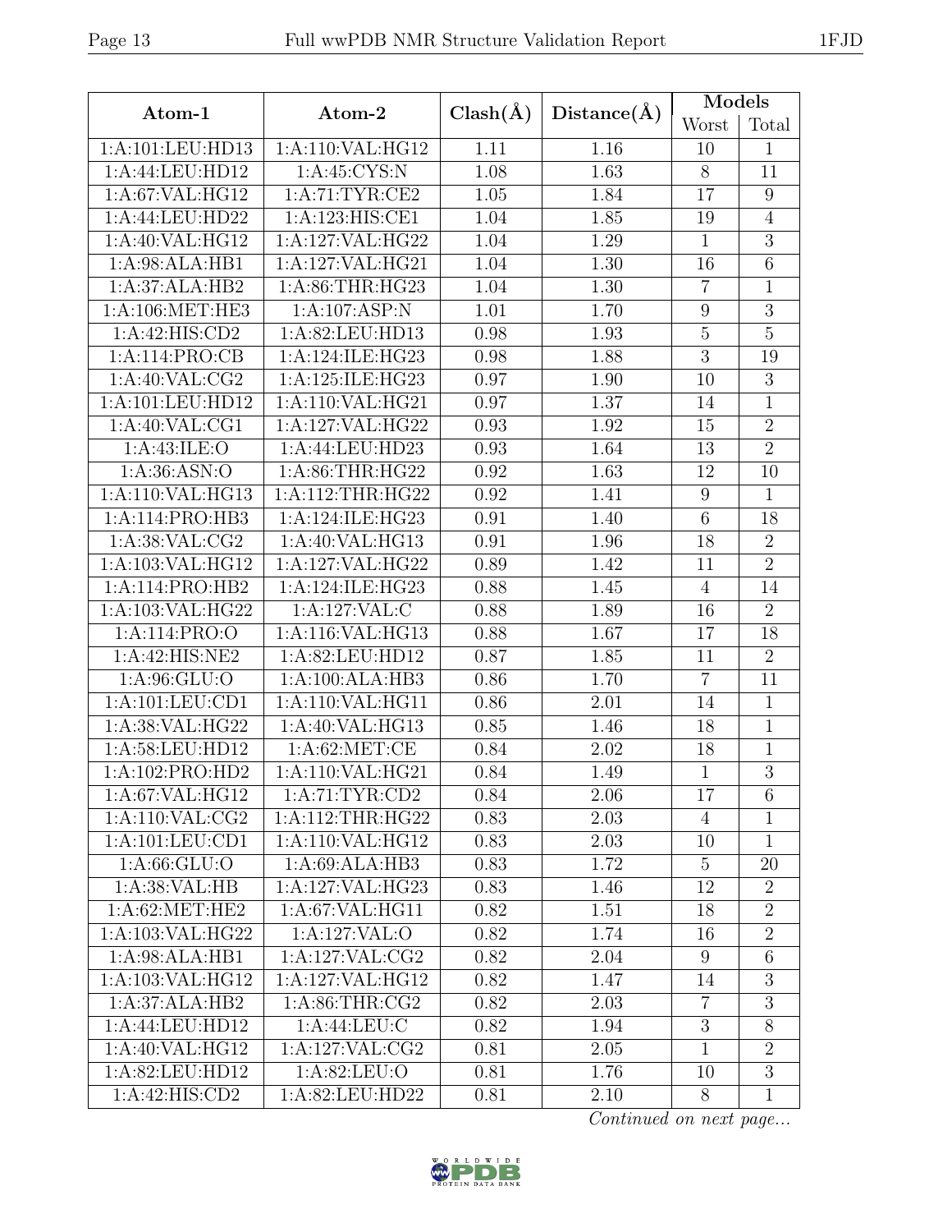| Atom-1 | Atom-2 | Clash(Å) | Distance(Å) | Models | |
|---|---|---|---|---|---|
| | | | | Worst | Total |
| 1:A:101:LEU:HD13 | 1:A:110:VAL:HG12 | 1.11 | 1.16 | 10 | 1 |
| 1:A:44:LEU:HD12 | 1:A:45:CYS:N | 1.08 | 1.63 | 8 | 11 |
| 1:A:67:VAL:HG12 | 1:A:71:TYR:CE2 | 1.05 | 1.84 | 17 | 9 |
| 1:A:44:LEU:HD22 | 1:A:123:HIS:CE1 | 1.04 | 1.85 | 19 | 4 |
| 1:A:40:VAL:HG12 | 1:A:127:VAL:HG22 | 1.04 | 1.29 | 1 | 3 |
| 1:A:98:ALA:HB1 | 1:A:127:VAL:HG21 | 1.04 | 1.30 | 16 | 6 |
| 1:A:37:ALA:HB2 | 1:A:86:THR:HG23 | 1.04 | 1.30 | 7 | 1 |
| 1:A:106:MET:HE3 | 1:A:107:ASP:N | 1.01 | 1.70 | 9 | 3 |
| 1:A:42:HIS:CD2 | 1:A:82:LEU:HD13 | 0.98 | 1.93 | 5 | 5 |
| 1:A:114:PRO:CB | 1:A:124:ILE:HG23 | 0.98 | 1.88 | 3 | 19 |
| 1:A:40:VAL:CG2 | 1:A:125:ILE:HG23 | 0.97 | 1.90 | 10 | 3 |
| 1:A:101:LEU:HD12 | 1:A:110:VAL:HG21 | 0.97 | 1.37 | 14 | 1 |
| 1:A:40:VAL:CG1 | 1:A:127:VAL:HG22 | 0.93 | 1.92 | 15 | 2 |
| 1:A:43:ILE:O | 1:A:44:LEU:HD23 | 0.93 | 1.64 | 13 | 2 |
| 1:A:36:ASN:O | 1:A:86:THR:HG22 | 0.92 | 1.63 | 12 | 10 |
| 1:A:110:VAL:HG13 | 1:A:112:THR:HG22 | 0.92 | 1.41 | 9 | 1 |
| 1:A:114:PRO:HB3 | 1:A:124:ILE:HG23 | 0.91 | 1.40 | 6 | 18 |
| 1:A:38:VAL:CG2 | 1:A:40:VAL:HG13 | 0.91 | 1.96 | 18 | 2 |
| 1:A:103:VAL:HG12 | 1:A:127:VAL:HG22 | 0.89 | 1.42 | 11 | 2 |
| 1:A:114:PRO:HB2 | 1:A:124:ILE:HG23 | 0.88 | 1.45 | 4 | 14 |
| 1:A:103:VAL:HG22 | 1:A:127:VAL:C | 0.88 | 1.89 | 16 | 2 |
| 1:A:114:PRO:O | 1:A:116:VAL:HG13 | 0.88 | 1.67 | 17 | 18 |
| 1:A:42:HIS:NE2 | 1:A:82:LEU:HD12 | 0.87 | 1.85 | 11 | 2 |
| 1:A:96:GLU:O | 1:A:100:ALA:HB3 | 0.86 | 1.70 | 7 | 11 |
| 1:A:101:LEU:CD1 | 1:A:110:VAL:HG11 | 0.86 | 2.01 | 14 | 1 |
| 1:A:38:VAL:HG22 | 1:A:40:VAL:HG13 | 0.85 | 1.46 | 18 | 1 |
| 1:A:58:LEU:HD12 | 1:A:62:MET:CE | 0.84 | 2.02 | 18 | 1 |
| 1:A:102:PRO:HD2 | 1:A:110:VAL:HG21 | 0.84 | 1.49 | 1 | 3 |
| 1:A:67:VAL:HG12 | 1:A:71:TYR:CD2 | 0.84 | 2.06 | 17 | 6 |
| 1:A:110:VAL:CG2 | 1:A:112:THR:HG22 | 0.83 | 2.03 | 4 | 1 |
| 1:A:101:LEU:CD1 | 1:A:110:VAL:HG12 | 0.83 | 2.03 | 10 | 1 |
| 1:A:66:GLU:O | 1:A:69:ALA:HB3 | 0.83 | 1.72 | 5 | 20 |
| 1:A:38:VAL:HB | 1:A:127:VAL:HG23 | 0.83 | 1.46 | 12 | 2 |
| 1:A:62:MET:HE2 | 1:A:67:VAL:HG11 | 0.82 | 1.51 | 18 | 2 |
| 1:A:103:VAL:HG22 | 1:A:127:VAL:O | 0.82 | 1.74 | 16 | 2 |
| 1:A:98:ALA:HB1 | 1:A:127:VAL:CG2 | 0.82 | 2.04 | 9 | 6 |
| 1:A:103:VAL:HG12 | 1:A:127:VAL:HG12 | 0.82 | 1.47 | 14 | 3 |
| 1:A:37:ALA:HB2 | 1:A:86:THR:CG2 | 0.82 | 2.03 | 7 | 3 |
| 1:A:44:LEU:HD12 | 1:A:44:LEU:C | 0.82 | 1.94 | 3 | 8 |
| 1:A:40:VAL:HG12 | 1:A:127:VAL:CG2 | 0.81 | 2.05 | 1 | 2 |
| 1:A:82:LEU:HD12 | 1:A:82:LEU:O | 0.81 | 1.76 | 10 | 3 |
| 1:A:42:HIS:CD2 | 1:A:82:LEU:HD22 | 0.81 | 2.10 | 8 | 1 |

*Continued on next page...*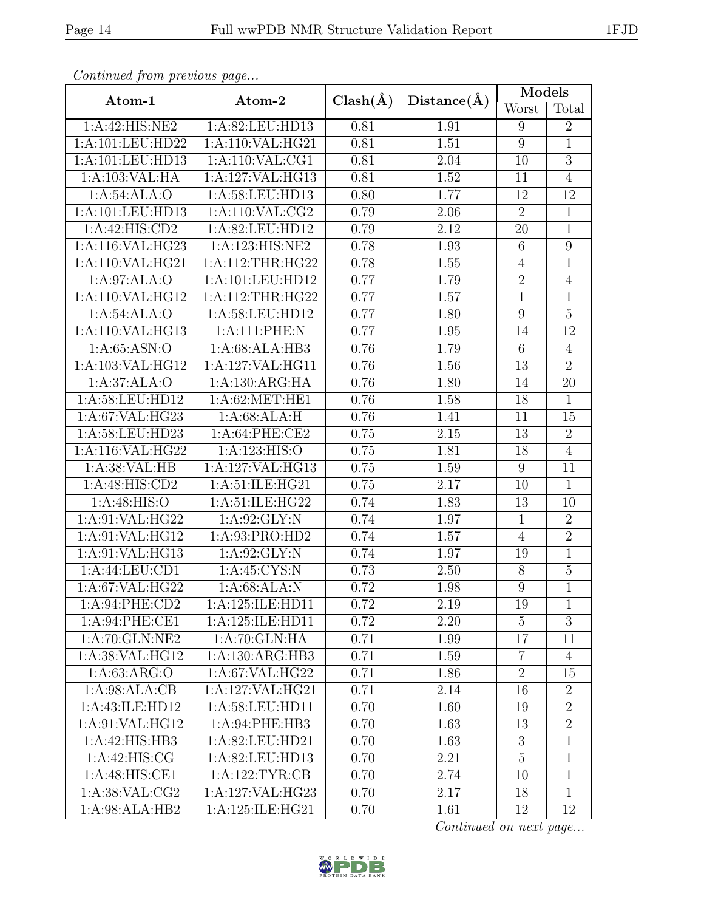*Continued from previous page...*

| Atom-1 | Atom-2 | Clash(Å) | Distance(Å) | Models | |
|---|---|---|---|---|---|
| | | | | Worst | Total |
| 1:A:42:HIS:NE2 | 1:A:82:LEU:HD13 | 0.81 | 1.91 | 9 | 2 |
| 1:A:101:LEU:HD22 | 1:A:110:VAL:HG21 | 0.81 | 1.51 | 9 | 1 |
| 1:A:101:LEU:HD13 | 1:A:110:VAL:CG1 | 0.81 | 2.04 | 10 | 3 |
| 1:A:103:VAL:HA | 1:A:127:VAL:HG13 | 0.81 | 1.52 | 11 | 4 |
| 1:A:54:ALA:O | 1:A:58:LEU:HD13 | 0.80 | 1.77 | 12 | 12 |
| 1:A:101:LEU:HD13 | 1:A:110:VAL:CG2 | 0.79 | 2.06 | 2 | 1 |
| 1:A:42:HIS:CD2 | 1:A:82:LEU:HD12 | 0.79 | 2.12 | 20 | 1 |
| 1:A:116:VAL:HG23 | 1:A:123:HIS:NE2 | 0.78 | 1.93 | 6 | 9 |
| 1:A:110:VAL:HG21 | 1:A:112:THR:HG22 | 0.78 | 1.55 | 4 | 1 |
| 1:A:97:ALA:O | 1:A:101:LEU:HD12 | 0.77 | 1.79 | 2 | 4 |
| 1:A:110:VAL:HG12 | 1:A:112:THR:HG22 | 0.77 | 1.57 | 1 | 1 |
| 1:A:54:ALA:O | 1:A:58:LEU:HD12 | 0.77 | 1.80 | 9 | 5 |
| 1:A:110:VAL:HG13 | 1:A:111:PHE:N | 0.77 | 1.95 | 14 | 12 |
| 1:A:65:ASN:O | 1:A:68:ALA:HB3 | 0.76 | 1.79 | 6 | 4 |
| 1:A:103:VAL:HG12 | 1:A:127:VAL:HG11 | 0.76 | 1.56 | 13 | 2 |
| 1:A:37:ALA:O | 1:A:130:ARG:HA | 0.76 | 1.80 | 14 | 20 |
| 1:A:58:LEU:HD12 | 1:A:62:MET:HE1 | 0.76 | 1.58 | 18 | 1 |
| 1:A:67:VAL:HG23 | 1:A:68:ALA:H | 0.76 | 1.41 | 11 | 15 |
| 1:A:58:LEU:HD23 | 1:A:64:PHE:CE2 | 0.75 | 2.15 | 13 | 2 |
| 1:A:116:VAL:HG22 | 1:A:123:HIS:O | 0.75 | 1.81 | 18 | 4 |
| 1:A:38:VAL:HB | 1:A:127:VAL:HG13 | 0.75 | 1.59 | 9 | 11 |
| 1:A:48:HIS:CD2 | 1:A:51:ILE:HG21 | 0.75 | 2.17 | 10 | 1 |
| 1:A:48:HIS:O | 1:A:51:ILE:HG22 | 0.74 | 1.83 | 13 | 10 |
| 1:A:91:VAL:HG22 | 1:A:92:GLY:N | 0.74 | 1.97 | 1 | 2 |
| 1:A:91:VAL:HG12 | 1:A:93:PRO:HD2 | 0.74 | 1.57 | 4 | 2 |
| 1:A:91:VAL:HG13 | 1:A:92:GLY:N | 0.74 | 1.97 | 19 | 1 |
| 1:A:44:LEU:CD1 | 1:A:45:CYS:N | 0.73 | 2.50 | 8 | 5 |
| 1:A:67:VAL:HG22 | 1:A:68:ALA:N | 0.72 | 1.98 | 9 | 1 |
| 1:A:94:PHE:CD2 | 1:A:125:ILE:HD11 | 0.72 | 2.19 | 19 | 1 |
| 1:A:94:PHE:CE1 | 1:A:125:ILE:HD11 | 0.72 | 2.20 | 5 | 3 |
| 1:A:70:GLN:NE2 | 1:A:70:GLN:HA | 0.71 | 1.99 | 17 | 11 |
| 1:A:38:VAL:HG12 | 1:A:130:ARG:HB3 | 0.71 | 1.59 | 7 | 4 |
| 1:A:63:ARG:O | 1:A:67:VAL:HG22 | 0.71 | 1.86 | 2 | 15 |
| 1:A:98:ALA:CB | 1:A:127:VAL:HG21 | 0.71 | 2.14 | 16 | 2 |
| 1:A:43:ILE:HD12 | 1:A:58:LEU:HD11 | 0.70 | 1.60 | 19 | 2 |
| 1:A:91:VAL:HG12 | 1:A:94:PHE:HB3 | 0.70 | 1.63 | 13 | 2 |
| 1:A:42:HIS:HB3 | 1:A:82:LEU:HD21 | 0.70 | 1.63 | 3 | 1 |
| 1:A:42:HIS:CG | 1:A:82:LEU:HD13 | 0.70 | 2.21 | 5 | 1 |
| 1:A:48:HIS:CE1 | 1:A:122:TYR:CB | 0.70 | 2.74 | 10 | 1 |
| 1:A:38:VAL:CG2 | 1:A:127:VAL:HG23 | 0.70 | 2.17 | 18 | 1 |
| 1:A:98:ALA:HB2 | 1:A:125:ILE:HG21 | 0.70 | 1.61 | 12 | 12 |

*Continued on next page...*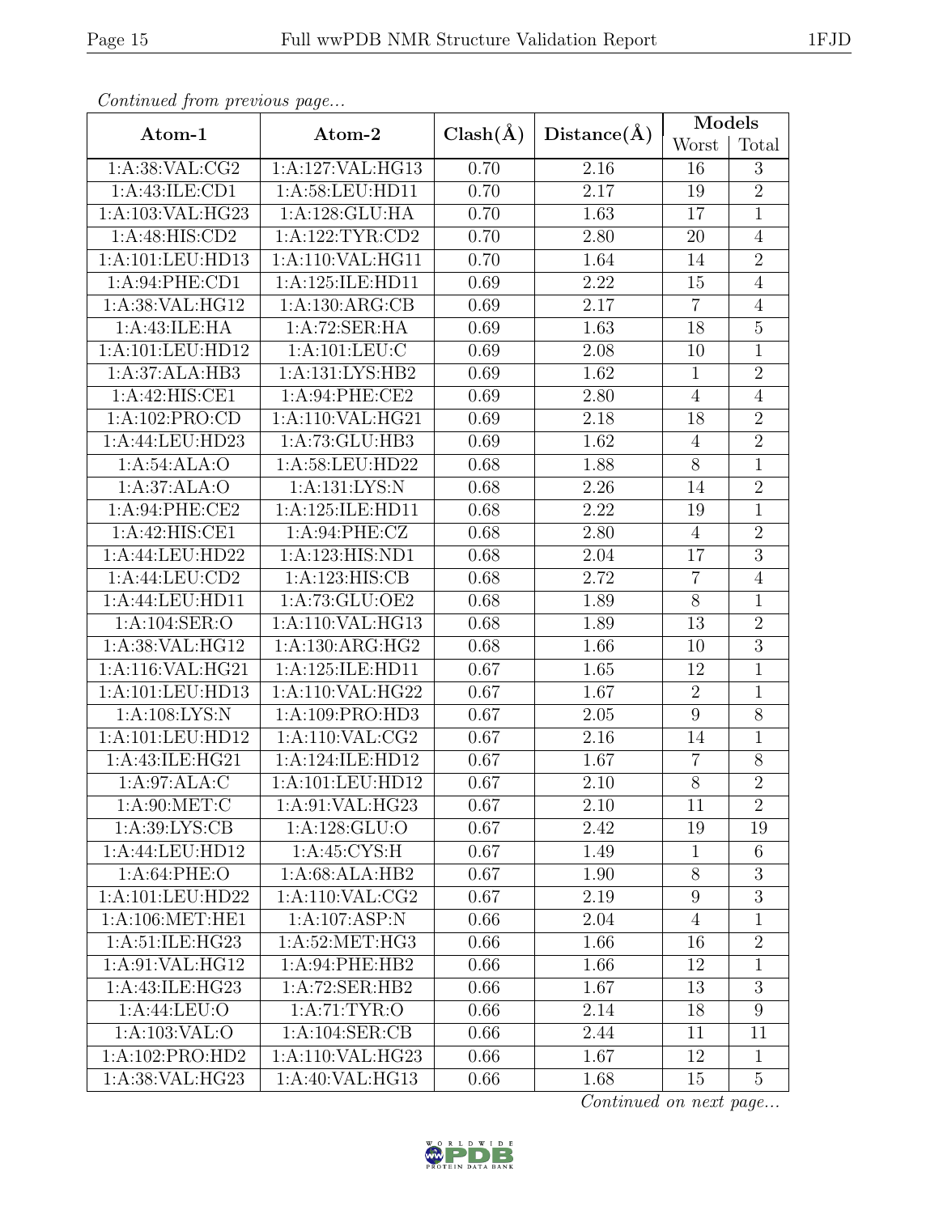*Continued from previous page...*

| Atom-1 | Atom-2 | Clash(Å) | Distance(Å) | Models | |
|---|---|---|---|---|---|
| | | | | Worst | Total |
| 1:A:38:VAL:CG2 | 1:A:127:VAL:HG13 | 0.70 | 2.16 | 16 | 3 |
| 1:A:43:ILE:CD1 | 1:A:58:LEU:HD11 | 0.70 | 2.17 | 19 | 2 |
| 1:A:103:VAL:HG23 | 1:A:128:GLU:HA | 0.70 | 1.63 | 17 | 1 |
| 1:A:48:HIS:CD2 | 1:A:122:TYR:CD2 | 0.70 | 2.80 | 20 | 4 |
| 1:A:101:LEU:HD13 | 1:A:110:VAL:HG11 | 0.70 | 1.64 | 14 | 2 |
| 1:A:94:PHE:CD1 | 1:A:125:ILE:HD11 | 0.69 | 2.22 | 15 | 4 |
| 1:A:38:VAL:HG12 | 1:A:130:ARG:CB | 0.69 | 2.17 | 7 | 4 |
| 1:A:43:ILE:HA | 1:A:72:SER:HA | 0.69 | 1.63 | 18 | 5 |
| 1:A:101:LEU:HD12 | 1:A:101:LEU:C | 0.69 | 2.08 | 10 | 1 |
| 1:A:37:ALA:HB3 | 1:A:131:LYS:HB2 | 0.69 | 1.62 | 1 | 2 |
| 1:A:42:HIS:CE1 | 1:A:94:PHE:CE2 | 0.69 | 2.80 | 4 | 4 |
| 1:A:102:PRO:CD | 1:A:110:VAL:HG21 | 0.69 | 2.18 | 18 | 2 |
| 1:A:44:LEU:HD23 | 1:A:73:GLU:HB3 | 0.69 | 1.62 | 4 | 2 |
| 1:A:54:ALA:O | 1:A:58:LEU:HD22 | 0.68 | 1.88 | 8 | 1 |
| 1:A:37:ALA:O | 1:A:131:LYS:N | 0.68 | 2.26 | 14 | 2 |
| 1:A:94:PHE:CE2 | 1:A:125:ILE:HD11 | 0.68 | 2.22 | 19 | 1 |
| 1:A:42:HIS:CE1 | 1:A:94:PHE:CZ | 0.68 | 2.80 | 4 | 2 |
| 1:A:44:LEU:HD22 | 1:A:123:HIS:ND1 | 0.68 | 2.04 | 17 | 3 |
| 1:A:44:LEU:CD2 | 1:A:123:HIS:CB | 0.68 | 2.72 | 7 | 4 |
| 1:A:44:LEU:HD11 | 1:A:73:GLU:OE2 | 0.68 | 1.89 | 8 | 1 |
| 1:A:104:SER:O | 1:A:110:VAL:HG13 | 0.68 | 1.89 | 13 | 2 |
| 1:A:38:VAL:HG12 | 1:A:130:ARG:HG2 | 0.68 | 1.66 | 10 | 3 |
| 1:A:116:VAL:HG21 | 1:A:125:ILE:HD11 | 0.67 | 1.65 | 12 | 1 |
| 1:A:101:LEU:HD13 | 1:A:110:VAL:HG22 | 0.67 | 1.67 | 2 | 1 |
| 1:A:108:LYS:N | 1:A:109:PRO:HD3 | 0.67 | 2.05 | 9 | 8 |
| 1:A:101:LEU:HD12 | 1:A:110:VAL:CG2 | 0.67 | 2.16 | 14 | 1 |
| 1:A:43:ILE:HG21 | 1:A:124:ILE:HD12 | 0.67 | 1.67 | 7 | 8 |
| 1:A:97:ALA:C | 1:A:101:LEU:HD12 | 0.67 | 2.10 | 8 | 2 |
| 1:A:90:MET:C | 1:A:91:VAL:HG23 | 0.67 | 2.10 | 11 | 2 |
| 1:A:39:LYS:CB | 1:A:128:GLU:O | 0.67 | 2.42 | 19 | 19 |
| 1:A:44:LEU:HD12 | 1:A:45:CYS:H | 0.67 | 1.49 | 1 | 6 |
| 1:A:64:PHE:O | 1:A:68:ALA:HB2 | 0.67 | 1.90 | 8 | 3 |
| 1:A:101:LEU:HD22 | 1:A:110:VAL:CG2 | 0.67 | 2.19 | 9 | 3 |
| 1:A:106:MET:HE1 | 1:A:107:ASP:N | 0.66 | 2.04 | 4 | 1 |
| 1:A:51:ILE:HG23 | 1:A:52:MET:HG3 | 0.66 | 1.66 | 16 | 2 |
| 1:A:91:VAL:HG12 | 1:A:94:PHE:HB2 | 0.66 | 1.66 | 12 | 1 |
| 1:A:43:ILE:HG23 | 1:A:72:SER:HB2 | 0.66 | 1.67 | 13 | 3 |
| 1:A:44:LEU:O | 1:A:71:TYR:O | 0.66 | 2.14 | 18 | 9 |
| 1:A:103:VAL:O | 1:A:104:SER:CB | 0.66 | 2.44 | 11 | 11 |
| 1:A:102:PRO:HD2 | 1:A:110:VAL:HG23 | 0.66 | 1.67 | 12 | 1 |
| 1:A:38:VAL:HG23 | 1:A:40:VAL:HG13 | 0.66 | 1.68 | 15 | 5 |

*Continued on next page...*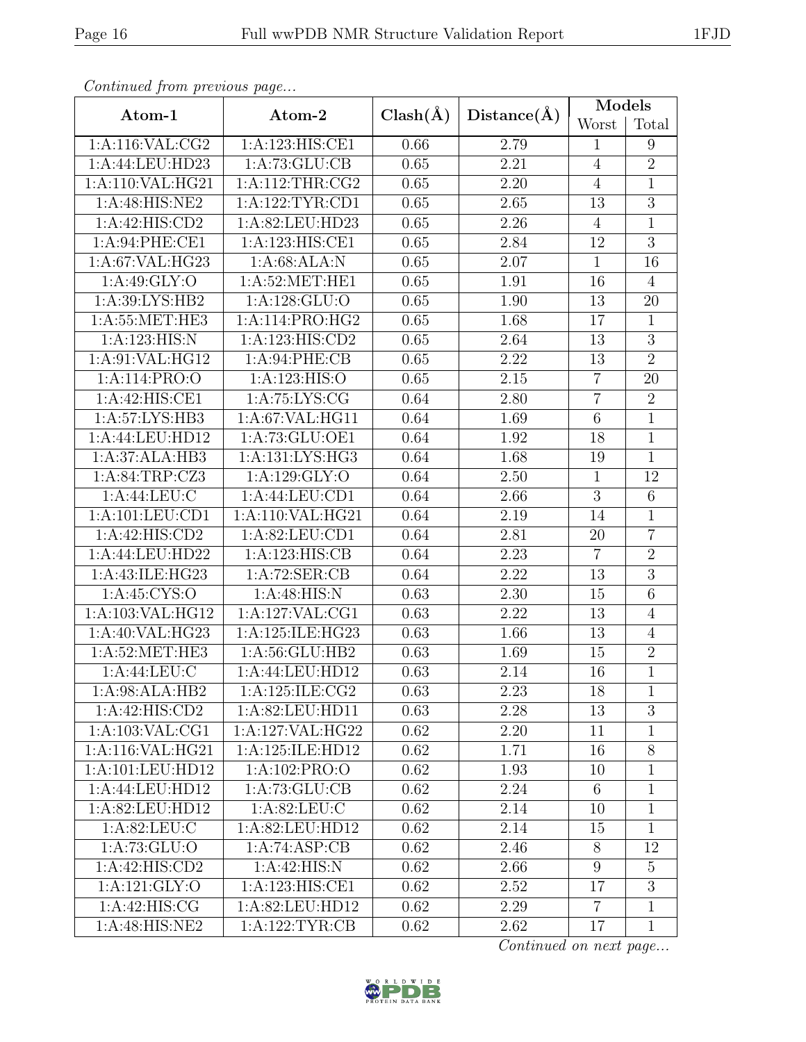*Continued from previous page...*

| Atom-1 | Atom-2 | Clash(Å) | Distance(Å) | Models | |
|---|---|---|---|---|---|
| | | | | Worst | Total |
| 1:A:116:VAL:CG2 | 1:A:123:HIS:CE1 | 0.66 | 2.79 | 1 | 9 |
| 1:A:44:LEU:HD23 | 1:A:73:GLU:CB | 0.65 | 2.21 | 4 | 2 |
| 1:A:110:VAL:HG21 | 1:A:112:THR:CG2 | 0.65 | 2.20 | 4 | 1 |
| 1:A:48:HIS:NE2 | 1:A:122:TYR:CD1 | 0.65 | 2.65 | 13 | 3 |
| 1:A:42:HIS:CD2 | 1:A:82:LEU:HD23 | 0.65 | 2.26 | 4 | 1 |
| 1:A:94:PHE:CE1 | 1:A:123:HIS:CE1 | 0.65 | 2.84 | 12 | 3 |
| 1:A:67:VAL:HG23 | 1:A:68:ALA:N | 0.65 | 2.07 | 1 | 16 |
| 1:A:49:GLY:O | 1:A:52:MET:HE1 | 0.65 | 1.91 | 16 | 4 |
| 1:A:39:LYS:HB2 | 1:A:128:GLU:O | 0.65 | 1.90 | 13 | 20 |
| 1:A:55:MET:HE3 | 1:A:114:PRO:HG2 | 0.65 | 1.68 | 17 | 1 |
| 1:A:123:HIS:N | 1:A:123:HIS:CD2 | 0.65 | 2.64 | 13 | 3 |
| 1:A:91:VAL:HG12 | 1:A:94:PHE:CB | 0.65 | 2.22 | 13 | 2 |
| 1:A:114:PRO:O | 1:A:123:HIS:O | 0.65 | 2.15 | 7 | 20 |
| 1:A:42:HIS:CE1 | 1:A:75:LYS:CG | 0.64 | 2.80 | 7 | 2 |
| 1:A:57:LYS:HB3 | 1:A:67:VAL:HG11 | 0.64 | 1.69 | 6 | 1 |
| 1:A:44:LEU:HD12 | 1:A:73:GLU:OE1 | 0.64 | 1.92 | 18 | 1 |
| 1:A:37:ALA:HB3 | 1:A:131:LYS:HG3 | 0.64 | 1.68 | 19 | 1 |
| 1:A:84:TRP:CZ3 | 1:A:129:GLY:O | 0.64 | 2.50 | 1 | 12 |
| 1:A:44:LEU:C | 1:A:44:LEU:CD1 | 0.64 | 2.66 | 3 | 6 |
| 1:A:101:LEU:CD1 | 1:A:110:VAL:HG21 | 0.64 | 2.19 | 14 | 1 |
| 1:A:42:HIS:CD2 | 1:A:82:LEU:CD1 | 0.64 | 2.81 | 20 | 7 |
| 1:A:44:LEU:HD22 | 1:A:123:HIS:CB | 0.64 | 2.23 | 7 | 2 |
| 1:A:43:ILE:HG23 | 1:A:72:SER:CB | 0.64 | 2.22 | 13 | 3 |
| 1:A:45:CYS:O | 1:A:48:HIS:N | 0.63 | 2.30 | 15 | 6 |
| 1:A:103:VAL:HG12 | 1:A:127:VAL:CG1 | 0.63 | 2.22 | 13 | 4 |
| 1:A:40:VAL:HG23 | 1:A:125:ILE:HG23 | 0.63 | 1.66 | 13 | 4 |
| 1:A:52:MET:HE3 | 1:A:56:GLU:HB2 | 0.63 | 1.69 | 15 | 2 |
| 1:A:44:LEU:C | 1:A:44:LEU:HD12 | 0.63 | 2.14 | 16 | 1 |
| 1:A:98:ALA:HB2 | 1:A:125:ILE:CG2 | 0.63 | 2.23 | 18 | 1 |
| 1:A:42:HIS:CD2 | 1:A:82:LEU:HD11 | 0.63 | 2.28 | 13 | 3 |
| 1:A:103:VAL:CG1 | 1:A:127:VAL:HG22 | 0.62 | 2.20 | 11 | 1 |
| 1:A:116:VAL:HG21 | 1:A:125:ILE:HD12 | 0.62 | 1.71 | 16 | 8 |
| 1:A:101:LEU:HD12 | 1:A:102:PRO:O | 0.62 | 1.93 | 10 | 1 |
| 1:A:44:LEU:HD12 | 1:A:73:GLU:CB | 0.62 | 2.24 | 6 | 1 |
| 1:A:82:LEU:HD12 | 1:A:82:LEU:C | 0.62 | 2.14 | 10 | 1 |
| 1:A:82:LEU:C | 1:A:82:LEU:HD12 | 0.62 | 2.14 | 15 | 1 |
| 1:A:73:GLU:O | 1:A:74:ASP:CB | 0.62 | 2.46 | 8 | 12 |
| 1:A:42:HIS:CD2 | 1:A:42:HIS:N | 0.62 | 2.66 | 9 | 5 |
| 1:A:121:GLY:O | 1:A:123:HIS:CE1 | 0.62 | 2.52 | 17 | 3 |
| 1:A:42:HIS:CG | 1:A:82:LEU:HD12 | 0.62 | 2.29 | 7 | 1 |
| 1:A:48:HIS:NE2 | 1:A:122:TYR:CB | 0.62 | 2.62 | 17 | 1 |

*Continued on next page...*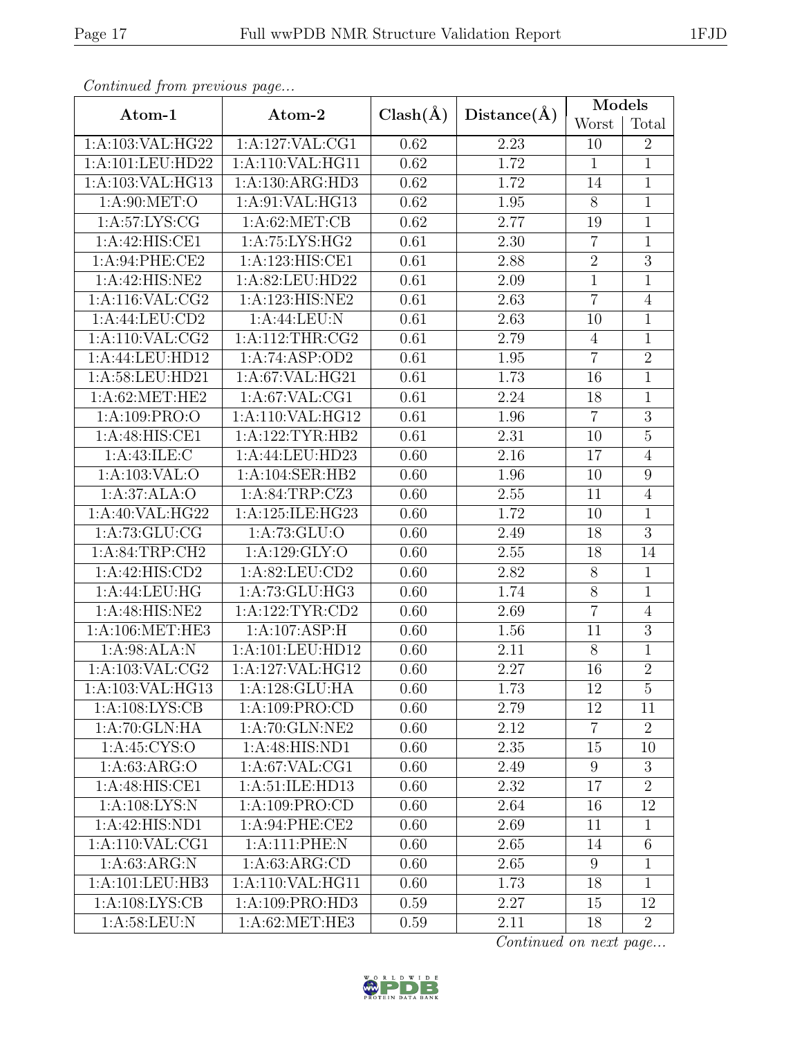*Continued from previous page...*

| Atom-1 | Atom-2 | Clash(Å) | Distance(Å) | Models | |
|---|---|---|---|---|---|
| | | | | Worst | Total |
| 1:A:103:VAL:HG22 | 1:A:127:VAL:CG1 | 0.62 | 2.23 | 10 | 2 |
| 1:A:101:LEU:HD22 | 1:A:110:VAL:HG11 | 0.62 | 1.72 | 1 | 1 |
| 1:A:103:VAL:HG13 | 1:A:130:ARG:HD3 | 0.62 | 1.72 | 14 | 1 |
| 1:A:90:MET:O | 1:A:91:VAL:HG13 | 0.62 | 1.95 | 8 | 1 |
| 1:A:57:LYS:CG | 1:A:62:MET:CB | 0.62 | 2.77 | 19 | 1 |
| 1:A:42:HIS:CE1 | 1:A:75:LYS:HG2 | 0.61 | 2.30 | 7 | 1 |
| 1:A:94:PHE:CE2 | 1:A:123:HIS:CE1 | 0.61 | 2.88 | 2 | 3 |
| 1:A:42:HIS:NE2 | 1:A:82:LEU:HD22 | 0.61 | 2.09 | 1 | 1 |
| 1:A:116:VAL:CG2 | 1:A:123:HIS:NE2 | 0.61 | 2.63 | 7 | 4 |
| 1:A:44:LEU:CD2 | 1:A:44:LEU:N | 0.61 | 2.63 | 10 | 1 |
| 1:A:110:VAL:CG2 | 1:A:112:THR:CG2 | 0.61 | 2.79 | 4 | 1 |
| 1:A:44:LEU:HD12 | 1:A:74:ASP:OD2 | 0.61 | 1.95 | 7 | 2 |
| 1:A:58:LEU:HD21 | 1:A:67:VAL:HG21 | 0.61 | 1.73 | 16 | 1 |
| 1:A:62:MET:HE2 | 1:A:67:VAL:CG1 | 0.61 | 2.24 | 18 | 1 |
| 1:A:109:PRO:O | 1:A:110:VAL:HG12 | 0.61 | 1.96 | 7 | 3 |
| 1:A:48:HIS:CE1 | 1:A:122:TYR:HB2 | 0.61 | 2.31 | 10 | 5 |
| 1:A:43:ILE:C | 1:A:44:LEU:HD23 | 0.60 | 2.16 | 17 | 4 |
| 1:A:103:VAL:O | 1:A:104:SER:HB2 | 0.60 | 1.96 | 10 | 9 |
| 1:A:37:ALA:O | 1:A:84:TRP:CZ3 | 0.60 | 2.55 | 11 | 4 |
| 1:A:40:VAL:HG22 | 1:A:125:ILE:HG23 | 0.60 | 1.72 | 10 | 1 |
| 1:A:73:GLU:CG | 1:A:73:GLU:O | 0.60 | 2.49 | 18 | 3 |
| 1:A:84:TRP:CH2 | 1:A:129:GLY:O | 0.60 | 2.55 | 18 | 14 |
| 1:A:42:HIS:CD2 | 1:A:82:LEU:CD2 | 0.60 | 2.82 | 8 | 1 |
| 1:A:44:LEU:HG | 1:A:73:GLU:HG3 | 0.60 | 1.74 | 8 | 1 |
| 1:A:48:HIS:NE2 | 1:A:122:TYR:CD2 | 0.60 | 2.69 | 7 | 4 |
| 1:A:106:MET:HE3 | 1:A:107:ASP:H | 0.60 | 1.56 | 11 | 3 |
| 1:A:98:ALA:N | 1:A:101:LEU:HD12 | 0.60 | 2.11 | 8 | 1 |
| 1:A:103:VAL:CG2 | 1:A:127:VAL:HG12 | 0.60 | 2.27 | 16 | 2 |
| 1:A:103:VAL:HG13 | 1:A:128:GLU:HA | 0.60 | 1.73 | 12 | 5 |
| 1:A:108:LYS:CB | 1:A:109:PRO:CD | 0.60 | 2.79 | 12 | 11 |
| 1:A:70:GLN:HA | 1:A:70:GLN:NE2 | 0.60 | 2.12 | 7 | 2 |
| 1:A:45:CYS:O | 1:A:48:HIS:ND1 | 0.60 | 2.35 | 15 | 10 |
| 1:A:63:ARG:O | 1:A:67:VAL:CG1 | 0.60 | 2.49 | 9 | 3 |
| 1:A:48:HIS:CE1 | 1:A:51:ILE:HD13 | 0.60 | 2.32 | 17 | 2 |
| 1:A:108:LYS:N | 1:A:109:PRO:CD | 0.60 | 2.64 | 16 | 12 |
| 1:A:42:HIS:ND1 | 1:A:94:PHE:CE2 | 0.60 | 2.69 | 11 | 1 |
| 1:A:110:VAL:CG1 | 1:A:111:PHE:N | 0.60 | 2.65 | 14 | 6 |
| 1:A:63:ARG:N | 1:A:63:ARG:CD | 0.60 | 2.65 | 9 | 1 |
| 1:A:101:LEU:HB3 | 1:A:110:VAL:HG11 | 0.60 | 1.73 | 18 | 1 |
| 1:A:108:LYS:CB | 1:A:109:PRO:HD3 | 0.59 | 2.27 | 15 | 12 |
| 1:A:58:LEU:N | 1:A:62:MET:HE3 | 0.59 | 2.11 | 18 | 2 |

*Continued on next page...*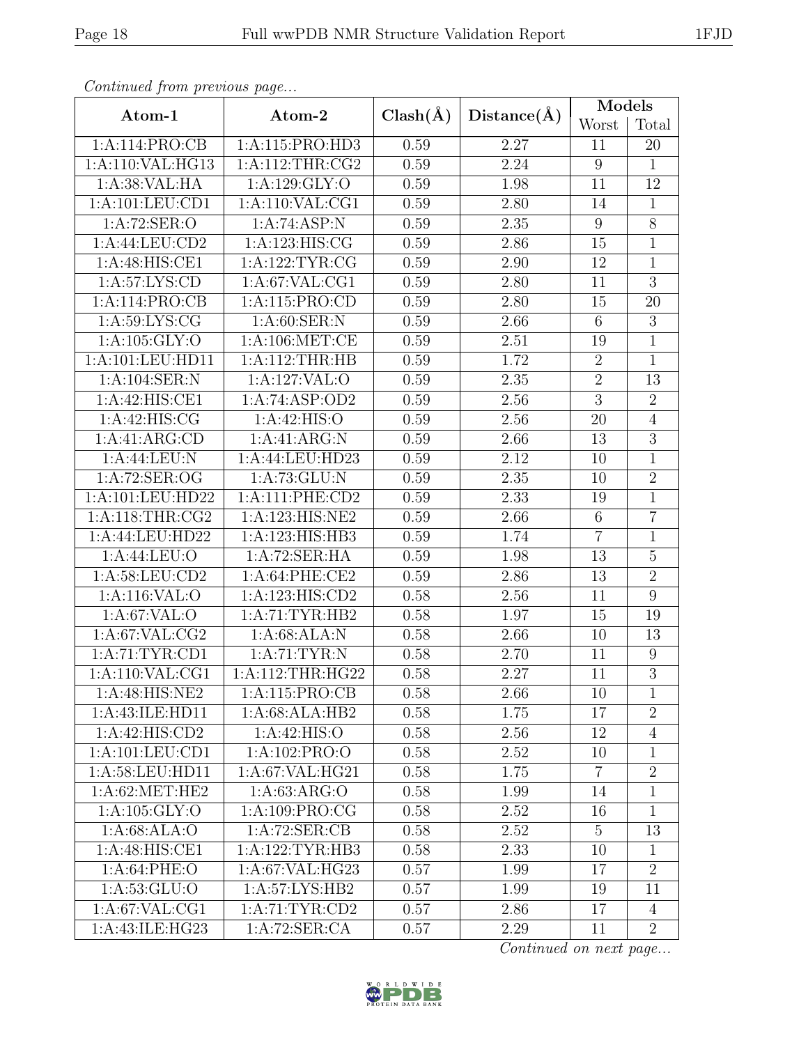*Continued from previous page...*

| Atom-1 | Atom-2 | Clash(Å) | Distance(Å) | Models | |
|---|---|---|---|---|---|
| | | | | Worst | Total |
| 1:A:114:PRO:CB | 1:A:115:PRO:HD3 | 0.59 | 2.27 | 11 | 20 |
| 1:A:110:VAL:HG13 | 1:A:112:THR:CG2 | 0.59 | 2.24 | 9 | 1 |
| 1:A:38:VAL:HA | 1:A:129:GLY:O | 0.59 | 1.98 | 11 | 12 |
| 1:A:101:LEU:CD1 | 1:A:110:VAL:CG1 | 0.59 | 2.80 | 14 | 1 |
| 1:A:72:SER:O | 1:A:74:ASP:N | 0.59 | 2.35 | 9 | 8 |
| 1:A:44:LEU:CD2 | 1:A:123:HIS:CG | 0.59 | 2.86 | 15 | 1 |
| 1:A:48:HIS:CE1 | 1:A:122:TYR:CG | 0.59 | 2.90 | 12 | 1 |
| 1:A:57:LYS:CD | 1:A:67:VAL:CG1 | 0.59 | 2.80 | 11 | 3 |
| 1:A:114:PRO:CB | 1:A:115:PRO:CD | 0.59 | 2.80 | 15 | 20 |
| 1:A:59:LYS:CG | 1:A:60:SER:N | 0.59 | 2.66 | 6 | 3 |
| 1:A:105:GLY:O | 1:A:106:MET:CE | 0.59 | 2.51 | 19 | 1 |
| 1:A:101:LEU:HD11 | 1:A:112:THR:HB | 0.59 | 1.72 | 2 | 1 |
| 1:A:104:SER:N | 1:A:127:VAL:O | 0.59 | 2.35 | 2 | 13 |
| 1:A:42:HIS:CE1 | 1:A:74:ASP:OD2 | 0.59 | 2.56 | 3 | 2 |
| 1:A:42:HIS:CG | 1:A:42:HIS:O | 0.59 | 2.56 | 20 | 4 |
| 1:A:41:ARG:CD | 1:A:41:ARG:N | 0.59 | 2.66 | 13 | 3 |
| 1:A:44:LEU:N | 1:A:44:LEU:HD23 | 0.59 | 2.12 | 10 | 1 |
| 1:A:72:SER:OG | 1:A:73:GLU:N | 0.59 | 2.35 | 10 | 2 |
| 1:A:101:LEU:HD22 | 1:A:111:PHE:CD2 | 0.59 | 2.33 | 19 | 1 |
| 1:A:118:THR:CG2 | 1:A:123:HIS:NE2 | 0.59 | 2.66 | 6 | 7 |
| 1:A:44:LEU:HD22 | 1:A:123:HIS:HB3 | 0.59 | 1.74 | 7 | 1 |
| 1:A:44:LEU:O | 1:A:72:SER:HA | 0.59 | 1.98 | 13 | 5 |
| 1:A:58:LEU:CD2 | 1:A:64:PHE:CE2 | 0.59 | 2.86 | 13 | 2 |
| 1:A:116:VAL:O | 1:A:123:HIS:CD2 | 0.58 | 2.56 | 11 | 9 |
| 1:A:67:VAL:O | 1:A:71:TYR:HB2 | 0.58 | 1.97 | 15 | 19 |
| 1:A:67:VAL:CG2 | 1:A:68:ALA:N | 0.58 | 2.66 | 10 | 13 |
| 1:A:71:TYR:CD1 | 1:A:71:TYR:N | 0.58 | 2.70 | 11 | 9 |
| 1:A:110:VAL:CG1 | 1:A:112:THR:HG22 | 0.58 | 2.27 | 11 | 3 |
| 1:A:48:HIS:NE2 | 1:A:115:PRO:CB | 0.58 | 2.66 | 10 | 1 |
| 1:A:43:ILE:HD11 | 1:A:68:ALA:HB2 | 0.58 | 1.75 | 17 | 2 |
| 1:A:42:HIS:CD2 | 1:A:42:HIS:O | 0.58 | 2.56 | 12 | 4 |
| 1:A:101:LEU:CD1 | 1:A:102:PRO:O | 0.58 | 2.52 | 10 | 1 |
| 1:A:58:LEU:HD11 | 1:A:67:VAL:HG21 | 0.58 | 1.75 | 7 | 2 |
| 1:A:62:MET:HE2 | 1:A:63:ARG:O | 0.58 | 1.99 | 14 | 1 |
| 1:A:105:GLY:O | 1:A:109:PRO:CG | 0.58 | 2.52 | 16 | 1 |
| 1:A:68:ALA:O | 1:A:72:SER:CB | 0.58 | 2.52 | 5 | 13 |
| 1:A:48:HIS:CE1 | 1:A:122:TYR:HB3 | 0.58 | 2.33 | 10 | 1 |
| 1:A:64:PHE:O | 1:A:67:VAL:HG23 | 0.57 | 1.99 | 17 | 2 |
| 1:A:53:GLU:O | 1:A:57:LYS:HB2 | 0.57 | 1.99 | 19 | 11 |
| 1:A:67:VAL:CG1 | 1:A:71:TYR:CD2 | 0.57 | 2.86 | 17 | 4 |
| 1:A:43:ILE:HG23 | 1:A:72:SER:CA | 0.57 | 2.29 | 11 | 2 |

*Continued on next page...*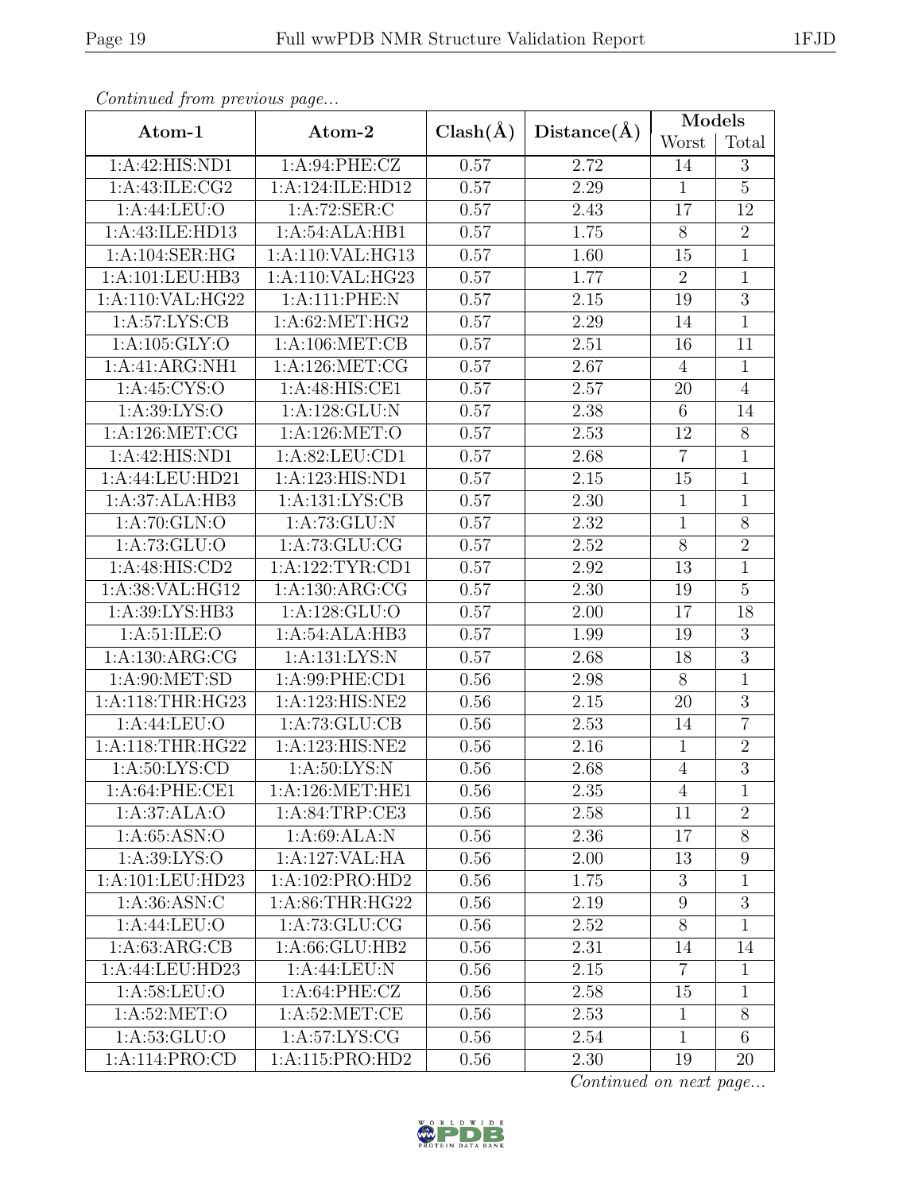*Continued from previous page...*

| Atom-1 | Atom-2 | Clash(Å) | Distance(Å) | Models | |
|---|---|---|---|---|---|
| | | | | Worst | Total |
| 1:A:42:HIS:ND1 | 1:A:94:PHE:CZ | 0.57 | 2.72 | 14 | 3 |
| 1:A:43:ILE:CG2 | 1:A:124:ILE:HD12 | 0.57 | 2.29 | 1 | 5 |
| 1:A:44:LEU:O | 1:A:72:SER:C | 0.57 | 2.43 | 17 | 12 |
| 1:A:43:ILE:HD13 | 1:A:54:ALA:HB1 | 0.57 | 1.75 | 8 | 2 |
| 1:A:104:SER:HG | 1:A:110:VAL:HG13 | 0.57 | 1.60 | 15 | 1 |
| 1:A:101:LEU:HB3 | 1:A:110:VAL:HG23 | 0.57 | 1.77 | 2 | 1 |
| 1:A:110:VAL:HG22 | 1:A:111:PHE:N | 0.57 | 2.15 | 19 | 3 |
| 1:A:57:LYS:CB | 1:A:62:MET:HG2 | 0.57 | 2.29 | 14 | 1 |
| 1:A:105:GLY:O | 1:A:106:MET:CB | 0.57 | 2.51 | 16 | 11 |
| 1:A:41:ARG:NH1 | 1:A:126:MET:CG | 0.57 | 2.67 | 4 | 1 |
| 1:A:45:CYS:O | 1:A:48:HIS:CE1 | 0.57 | 2.57 | 20 | 4 |
| 1:A:39:LYS:O | 1:A:128:GLU:N | 0.57 | 2.38 | 6 | 14 |
| 1:A:126:MET:CG | 1:A:126:MET:O | 0.57 | 2.53 | 12 | 8 |
| 1:A:42:HIS:ND1 | 1:A:82:LEU:CD1 | 0.57 | 2.68 | 7 | 1 |
| 1:A:44:LEU:HD21 | 1:A:123:HIS:ND1 | 0.57 | 2.15 | 15 | 1 |
| 1:A:37:ALA:HB3 | 1:A:131:LYS:CB | 0.57 | 2.30 | 1 | 1 |
| 1:A:70:GLN:O | 1:A:73:GLU:N | 0.57 | 2.32 | 1 | 8 |
| 1:A:73:GLU:O | 1:A:73:GLU:CG | 0.57 | 2.52 | 8 | 2 |
| 1:A:48:HIS:CD2 | 1:A:122:TYR:CD1 | 0.57 | 2.92 | 13 | 1 |
| 1:A:38:VAL:HG12 | 1:A:130:ARG:CG | 0.57 | 2.30 | 19 | 5 |
| 1:A:39:LYS:HB3 | 1:A:128:GLU:O | 0.57 | 2.00 | 17 | 18 |
| 1:A:51:ILE:O | 1:A:54:ALA:HB3 | 0.57 | 1.99 | 19 | 3 |
| 1:A:130:ARG:CG | 1:A:131:LYS:N | 0.57 | 2.68 | 18 | 3 |
| 1:A:90:MET:SD | 1:A:99:PHE:CD1 | 0.56 | 2.98 | 8 | 1 |
| 1:A:118:THR:HG23 | 1:A:123:HIS:NE2 | 0.56 | 2.15 | 20 | 3 |
| 1:A:44:LEU:O | 1:A:73:GLU:CB | 0.56 | 2.53 | 14 | 7 |
| 1:A:118:THR:HG22 | 1:A:123:HIS:NE2 | 0.56 | 2.16 | 1 | 2 |
| 1:A:50:LYS:CD | 1:A:50:LYS:N | 0.56 | 2.68 | 4 | 3 |
| 1:A:64:PHE:CE1 | 1:A:126:MET:HE1 | 0.56 | 2.35 | 4 | 1 |
| 1:A:37:ALA:O | 1:A:84:TRP:CE3 | 0.56 | 2.58 | 11 | 2 |
| 1:A:65:ASN:O | 1:A:69:ALA:N | 0.56 | 2.36 | 17 | 8 |
| 1:A:39:LYS:O | 1:A:127:VAL:HA | 0.56 | 2.00 | 13 | 9 |
| 1:A:101:LEU:HD23 | 1:A:102:PRO:HD2 | 0.56 | 1.75 | 3 | 1 |
| 1:A:36:ASN:C | 1:A:86:THR:HG22 | 0.56 | 2.19 | 9 | 3 |
| 1:A:44:LEU:O | 1:A:73:GLU:CG | 0.56 | 2.52 | 8 | 1 |
| 1:A:63:ARG:CB | 1:A:66:GLU:HB2 | 0.56 | 2.31 | 14 | 14 |
| 1:A:44:LEU:HD23 | 1:A:44:LEU:N | 0.56 | 2.15 | 7 | 1 |
| 1:A:58:LEU:O | 1:A:64:PHE:CZ | 0.56 | 2.58 | 15 | 1 |
| 1:A:52:MET:O | 1:A:52:MET:CE | 0.56 | 2.53 | 1 | 8 |
| 1:A:53:GLU:O | 1:A:57:LYS:CG | 0.56 | 2.54 | 1 | 6 |
| 1:A:114:PRO:CD | 1:A:115:PRO:HD2 | 0.56 | 2.30 | 19 | 20 |

*Continued on next page...*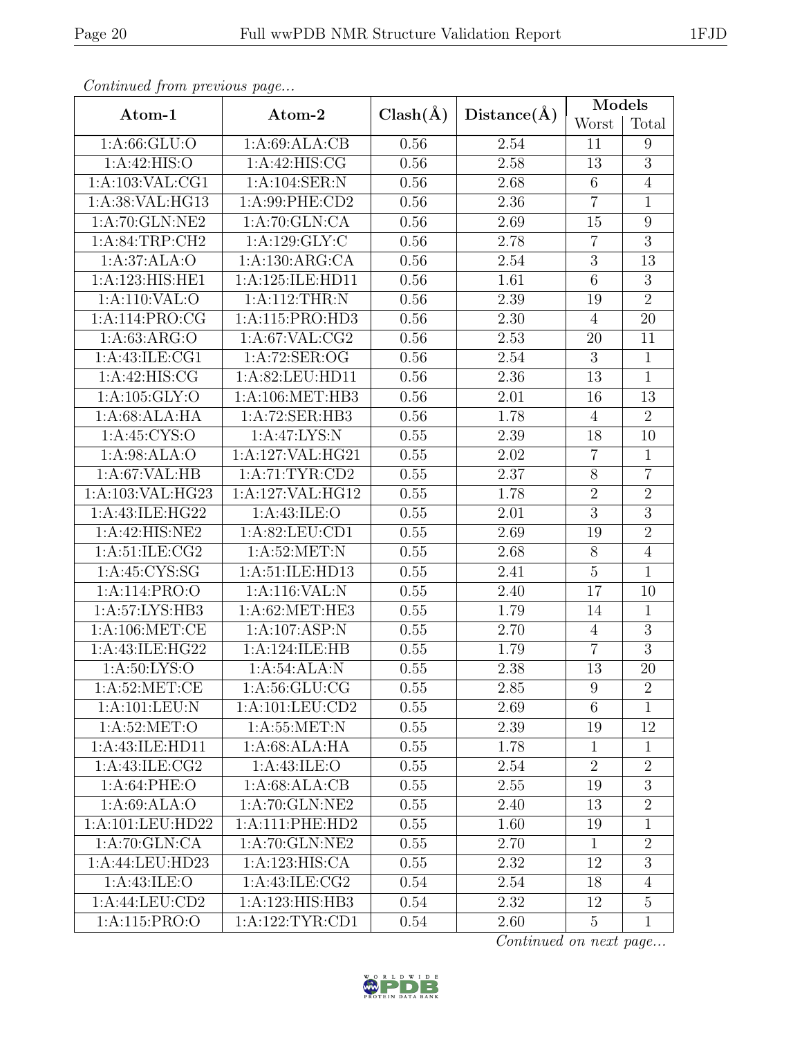*Continued from previous page...*

| Atom-1 | Atom-2 | Clash(Å) | Distance(Å) | Models | |
|---|---|---|---|---|---|
| | | | | Worst | Total |
| 1:A:66:GLU:O | 1:A:69:ALA:CB | 0.56 | 2.54 | 11 | 9 |
| 1:A:42:HIS:O | 1:A:42:HIS:CG | 0.56 | 2.58 | 13 | 3 |
| 1:A:103:VAL:CG1 | 1:A:104:SER:N | 0.56 | 2.68 | 6 | 4 |
| 1:A:38:VAL:HG13 | 1:A:99:PHE:CD2 | 0.56 | 2.36 | 7 | 1 |
| 1:A:70:GLN:NE2 | 1:A:70:GLN:CA | 0.56 | 2.69 | 15 | 9 |
| 1:A:84:TRP:CH2 | 1:A:129:GLY:C | 0.56 | 2.78 | 7 | 3 |
| 1:A:37:ALA:O | 1:A:130:ARG:CA | 0.56 | 2.54 | 3 | 13 |
| 1:A:123:HIS:HE1 | 1:A:125:ILE:HD11 | 0.56 | 1.61 | 6 | 3 |
| 1:A:110:VAL:O | 1:A:112:THR:N | 0.56 | 2.39 | 19 | 2 |
| 1:A:114:PRO:CG | 1:A:115:PRO:HD3 | 0.56 | 2.30 | 4 | 20 |
| 1:A:63:ARG:O | 1:A:67:VAL:CG2 | 0.56 | 2.53 | 20 | 11 |
| 1:A:43:ILE:CG1 | 1:A:72:SER:OG | 0.56 | 2.54 | 3 | 1 |
| 1:A:42:HIS:CG | 1:A:82:LEU:HD11 | 0.56 | 2.36 | 13 | 1 |
| 1:A:105:GLY:O | 1:A:106:MET:HB3 | 0.56 | 2.01 | 16 | 13 |
| 1:A:68:ALA:HA | 1:A:72:SER:HB3 | 0.56 | 1.78 | 4 | 2 |
| 1:A:45:CYS:O | 1:A:47:LYS:N | 0.55 | 2.39 | 18 | 10 |
| 1:A:98:ALA:O | 1:A:127:VAL:HG21 | 0.55 | 2.02 | 7 | 1 |
| 1:A:67:VAL:HB | 1:A:71:TYR:CD2 | 0.55 | 2.37 | 8 | 7 |
| 1:A:103:VAL:HG23 | 1:A:127:VAL:HG12 | 0.55 | 1.78 | 2 | 2 |
| 1:A:43:ILE:HG22 | 1:A:43:ILE:O | 0.55 | 2.01 | 3 | 3 |
| 1:A:42:HIS:NE2 | 1:A:82:LEU:CD1 | 0.55 | 2.69 | 19 | 2 |
| 1:A:51:ILE:CG2 | 1:A:52:MET:N | 0.55 | 2.68 | 8 | 4 |
| 1:A:45:CYS:SG | 1:A:51:ILE:HD13 | 0.55 | 2.41 | 5 | 1 |
| 1:A:114:PRO:O | 1:A:116:VAL:N | 0.55 | 2.40 | 17 | 10 |
| 1:A:57:LYS:HB3 | 1:A:62:MET:HE3 | 0.55 | 1.79 | 14 | 1 |
| 1:A:106:MET:CE | 1:A:107:ASP:N | 0.55 | 2.70 | 4 | 3 |
| 1:A:43:ILE:HG22 | 1:A:124:ILE:HB | 0.55 | 1.79 | 7 | 3 |
| 1:A:50:LYS:O | 1:A:54:ALA:N | 0.55 | 2.38 | 13 | 20 |
| 1:A:52:MET:CE | 1:A:56:GLU:CG | 0.55 | 2.85 | 9 | 2 |
| 1:A:101:LEU:N | 1:A:101:LEU:CD2 | 0.55 | 2.69 | 6 | 1 |
| 1:A:52:MET:O | 1:A:55:MET:N | 0.55 | 2.39 | 19 | 12 |
| 1:A:43:ILE:HD11 | 1:A:68:ALA:HA | 0.55 | 1.78 | 1 | 1 |
| 1:A:43:ILE:CG2 | 1:A:43:ILE:O | 0.55 | 2.54 | 2 | 2 |
| 1:A:64:PHE:O | 1:A:68:ALA:CB | 0.55 | 2.55 | 19 | 3 |
| 1:A:69:ALA:O | 1:A:70:GLN:NE2 | 0.55 | 2.40 | 13 | 2 |
| 1:A:101:LEU:HD22 | 1:A:111:PHE:HD2 | 0.55 | 1.60 | 19 | 1 |
| 1:A:70:GLN:CA | 1:A:70:GLN:NE2 | 0.55 | 2.70 | 1 | 2 |
| 1:A:44:LEU:HD23 | 1:A:123:HIS:CA | 0.55 | 2.32 | 12 | 3 |
| 1:A:43:ILE:O | 1:A:43:ILE:CG2 | 0.54 | 2.54 | 18 | 4 |
| 1:A:44:LEU:CD2 | 1:A:123:HIS:HB3 | 0.54 | 2.32 | 12 | 5 |
| 1:A:115:PRO:O | 1:A:122:TYR:CD1 | 0.54 | 2.60 | 5 | 1 |

*Continued on next page...*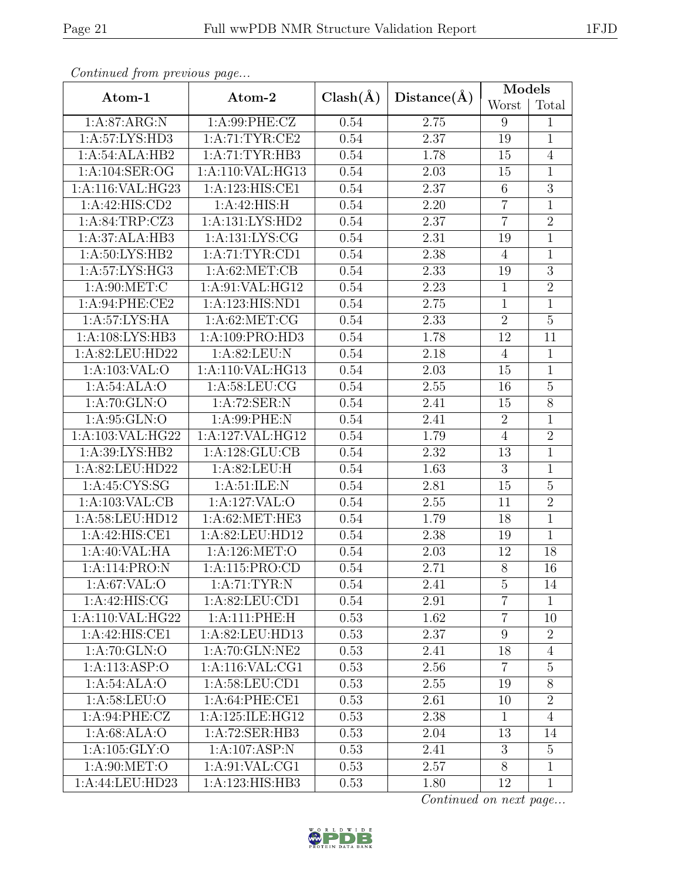*Continued from previous page...*

| Atom-1 | Atom-2 | Clash(Å) | Distance(Å) | Models | |
|---|---|---|---|---|---|
| | | | | Worst | Total |
| 1:A:87:ARG:N | 1:A:99:PHE:CZ | 0.54 | 2.75 | 9 | 1 |
| 1:A:57:LYS:HD3 | 1:A:71:TYR:CE2 | 0.54 | 2.37 | 19 | 1 |
| 1:A:54:ALA:HB2 | 1:A:71:TYR:HB3 | 0.54 | 1.78 | 15 | 4 |
| 1:A:104:SER:OG | 1:A:110:VAL:HG13 | 0.54 | 2.03 | 15 | 1 |
| 1:A:116:VAL:HG23 | 1:A:123:HIS:CE1 | 0.54 | 2.37 | 6 | 3 |
| 1:A:42:HIS:CD2 | 1:A:42:HIS:H | 0.54 | 2.20 | 7 | 1 |
| 1:A:84:TRP:CZ3 | 1:A:131:LYS:HD2 | 0.54 | 2.37 | 7 | 2 |
| 1:A:37:ALA:HB3 | 1:A:131:LYS:CG | 0.54 | 2.31 | 19 | 1 |
| 1:A:50:LYS:HB2 | 1:A:71:TYR:CD1 | 0.54 | 2.38 | 4 | 1 |
| 1:A:57:LYS:HG3 | 1:A:62:MET:CB | 0.54 | 2.33 | 19 | 3 |
| 1:A:90:MET:C | 1:A:91:VAL:HG12 | 0.54 | 2.23 | 1 | 2 |
| 1:A:94:PHE:CE2 | 1:A:123:HIS:ND1 | 0.54 | 2.75 | 1 | 1 |
| 1:A:57:LYS:HA | 1:A:62:MET:CG | 0.54 | 2.33 | 2 | 5 |
| 1:A:108:LYS:HB3 | 1:A:109:PRO:HD3 | 0.54 | 1.78 | 12 | 11 |
| 1:A:82:LEU:HD22 | 1:A:82:LEU:N | 0.54 | 2.18 | 4 | 1 |
| 1:A:103:VAL:O | 1:A:110:VAL:HG13 | 0.54 | 2.03 | 15 | 1 |
| 1:A:54:ALA:O | 1:A:58:LEU:CG | 0.54 | 2.55 | 16 | 5 |
| 1:A:70:GLN:O | 1:A:72:SER:N | 0.54 | 2.41 | 15 | 8 |
| 1:A:95:GLN:O | 1:A:99:PHE:N | 0.54 | 2.41 | 2 | 1 |
| 1:A:103:VAL:HG22 | 1:A:127:VAL:HG12 | 0.54 | 1.79 | 4 | 2 |
| 1:A:39:LYS:HB2 | 1:A:128:GLU:CB | 0.54 | 2.32 | 13 | 1 |
| 1:A:82:LEU:HD22 | 1:A:82:LEU:H | 0.54 | 1.63 | 3 | 1 |
| 1:A:45:CYS:SG | 1:A:51:ILE:N | 0.54 | 2.81 | 15 | 5 |
| 1:A:103:VAL:CB | 1:A:127:VAL:O | 0.54 | 2.55 | 11 | 2 |
| 1:A:58:LEU:HD12 | 1:A:62:MET:HE3 | 0.54 | 1.79 | 18 | 1 |
| 1:A:42:HIS:CE1 | 1:A:82:LEU:HD12 | 0.54 | 2.38 | 19 | 1 |
| 1:A:40:VAL:HA | 1:A:126:MET:O | 0.54 | 2.03 | 12 | 18 |
| 1:A:114:PRO:N | 1:A:115:PRO:CD | 0.54 | 2.71 | 8 | 16 |
| 1:A:67:VAL:O | 1:A:71:TYR:N | 0.54 | 2.41 | 5 | 14 |
| 1:A:42:HIS:CG | 1:A:82:LEU:CD1 | 0.54 | 2.91 | 7 | 1 |
| 1:A:110:VAL:HG22 | 1:A:111:PHE:H | 0.53 | 1.62 | 7 | 10 |
| 1:A:42:HIS:CE1 | 1:A:82:LEU:HD13 | 0.53 | 2.37 | 9 | 2 |
| 1:A:70:GLN:O | 1:A:70:GLN:NE2 | 0.53 | 2.41 | 18 | 4 |
| 1:A:113:ASP:O | 1:A:116:VAL:CG1 | 0.53 | 2.56 | 7 | 5 |
| 1:A:54:ALA:O | 1:A:58:LEU:CD1 | 0.53 | 2.55 | 19 | 8 |
| 1:A:58:LEU:O | 1:A:64:PHE:CE1 | 0.53 | 2.61 | 10 | 2 |
| 1:A:94:PHE:CZ | 1:A:125:ILE:HG12 | 0.53 | 2.38 | 1 | 4 |
| 1:A:68:ALA:O | 1:A:72:SER:HB3 | 0.53 | 2.04 | 13 | 14 |
| 1:A:105:GLY:O | 1:A:107:ASP:N | 0.53 | 2.41 | 3 | 5 |
| 1:A:90:MET:O | 1:A:91:VAL:CG1 | 0.53 | 2.57 | 8 | 1 |
| 1:A:44:LEU:HD23 | 1:A:123:HIS:HB3 | 0.53 | 1.80 | 12 | 1 |

*Continued on next page...*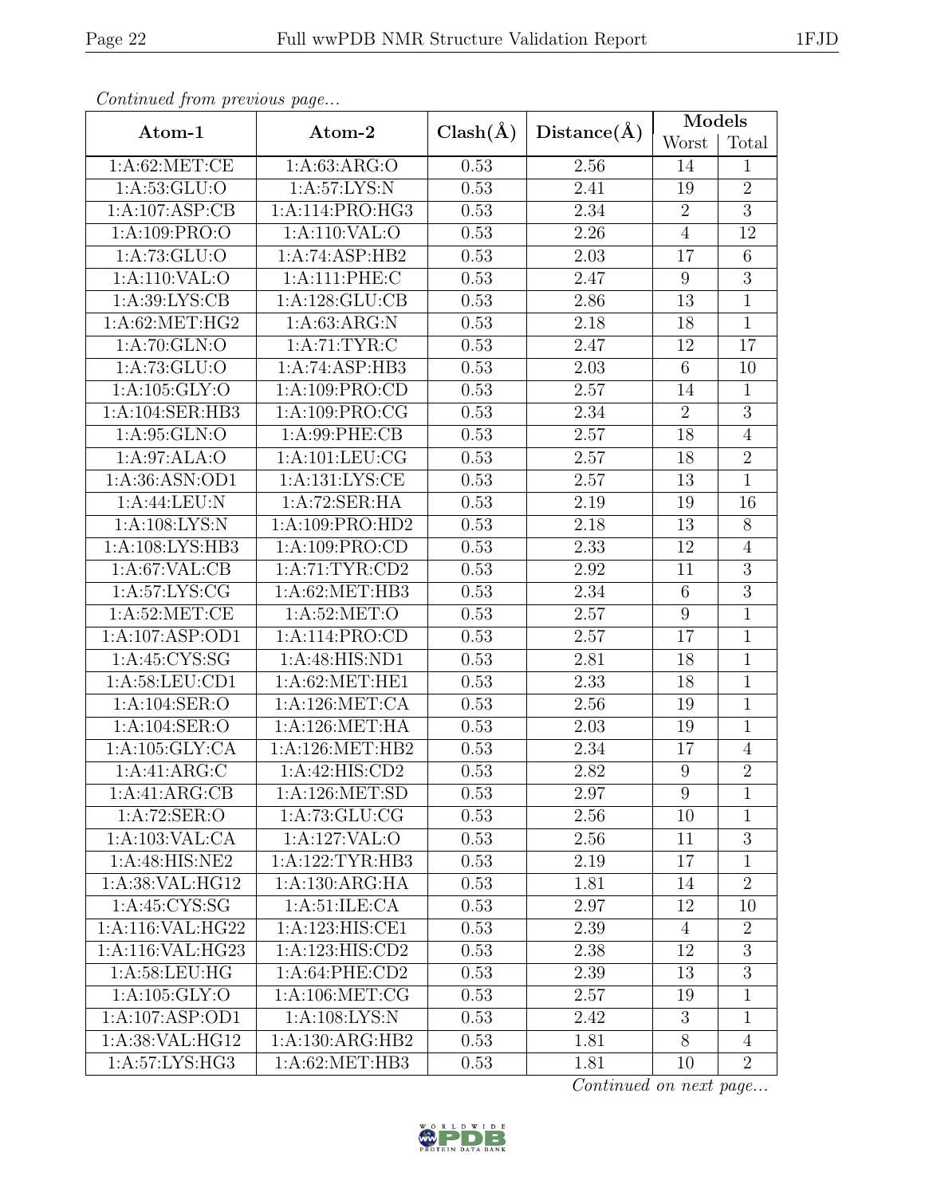*Continued from previous page...*

| Atom-1 | Atom-2 | Clash(Å) | Distance(Å) | Models | |
|---|---|---|---|---|---|
| | | | | Worst | Total |
| 1:A:62:MET:CE | 1:A:63:ARG:O | 0.53 | 2.56 | 14 | 1 |
| 1:A:53:GLU:O | 1:A:57:LYS:N | 0.53 | 2.41 | 19 | 2 |
| 1:A:107:ASP:CB | 1:A:114:PRO:HG3 | 0.53 | 2.34 | 2 | 3 |
| 1:A:109:PRO:O | 1:A:110:VAL:O | 0.53 | 2.26 | 4 | 12 |
| 1:A:73:GLU:O | 1:A:74:ASP:HB2 | 0.53 | 2.03 | 17 | 6 |
| 1:A:110:VAL:O | 1:A:111:PHE:C | 0.53 | 2.47 | 9 | 3 |
| 1:A:39:LYS:CB | 1:A:128:GLU:CB | 0.53 | 2.86 | 13 | 1 |
| 1:A:62:MET:HG2 | 1:A:63:ARG:N | 0.53 | 2.18 | 18 | 1 |
| 1:A:70:GLN:O | 1:A:71:TYR:C | 0.53 | 2.47 | 12 | 17 |
| 1:A:73:GLU:O | 1:A:74:ASP:HB3 | 0.53 | 2.03 | 6 | 10 |
| 1:A:105:GLY:O | 1:A:109:PRO:CD | 0.53 | 2.57 | 14 | 1 |
| 1:A:104:SER:HB3 | 1:A:109:PRO:CG | 0.53 | 2.34 | 2 | 3 |
| 1:A:95:GLN:O | 1:A:99:PHE:CB | 0.53 | 2.57 | 18 | 4 |
| 1:A:97:ALA:O | 1:A:101:LEU:CG | 0.53 | 2.57 | 18 | 2 |
| 1:A:36:ASN:OD1 | 1:A:131:LYS:CE | 0.53 | 2.57 | 13 | 1 |
| 1:A:44:LEU:N | 1:A:72:SER:HA | 0.53 | 2.19 | 19 | 16 |
| 1:A:108:LYS:N | 1:A:109:PRO:HD2 | 0.53 | 2.18 | 13 | 8 |
| 1:A:108:LYS:HB3 | 1:A:109:PRO:CD | 0.53 | 2.33 | 12 | 4 |
| 1:A:67:VAL:CB | 1:A:71:TYR:CD2 | 0.53 | 2.92 | 11 | 3 |
| 1:A:57:LYS:CG | 1:A:62:MET:HB3 | 0.53 | 2.34 | 6 | 3 |
| 1:A:52:MET:CE | 1:A:52:MET:O | 0.53 | 2.57 | 9 | 1 |
| 1:A:107:ASP:OD1 | 1:A:114:PRO:CD | 0.53 | 2.57 | 17 | 1 |
| 1:A:45:CYS:SG | 1:A:48:HIS:ND1 | 0.53 | 2.81 | 18 | 1 |
| 1:A:58:LEU:CD1 | 1:A:62:MET:HE1 | 0.53 | 2.33 | 18 | 1 |
| 1:A:104:SER:O | 1:A:126:MET:CA | 0.53 | 2.56 | 19 | 1 |
| 1:A:104:SER:O | 1:A:126:MET:HA | 0.53 | 2.03 | 19 | 1 |
| 1:A:105:GLY:CA | 1:A:126:MET:HB2 | 0.53 | 2.34 | 17 | 4 |
| 1:A:41:ARG:C | 1:A:42:HIS:CD2 | 0.53 | 2.82 | 9 | 2 |
| 1:A:41:ARG:CB | 1:A:126:MET:SD | 0.53 | 2.97 | 9 | 1 |
| 1:A:72:SER:O | 1:A:73:GLU:CG | 0.53 | 2.56 | 10 | 1 |
| 1:A:103:VAL:CA | 1:A:127:VAL:O | 0.53 | 2.56 | 11 | 3 |
| 1:A:48:HIS:NE2 | 1:A:122:TYR:HB3 | 0.53 | 2.19 | 17 | 1 |
| 1:A:38:VAL:HG12 | 1:A:130:ARG:HA | 0.53 | 1.81 | 14 | 2 |
| 1:A:45:CYS:SG | 1:A:51:ILE:CA | 0.53 | 2.97 | 12 | 10 |
| 1:A:116:VAL:HG22 | 1:A:123:HIS:CE1 | 0.53 | 2.39 | 4 | 2 |
| 1:A:116:VAL:HG23 | 1:A:123:HIS:CD2 | 0.53 | 2.38 | 12 | 3 |
| 1:A:58:LEU:HG | 1:A:64:PHE:CD2 | 0.53 | 2.39 | 13 | 3 |
| 1:A:105:GLY:O | 1:A:106:MET:CG | 0.53 | 2.57 | 19 | 1 |
| 1:A:107:ASP:OD1 | 1:A:108:LYS:N | 0.53 | 2.42 | 3 | 1 |
| 1:A:38:VAL:HG12 | 1:A:130:ARG:HB2 | 0.53 | 1.81 | 8 | 4 |
| 1:A:57:LYS:HG3 | 1:A:62:MET:HB3 | 0.53 | 1.81 | 10 | 2 |

*Continued on next page...*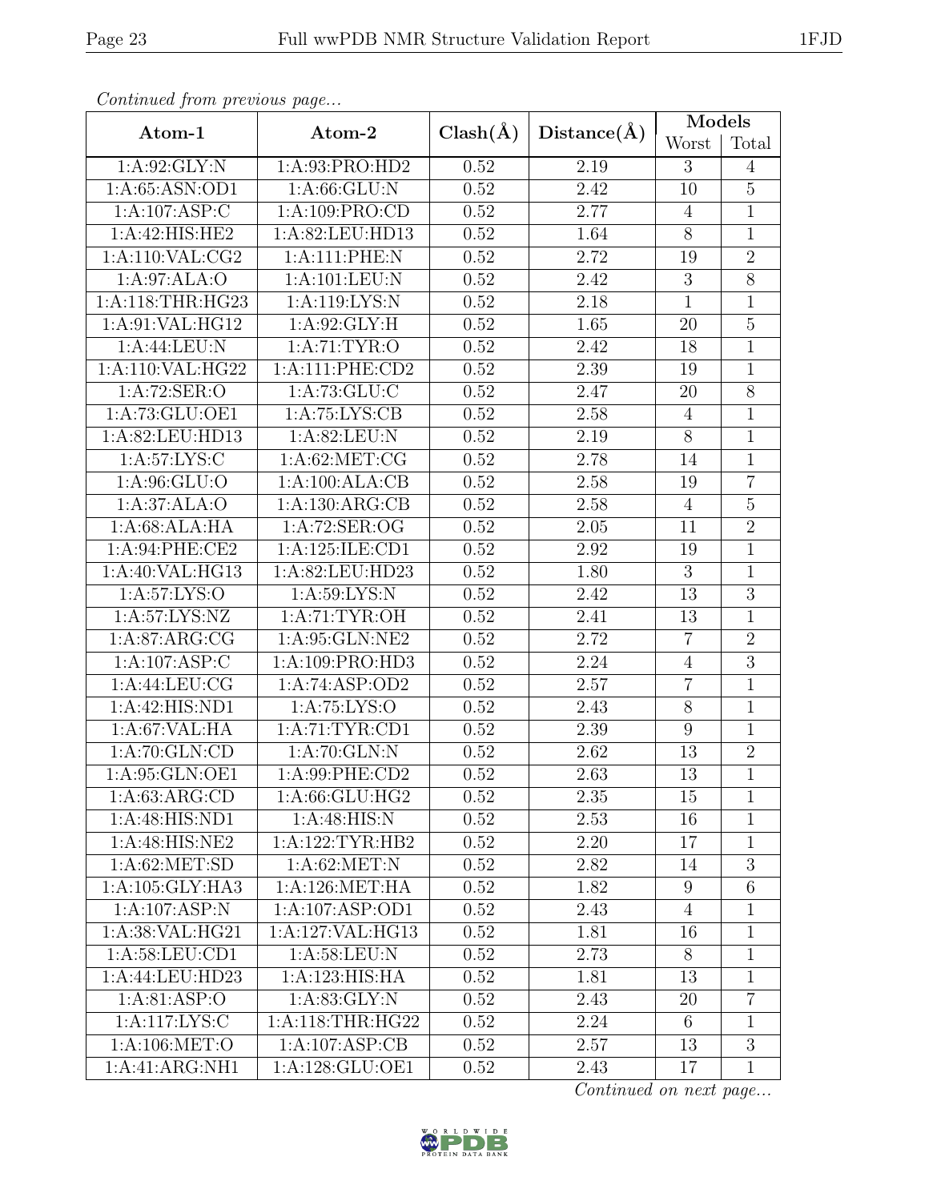*Continued from previous page...*

| Atom-1 | Atom-2 | Clash(Å) | Distance(Å) | Models | |
|---|---|---|---|---|---|
| | | | | Worst | Total |
| 1:A:92:GLY:N | 1:A:93:PRO:HD2 | 0.52 | 2.19 | 3 | 4 |
| 1:A:65:ASN:OD1 | 1:A:66:GLU:N | 0.52 | 2.42 | 10 | 5 |
| 1:A:107:ASP:C | 1:A:109:PRO:CD | 0.52 | 2.77 | 4 | 1 |
| 1:A:42:HIS:HE2 | 1:A:82:LEU:HD13 | 0.52 | 1.64 | 8 | 1 |
| 1:A:110:VAL:CG2 | 1:A:111:PHE:N | 0.52 | 2.72 | 19 | 2 |
| 1:A:97:ALA:O | 1:A:101:LEU:N | 0.52 | 2.42 | 3 | 8 |
| 1:A:118:THR:HG23 | 1:A:119:LYS:N | 0.52 | 2.18 | 1 | 1 |
| 1:A:91:VAL:HG12 | 1:A:92:GLY:H | 0.52 | 1.65 | 20 | 5 |
| 1:A:44:LEU:N | 1:A:71:TYR:O | 0.52 | 2.42 | 18 | 1 |
| 1:A:110:VAL:HG22 | 1:A:111:PHE:CD2 | 0.52 | 2.39 | 19 | 1 |
| 1:A:72:SER:O | 1:A:73:GLU:C | 0.52 | 2.47 | 20 | 8 |
| 1:A:73:GLU:OE1 | 1:A:75:LYS:CB | 0.52 | 2.58 | 4 | 1 |
| 1:A:82:LEU:HD13 | 1:A:82:LEU:N | 0.52 | 2.19 | 8 | 1 |
| 1:A:57:LYS:C | 1:A:62:MET:CG | 0.52 | 2.78 | 14 | 1 |
| 1:A:96:GLU:O | 1:A:100:ALA:CB | 0.52 | 2.58 | 19 | 7 |
| 1:A:37:ALA:O | 1:A:130:ARG:CB | 0.52 | 2.58 | 4 | 5 |
| 1:A:68:ALA:HA | 1:A:72:SER:OG | 0.52 | 2.05 | 11 | 2 |
| 1:A:94:PHE:CE2 | 1:A:125:ILE:CD1 | 0.52 | 2.92 | 19 | 1 |
| 1:A:40:VAL:HG13 | 1:A:82:LEU:HD23 | 0.52 | 1.80 | 3 | 1 |
| 1:A:57:LYS:O | 1:A:59:LYS:N | 0.52 | 2.42 | 13 | 3 |
| 1:A:57:LYS:NZ | 1:A:71:TYR:OH | 0.52 | 2.41 | 13 | 1 |
| 1:A:87:ARG:CG | 1:A:95:GLN:NE2 | 0.52 | 2.72 | 7 | 2 |
| 1:A:107:ASP:C | 1:A:109:PRO:HD3 | 0.52 | 2.24 | 4 | 3 |
| 1:A:44:LEU:CG | 1:A:74:ASP:OD2 | 0.52 | 2.57 | 7 | 1 |
| 1:A:42:HIS:ND1 | 1:A:75:LYS:O | 0.52 | 2.43 | 8 | 1 |
| 1:A:67:VAL:HA | 1:A:71:TYR:CD1 | 0.52 | 2.39 | 9 | 1 |
| 1:A:70:GLN:CD | 1:A:70:GLN:N | 0.52 | 2.62 | 13 | 2 |
| 1:A:95:GLN:OE1 | 1:A:99:PHE:CD2 | 0.52 | 2.63 | 13 | 1 |
| 1:A:63:ARG:CD | 1:A:66:GLU:HG2 | 0.52 | 2.35 | 15 | 1 |
| 1:A:48:HIS:ND1 | 1:A:48:HIS:N | 0.52 | 2.53 | 16 | 1 |
| 1:A:48:HIS:NE2 | 1:A:122:TYR:HB2 | 0.52 | 2.20 | 17 | 1 |
| 1:A:62:MET:SD | 1:A:62:MET:N | 0.52 | 2.82 | 14 | 3 |
| 1:A:105:GLY:HA3 | 1:A:126:MET:HA | 0.52 | 1.82 | 9 | 6 |
| 1:A:107:ASP:N | 1:A:107:ASP:OD1 | 0.52 | 2.43 | 4 | 1 |
| 1:A:38:VAL:HG21 | 1:A:127:VAL:HG13 | 0.52 | 1.81 | 16 | 1 |
| 1:A:58:LEU:CD1 | 1:A:58:LEU:N | 0.52 | 2.73 | 8 | 1 |
| 1:A:44:LEU:HD23 | 1:A:123:HIS:HA | 0.52 | 1.81 | 13 | 1 |
| 1:A:81:ASP:O | 1:A:83:GLY:N | 0.52 | 2.43 | 20 | 7 |
| 1:A:117:LYS:C | 1:A:118:THR:HG22 | 0.52 | 2.24 | 6 | 1 |
| 1:A:106:MET:O | 1:A:107:ASP:CB | 0.52 | 2.57 | 13 | 3 |
| 1:A:41:ARG:NH1 | 1:A:128:GLU:OE1 | 0.52 | 2.43 | 17 | 1 |

*Continued on next page...*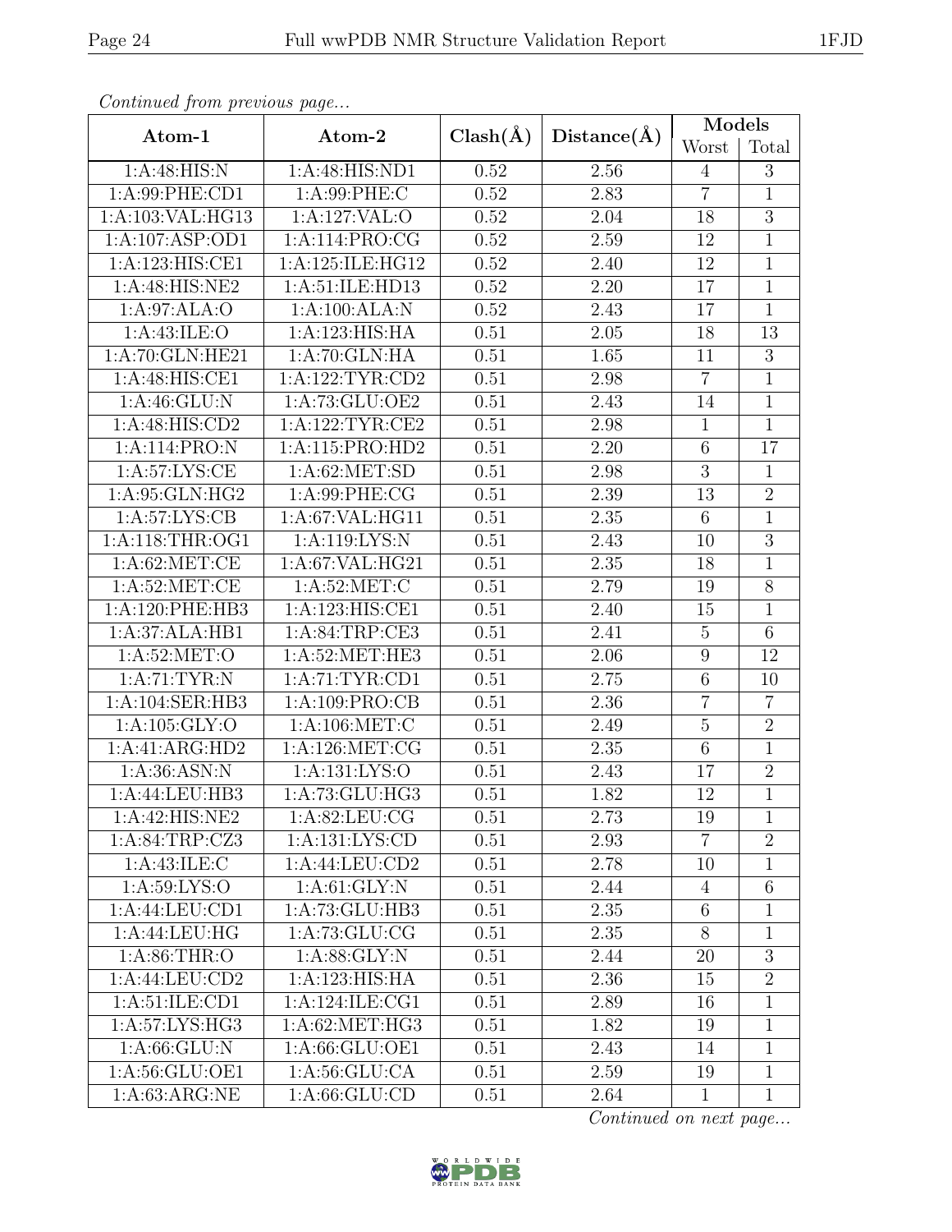*Continued from previous page...*

| Atom-1 | Atom-2 | Clash(Å) | Distance(Å) | Models | |
|---|---|---|---|---|---|
| | | | | Worst | Total |
| 1:A:48:HIS:N | 1:A:48:HIS:ND1 | 0.52 | 2.56 | 4 | 3 |
| 1:A:99:PHE:CD1 | 1:A:99:PHE:C | 0.52 | 2.83 | 7 | 1 |
| 1:A:103:VAL:HG13 | 1:A:127:VAL:O | 0.52 | 2.04 | 18 | 3 |
| 1:A:107:ASP:OD1 | 1:A:114:PRO:CG | 0.52 | 2.59 | 12 | 1 |
| 1:A:123:HIS:CE1 | 1:A:125:ILE:HG12 | 0.52 | 2.40 | 12 | 1 |
| 1:A:48:HIS:NE2 | 1:A:51:ILE:HD13 | 0.52 | 2.20 | 17 | 1 |
| 1:A:97:ALA:O | 1:A:100:ALA:N | 0.52 | 2.43 | 17 | 1 |
| 1:A:43:ILE:O | 1:A:123:HIS:HA | 0.51 | 2.05 | 18 | 13 |
| 1:A:70:GLN:HE21 | 1:A:70:GLN:HA | 0.51 | 1.65 | 11 | 3 |
| 1:A:48:HIS:CE1 | 1:A:122:TYR:CD2 | 0.51 | 2.98 | 7 | 1 |
| 1:A:46:GLU:N | 1:A:73:GLU:OE2 | 0.51 | 2.43 | 14 | 1 |
| 1:A:48:HIS:CD2 | 1:A:122:TYR:CE2 | 0.51 | 2.98 | 1 | 1 |
| 1:A:114:PRO:N | 1:A:115:PRO:HD2 | 0.51 | 2.20 | 6 | 17 |
| 1:A:57:LYS:CE | 1:A:62:MET:SD | 0.51 | 2.98 | 3 | 1 |
| 1:A:95:GLN:HG2 | 1:A:99:PHE:CG | 0.51 | 2.39 | 13 | 2 |
| 1:A:57:LYS:CB | 1:A:67:VAL:HG11 | 0.51 | 2.35 | 6 | 1 |
| 1:A:118:THR:OG1 | 1:A:119:LYS:N | 0.51 | 2.43 | 10 | 3 |
| 1:A:62:MET:CE | 1:A:67:VAL:HG21 | 0.51 | 2.35 | 18 | 1 |
| 1:A:52:MET:CE | 1:A:52:MET:C | 0.51 | 2.79 | 19 | 8 |
| 1:A:120:PHE:HB3 | 1:A:123:HIS:CE1 | 0.51 | 2.40 | 15 | 1 |
| 1:A:37:ALA:HB1 | 1:A:84:TRP:CE3 | 0.51 | 2.41 | 5 | 6 |
| 1:A:52:MET:O | 1:A:52:MET:HE3 | 0.51 | 2.06 | 9 | 12 |
| 1:A:71:TYR:N | 1:A:71:TYR:CD1 | 0.51 | 2.75 | 6 | 10 |
| 1:A:104:SER:HB3 | 1:A:109:PRO:CB | 0.51 | 2.36 | 7 | 7 |
| 1:A:105:GLY:O | 1:A:106:MET:C | 0.51 | 2.49 | 5 | 2 |
| 1:A:41:ARG:HD2 | 1:A:126:MET:CG | 0.51 | 2.35 | 6 | 1 |
| 1:A:36:ASN:N | 1:A:131:LYS:O | 0.51 | 2.43 | 17 | 2 |
| 1:A:44:LEU:HB3 | 1:A:73:GLU:HG3 | 0.51 | 1.82 | 12 | 1 |
| 1:A:42:HIS:NE2 | 1:A:82:LEU:CG | 0.51 | 2.73 | 19 | 1 |
| 1:A:84:TRP:CZ3 | 1:A:131:LYS:CD | 0.51 | 2.93 | 7 | 2 |
| 1:A:43:ILE:C | 1:A:44:LEU:CD2 | 0.51 | 2.78 | 10 | 1 |
| 1:A:59:LYS:O | 1:A:61:GLY:N | 0.51 | 2.44 | 4 | 6 |
| 1:A:44:LEU:CD1 | 1:A:73:GLU:HB3 | 0.51 | 2.35 | 6 | 1 |
| 1:A:44:LEU:HG | 1:A:73:GLU:CG | 0.51 | 2.35 | 8 | 1 |
| 1:A:86:THR:O | 1:A:88:GLY:N | 0.51 | 2.44 | 20 | 3 |
| 1:A:44:LEU:CD2 | 1:A:123:HIS:HA | 0.51 | 2.36 | 15 | 2 |
| 1:A:51:ILE:CD1 | 1:A:124:ILE:CG1 | 0.51 | 2.89 | 16 | 1 |
| 1:A:57:LYS:HG3 | 1:A:62:MET:HG3 | 0.51 | 1.82 | 19 | 1 |
| 1:A:66:GLU:N | 1:A:66:GLU:OE1 | 0.51 | 2.43 | 14 | 1 |
| 1:A:56:GLU:OE1 | 1:A:56:GLU:CA | 0.51 | 2.59 | 19 | 1 |
| 1:A:63:ARG:NE | 1:A:66:GLU:CD | 0.51 | 2.64 | 1 | 1 |

*Continued on next page...*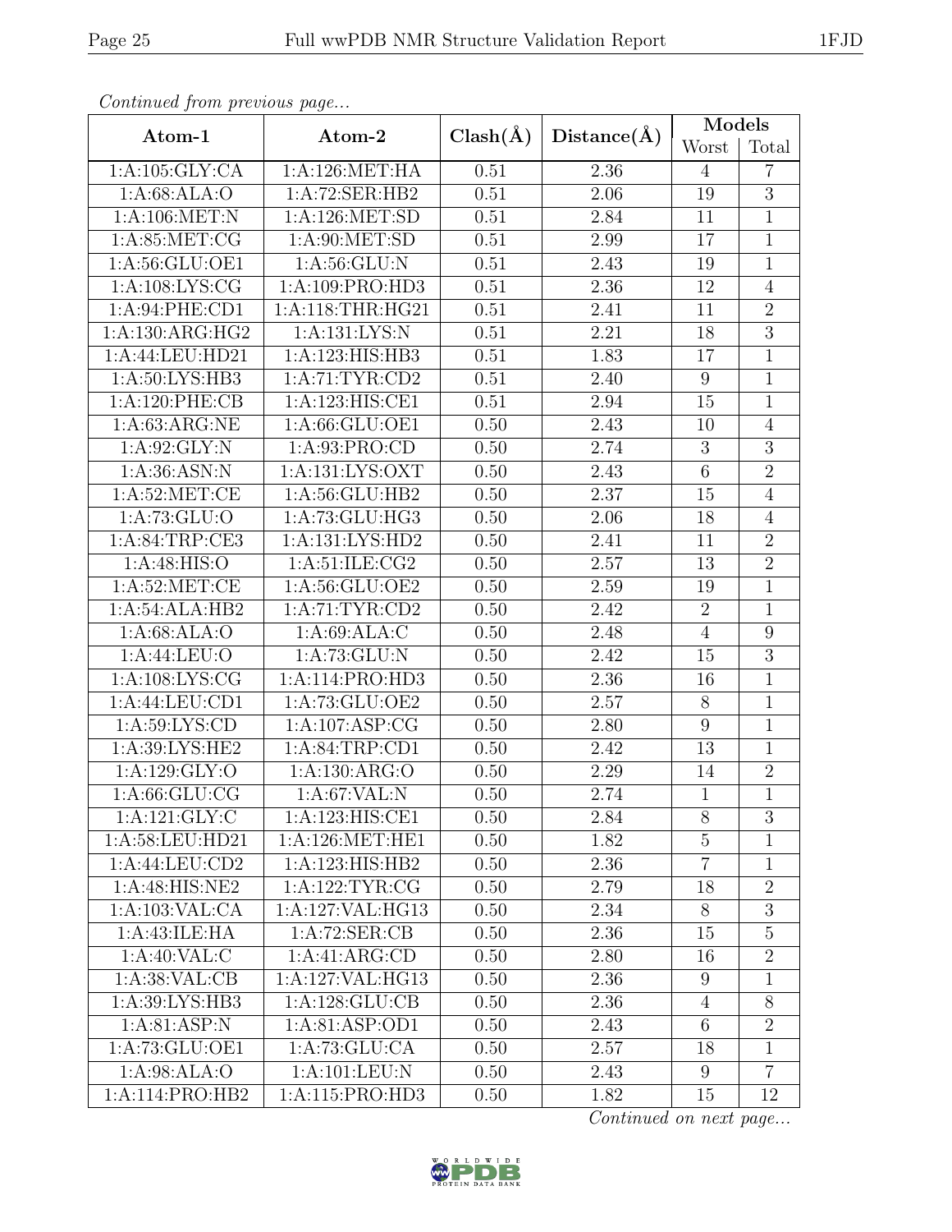*Continued from previous page...*

| Atom-1 | Atom-2 | Clash(Å) | Distance(Å) | Models | |
|---|---|---|---|---|---|
| | | | | Worst | Total |
| 1:A:105:GLY:CA | 1:A:126:MET:HA | 0.51 | 2.36 | 4 | 7 |
| 1:A:68:ALA:O | 1:A:72:SER:HB2 | 0.51 | 2.06 | 19 | 3 |
| 1:A:106:MET:N | 1:A:126:MET:SD | 0.51 | 2.84 | 11 | 1 |
| 1:A:85:MET:CG | 1:A:90:MET:SD | 0.51 | 2.99 | 17 | 1 |
| 1:A:56:GLU:OE1 | 1:A:56:GLU:N | 0.51 | 2.43 | 19 | 1 |
| 1:A:108:LYS:CG | 1:A:109:PRO:HD3 | 0.51 | 2.36 | 12 | 4 |
| 1:A:94:PHE:CD1 | 1:A:118:THR:HG21 | 0.51 | 2.41 | 11 | 2 |
| 1:A:130:ARG:HG2 | 1:A:131:LYS:N | 0.51 | 2.21 | 18 | 3 |
| 1:A:44:LEU:HD21 | 1:A:123:HIS:HB3 | 0.51 | 1.83 | 17 | 1 |
| 1:A:50:LYS:HB3 | 1:A:71:TYR:CD2 | 0.51 | 2.40 | 9 | 1 |
| 1:A:120:PHE:CB | 1:A:123:HIS:CE1 | 0.51 | 2.94 | 15 | 1 |
| 1:A:63:ARG:NE | 1:A:66:GLU:OE1 | 0.50 | 2.43 | 10 | 4 |
| 1:A:92:GLY:N | 1:A:93:PRO:CD | 0.50 | 2.74 | 3 | 3 |
| 1:A:36:ASN:N | 1:A:131:LYS:OXT | 0.50 | 2.43 | 6 | 2 |
| 1:A:52:MET:CE | 1:A:56:GLU:HB2 | 0.50 | 2.37 | 15 | 4 |
| 1:A:73:GLU:O | 1:A:73:GLU:HG3 | 0.50 | 2.06 | 18 | 4 |
| 1:A:84:TRP:CE3 | 1:A:131:LYS:HD2 | 0.50 | 2.41 | 11 | 2 |
| 1:A:48:HIS:O | 1:A:51:ILE:CG2 | 0.50 | 2.57 | 13 | 2 |
| 1:A:52:MET:CE | 1:A:56:GLU:OE2 | 0.50 | 2.59 | 19 | 1 |
| 1:A:54:ALA:HB2 | 1:A:71:TYR:CD2 | 0.50 | 2.42 | 2 | 1 |
| 1:A:68:ALA:O | 1:A:69:ALA:C | 0.50 | 2.48 | 4 | 9 |
| 1:A:44:LEU:O | 1:A:73:GLU:N | 0.50 | 2.42 | 15 | 3 |
| 1:A:108:LYS:CG | 1:A:114:PRO:HD3 | 0.50 | 2.36 | 16 | 1 |
| 1:A:44:LEU:CD1 | 1:A:73:GLU:OE2 | 0.50 | 2.57 | 8 | 1 |
| 1:A:59:LYS:CD | 1:A:107:ASP:CG | 0.50 | 2.80 | 9 | 1 |
| 1:A:39:LYS:HE2 | 1:A:84:TRP:CD1 | 0.50 | 2.42 | 13 | 1 |
| 1:A:129:GLY:O | 1:A:130:ARG:O | 0.50 | 2.29 | 14 | 2 |
| 1:A:66:GLU:CG | 1:A:67:VAL:N | 0.50 | 2.74 | 1 | 1 |
| 1:A:121:GLY:C | 1:A:123:HIS:CE1 | 0.50 | 2.84 | 8 | 3 |
| 1:A:58:LEU:HD21 | 1:A:126:MET:HE1 | 0.50 | 1.82 | 5 | 1 |
| 1:A:44:LEU:CD2 | 1:A:123:HIS:HB2 | 0.50 | 2.36 | 7 | 1 |
| 1:A:48:HIS:NE2 | 1:A:122:TYR:CG | 0.50 | 2.79 | 18 | 2 |
| 1:A:103:VAL:CA | 1:A:127:VAL:HG13 | 0.50 | 2.34 | 8 | 3 |
| 1:A:43:ILE:HA | 1:A:72:SER:CB | 0.50 | 2.36 | 15 | 5 |
| 1:A:40:VAL:C | 1:A:41:ARG:CD | 0.50 | 2.80 | 16 | 2 |
| 1:A:38:VAL:CB | 1:A:127:VAL:HG13 | 0.50 | 2.36 | 9 | 1 |
| 1:A:39:LYS:HB3 | 1:A:128:GLU:CB | 0.50 | 2.36 | 4 | 8 |
| 1:A:81:ASP:N | 1:A:81:ASP:OD1 | 0.50 | 2.43 | 6 | 2 |
| 1:A:73:GLU:OE1 | 1:A:73:GLU:CA | 0.50 | 2.57 | 18 | 1 |
| 1:A:98:ALA:O | 1:A:101:LEU:N | 0.50 | 2.43 | 9 | 7 |
| 1:A:114:PRO:HB2 | 1:A:115:PRO:HD3 | 0.50 | 1.82 | 15 | 12 |

*Continued on next page...*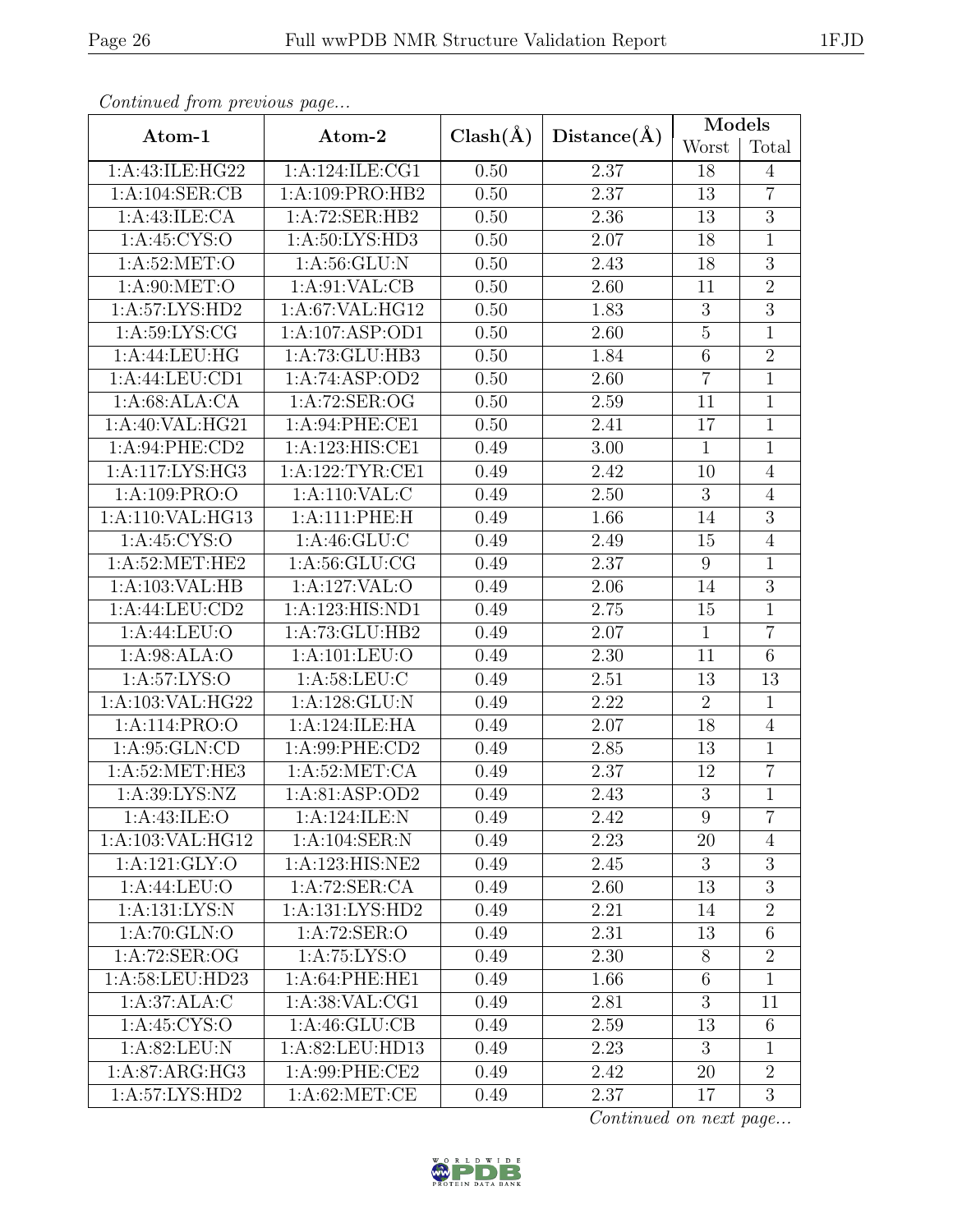*Continued from previous page...*

| Atom-1 | Atom-2 | Clash(Å) | Distance(Å) | Models | |
|---|---|---|---|---|---|
| | | | | Worst | Total |
| 1:A:43:ILE:HG22 | 1:A:124:ILE:CG1 | 0.50 | 2.37 | 18 | 4 |
| 1:A:104:SER:CB | 1:A:109:PRO:HB2 | 0.50 | 2.37 | 13 | 7 |
| 1:A:43:ILE:CA | 1:A:72:SER:HB2 | 0.50 | 2.36 | 13 | 3 |
| 1:A:45:CYS:O | 1:A:50:LYS:HD3 | 0.50 | 2.07 | 18 | 1 |
| 1:A:52:MET:O | 1:A:56:GLU:N | 0.50 | 2.43 | 18 | 3 |
| 1:A:90:MET:O | 1:A:91:VAL:CB | 0.50 | 2.60 | 11 | 2 |
| 1:A:57:LYS:HD2 | 1:A:67:VAL:HG12 | 0.50 | 1.83 | 3 | 3 |
| 1:A:59:LYS:CG | 1:A:107:ASP:OD1 | 0.50 | 2.60 | 5 | 1 |
| 1:A:44:LEU:HG | 1:A:73:GLU:HB3 | 0.50 | 1.84 | 6 | 2 |
| 1:A:44:LEU:CD1 | 1:A:74:ASP:OD2 | 0.50 | 2.60 | 7 | 1 |
| 1:A:68:ALA:CA | 1:A:72:SER:OG | 0.50 | 2.59 | 11 | 1 |
| 1:A:40:VAL:HG21 | 1:A:94:PHE:CE1 | 0.50 | 2.41 | 17 | 1 |
| 1:A:94:PHE:CD2 | 1:A:123:HIS:CE1 | 0.49 | 3.00 | 1 | 1 |
| 1:A:117:LYS:HG3 | 1:A:122:TYR:CE1 | 0.49 | 2.42 | 10 | 4 |
| 1:A:109:PRO:O | 1:A:110:VAL:C | 0.49 | 2.50 | 3 | 4 |
| 1:A:110:VAL:HG13 | 1:A:111:PHE:H | 0.49 | 1.66 | 14 | 3 |
| 1:A:45:CYS:O | 1:A:46:GLU:C | 0.49 | 2.49 | 15 | 4 |
| 1:A:52:MET:HE2 | 1:A:56:GLU:CG | 0.49 | 2.37 | 9 | 1 |
| 1:A:103:VAL:HB | 1:A:127:VAL:O | 0.49 | 2.06 | 14 | 3 |
| 1:A:44:LEU:CD2 | 1:A:123:HIS:ND1 | 0.49 | 2.75 | 15 | 1 |
| 1:A:44:LEU:O | 1:A:73:GLU:HB2 | 0.49 | 2.07 | 1 | 7 |
| 1:A:98:ALA:O | 1:A:101:LEU:O | 0.49 | 2.30 | 11 | 6 |
| 1:A:57:LYS:O | 1:A:58:LEU:C | 0.49 | 2.51 | 13 | 13 |
| 1:A:103:VAL:HG22 | 1:A:128:GLU:N | 0.49 | 2.22 | 2 | 1 |
| 1:A:114:PRO:O | 1:A:124:ILE:HA | 0.49 | 2.07 | 18 | 4 |
| 1:A:95:GLN:CD | 1:A:99:PHE:CD2 | 0.49 | 2.85 | 13 | 1 |
| 1:A:52:MET:HE3 | 1:A:52:MET:CA | 0.49 | 2.37 | 12 | 7 |
| 1:A:39:LYS:NZ | 1:A:81:ASP:OD2 | 0.49 | 2.43 | 3 | 1 |
| 1:A:43:ILE:O | 1:A:124:ILE:N | 0.49 | 2.42 | 9 | 7 |
| 1:A:103:VAL:HG12 | 1:A:104:SER:N | 0.49 | 2.23 | 20 | 4 |
| 1:A:121:GLY:O | 1:A:123:HIS:NE2 | 0.49 | 2.45 | 3 | 3 |
| 1:A:44:LEU:O | 1:A:72:SER:CA | 0.49 | 2.60 | 13 | 3 |
| 1:A:131:LYS:N | 1:A:131:LYS:HD2 | 0.49 | 2.21 | 14 | 2 |
| 1:A:70:GLN:O | 1:A:72:SER:O | 0.49 | 2.31 | 13 | 6 |
| 1:A:72:SER:OG | 1:A:75:LYS:O | 0.49 | 2.30 | 8 | 2 |
| 1:A:58:LEU:HD23 | 1:A:64:PHE:HE1 | 0.49 | 1.66 | 6 | 1 |
| 1:A:37:ALA:C | 1:A:38:VAL:CG1 | 0.49 | 2.81 | 3 | 11 |
| 1:A:45:CYS:O | 1:A:46:GLU:CB | 0.49 | 2.59 | 13 | 6 |
| 1:A:82:LEU:N | 1:A:82:LEU:HD13 | 0.49 | 2.23 | 3 | 1 |
| 1:A:87:ARG:HG3 | 1:A:99:PHE:CE2 | 0.49 | 2.42 | 20 | 2 |
| 1:A:57:LYS:HD2 | 1:A:62:MET:CE | 0.49 | 2.37 | 17 | 3 |

*Continued on next page...*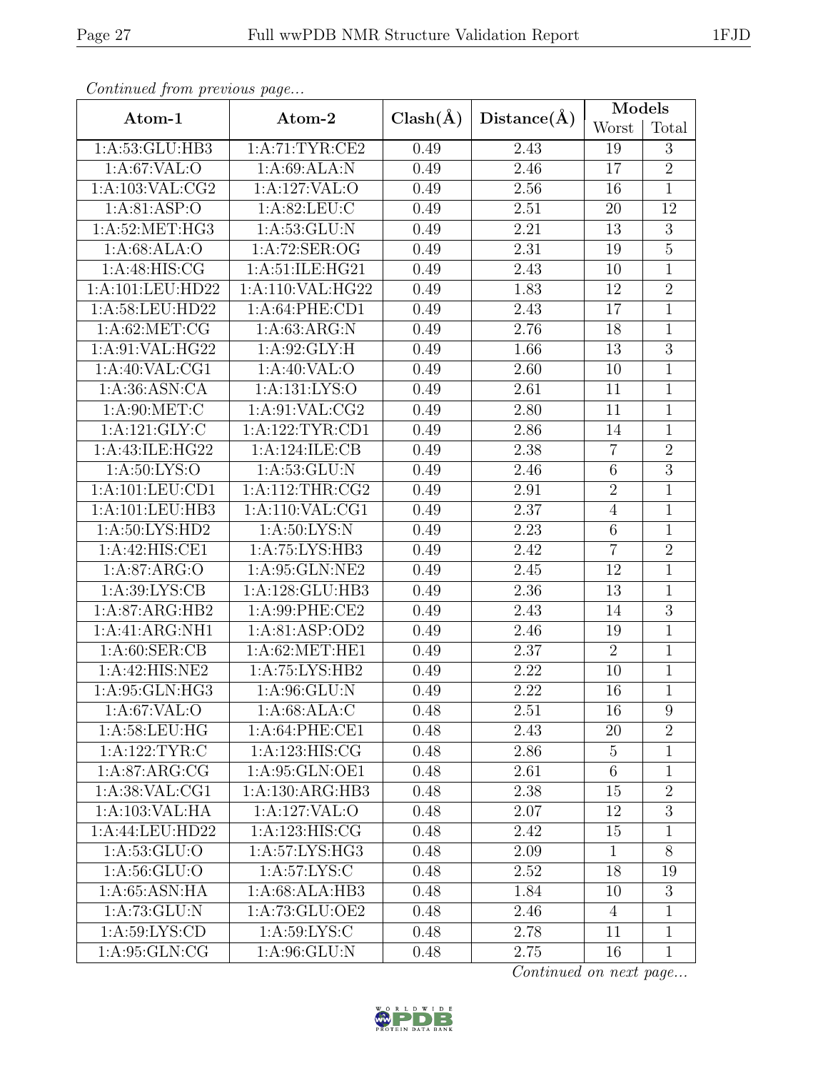*Continued from previous page...*

| Atom-1 | Atom-2 | Clash(Å) | Distance(Å) | Models | |
|---|---|---|---|---|---|
| | | | | Worst | Total |
| 1:A:53:GLU:HB3 | 1:A:71:TYR:CE2 | 0.49 | 2.43 | 19 | 3 |
| 1:A:67:VAL:O | 1:A:69:ALA:N | 0.49 | 2.46 | 17 | 2 |
| 1:A:103:VAL:CG2 | 1:A:127:VAL:O | 0.49 | 2.56 | 16 | 1 |
| 1:A:81:ASP:O | 1:A:82:LEU:C | 0.49 | 2.51 | 20 | 12 |
| 1:A:52:MET:HG3 | 1:A:53:GLU:N | 0.49 | 2.21 | 13 | 3 |
| 1:A:68:ALA:O | 1:A:72:SER:OG | 0.49 | 2.31 | 19 | 5 |
| 1:A:48:HIS:CG | 1:A:51:ILE:HG21 | 0.49 | 2.43 | 10 | 1 |
| 1:A:101:LEU:HD22 | 1:A:110:VAL:HG22 | 0.49 | 1.83 | 12 | 2 |
| 1:A:58:LEU:HD22 | 1:A:64:PHE:CD1 | 0.49 | 2.43 | 17 | 1 |
| 1:A:62:MET:CG | 1:A:63:ARG:N | 0.49 | 2.76 | 18 | 1 |
| 1:A:91:VAL:HG22 | 1:A:92:GLY:H | 0.49 | 1.66 | 13 | 3 |
| 1:A:40:VAL:CG1 | 1:A:40:VAL:O | 0.49 | 2.60 | 10 | 1 |
| 1:A:36:ASN:CA | 1:A:131:LYS:O | 0.49 | 2.61 | 11 | 1 |
| 1:A:90:MET:C | 1:A:91:VAL:CG2 | 0.49 | 2.80 | 11 | 1 |
| 1:A:121:GLY:C | 1:A:122:TYR:CD1 | 0.49 | 2.86 | 14 | 1 |
| 1:A:43:ILE:HG22 | 1:A:124:ILE:CB | 0.49 | 2.38 | 7 | 2 |
| 1:A:50:LYS:O | 1:A:53:GLU:N | 0.49 | 2.46 | 6 | 3 |
| 1:A:101:LEU:CD1 | 1:A:112:THR:CG2 | 0.49 | 2.91 | 2 | 1 |
| 1:A:101:LEU:HB3 | 1:A:110:VAL:CG1 | 0.49 | 2.37 | 4 | 1 |
| 1:A:50:LYS:HD2 | 1:A:50:LYS:N | 0.49 | 2.23 | 6 | 1 |
| 1:A:42:HIS:CE1 | 1:A:75:LYS:HB3 | 0.49 | 2.42 | 7 | 2 |
| 1:A:87:ARG:O | 1:A:95:GLN:NE2 | 0.49 | 2.45 | 12 | 1 |
| 1:A:39:LYS:CB | 1:A:128:GLU:HB3 | 0.49 | 2.36 | 13 | 1 |
| 1:A:87:ARG:HB2 | 1:A:99:PHE:CE2 | 0.49 | 2.43 | 14 | 3 |
| 1:A:41:ARG:NH1 | 1:A:81:ASP:OD2 | 0.49 | 2.46 | 19 | 1 |
| 1:A:60:SER:CB | 1:A:62:MET:HE1 | 0.49 | 2.37 | 2 | 1 |
| 1:A:42:HIS:NE2 | 1:A:75:LYS:HB2 | 0.49 | 2.22 | 10 | 1 |
| 1:A:95:GLN:HG3 | 1:A:96:GLU:N | 0.49 | 2.22 | 16 | 1 |
| 1:A:67:VAL:O | 1:A:68:ALA:C | 0.48 | 2.51 | 16 | 9 |
| 1:A:58:LEU:HG | 1:A:64:PHE:CE1 | 0.48 | 2.43 | 20 | 2 |
| 1:A:122:TYR:C | 1:A:123:HIS:CG | 0.48 | 2.86 | 5 | 1 |
| 1:A:87:ARG:CG | 1:A:95:GLN:OE1 | 0.48 | 2.61 | 6 | 1 |
| 1:A:38:VAL:CG1 | 1:A:130:ARG:HB3 | 0.48 | 2.38 | 15 | 2 |
| 1:A:103:VAL:HA | 1:A:127:VAL:O | 0.48 | 2.07 | 12 | 3 |
| 1:A:44:LEU:HD22 | 1:A:123:HIS:CG | 0.48 | 2.42 | 15 | 1 |
| 1:A:53:GLU:O | 1:A:57:LYS:HG3 | 0.48 | 2.09 | 1 | 8 |
| 1:A:56:GLU:O | 1:A:57:LYS:C | 0.48 | 2.52 | 18 | 19 |
| 1:A:65:ASN:HA | 1:A:68:ALA:HB3 | 0.48 | 1.84 | 10 | 3 |
| 1:A:73:GLU:N | 1:A:73:GLU:OE2 | 0.48 | 2.46 | 4 | 1 |
| 1:A:59:LYS:CD | 1:A:59:LYS:C | 0.48 | 2.78 | 11 | 1 |
| 1:A:95:GLN:CG | 1:A:96:GLU:N | 0.48 | 2.75 | 16 | 1 |

*Continued on next page...*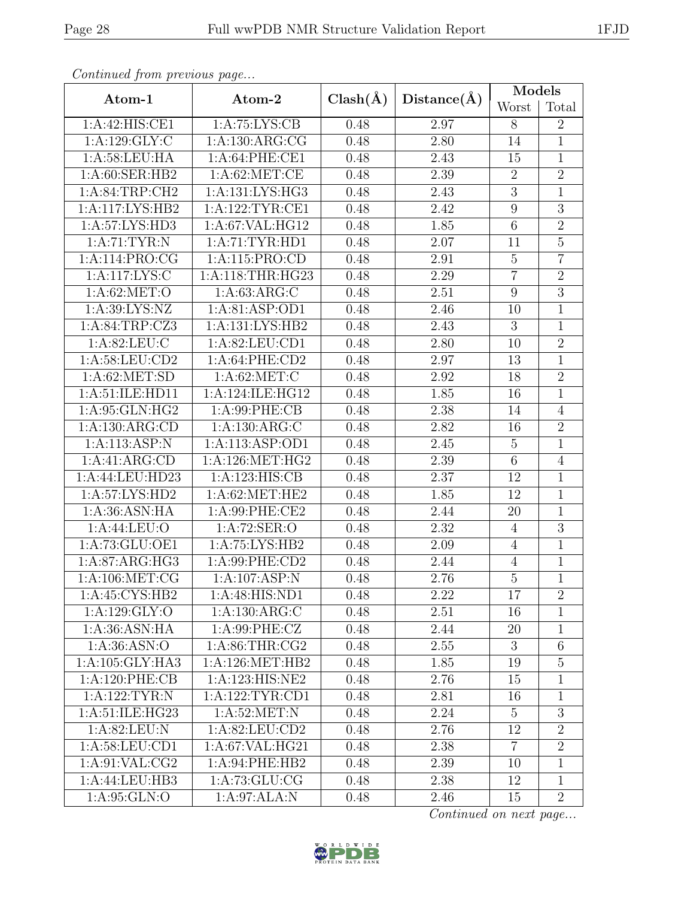*Continued from previous page...*

| Atom-1 | Atom-2 | Clash(Å) | Distance(Å) | Models | |
|---|---|---|---|---|---|
| | | | | Worst | Total |
| 1:A:42:HIS:CE1 | 1:A:75:LYS:CB | 0.48 | 2.97 | 8 | 2 |
| 1:A:129:GLY:C | 1:A:130:ARG:CG | 0.48 | 2.80 | 14 | 1 |
| 1:A:58:LEU:HA | 1:A:64:PHE:CE1 | 0.48 | 2.43 | 15 | 1 |
| 1:A:60:SER:HB2 | 1:A:62:MET:CE | 0.48 | 2.39 | 2 | 2 |
| 1:A:84:TRP:CH2 | 1:A:131:LYS:HG3 | 0.48 | 2.43 | 3 | 1 |
| 1:A:117:LYS:HB2 | 1:A:122:TYR:CE1 | 0.48 | 2.42 | 9 | 3 |
| 1:A:57:LYS:HD3 | 1:A:67:VAL:HG12 | 0.48 | 1.85 | 6 | 2 |
| 1:A:71:TYR:N | 1:A:71:TYR:HD1 | 0.48 | 2.07 | 11 | 5 |
| 1:A:114:PRO:CG | 1:A:115:PRO:CD | 0.48 | 2.91 | 5 | 7 |
| 1:A:117:LYS:C | 1:A:118:THR:HG23 | 0.48 | 2.29 | 7 | 2 |
| 1:A:62:MET:O | 1:A:63:ARG:C | 0.48 | 2.51 | 9 | 3 |
| 1:A:39:LYS:NZ | 1:A:81:ASP:OD1 | 0.48 | 2.46 | 10 | 1 |
| 1:A:84:TRP:CZ3 | 1:A:131:LYS:HB2 | 0.48 | 2.43 | 3 | 1 |
| 1:A:82:LEU:C | 1:A:82:LEU:CD1 | 0.48 | 2.80 | 10 | 2 |
| 1:A:58:LEU:CD2 | 1:A:64:PHE:CD2 | 0.48 | 2.97 | 13 | 1 |
| 1:A:62:MET:SD | 1:A:62:MET:C | 0.48 | 2.92 | 18 | 2 |
| 1:A:51:ILE:HD11 | 1:A:124:ILE:HG12 | 0.48 | 1.85 | 16 | 1 |
| 1:A:95:GLN:HG2 | 1:A:99:PHE:CB | 0.48 | 2.38 | 14 | 4 |
| 1:A:130:ARG:CD | 1:A:130:ARG:C | 0.48 | 2.82 | 16 | 2 |
| 1:A:113:ASP:N | 1:A:113:ASP:OD1 | 0.48 | 2.45 | 5 | 1 |
| 1:A:41:ARG:CD | 1:A:126:MET:HG2 | 0.48 | 2.39 | 6 | 4 |
| 1:A:44:LEU:HD23 | 1:A:123:HIS:CB | 0.48 | 2.37 | 12 | 1 |
| 1:A:57:LYS:HD2 | 1:A:62:MET:HE2 | 0.48 | 1.85 | 12 | 1 |
| 1:A:36:ASN:HA | 1:A:99:PHE:CE2 | 0.48 | 2.44 | 20 | 1 |
| 1:A:44:LEU:O | 1:A:72:SER:O | 0.48 | 2.32 | 4 | 3 |
| 1:A:73:GLU:OE1 | 1:A:75:LYS:HB2 | 0.48 | 2.09 | 4 | 1 |
| 1:A:87:ARG:HG3 | 1:A:99:PHE:CD2 | 0.48 | 2.44 | 4 | 1 |
| 1:A:106:MET:CG | 1:A:107:ASP:N | 0.48 | 2.76 | 5 | 1 |
| 1:A:45:CYS:HB2 | 1:A:48:HIS:ND1 | 0.48 | 2.22 | 17 | 2 |
| 1:A:129:GLY:O | 1:A:130:ARG:C | 0.48 | 2.51 | 16 | 1 |
| 1:A:36:ASN:HA | 1:A:99:PHE:CZ | 0.48 | 2.44 | 20 | 1 |
| 1:A:36:ASN:O | 1:A:86:THR:CG2 | 0.48 | 2.55 | 3 | 6 |
| 1:A:105:GLY:HA3 | 1:A:126:MET:HB2 | 0.48 | 1.85 | 19 | 5 |
| 1:A:120:PHE:CB | 1:A:123:HIS:NE2 | 0.48 | 2.76 | 15 | 1 |
| 1:A:122:TYR:N | 1:A:122:TYR:CD1 | 0.48 | 2.81 | 16 | 1 |
| 1:A:51:ILE:HG23 | 1:A:52:MET:N | 0.48 | 2.24 | 5 | 3 |
| 1:A:82:LEU:N | 1:A:82:LEU:CD2 | 0.48 | 2.76 | 12 | 2 |
| 1:A:58:LEU:CD1 | 1:A:67:VAL:HG21 | 0.48 | 2.38 | 7 | 2 |
| 1:A:91:VAL:CG2 | 1:A:94:PHE:HB2 | 0.48 | 2.39 | 10 | 1 |
| 1:A:44:LEU:HB3 | 1:A:73:GLU:CG | 0.48 | 2.38 | 12 | 1 |
| 1:A:95:GLN:O | 1:A:97:ALA:N | 0.48 | 2.46 | 15 | 2 |

*Continued on next page...*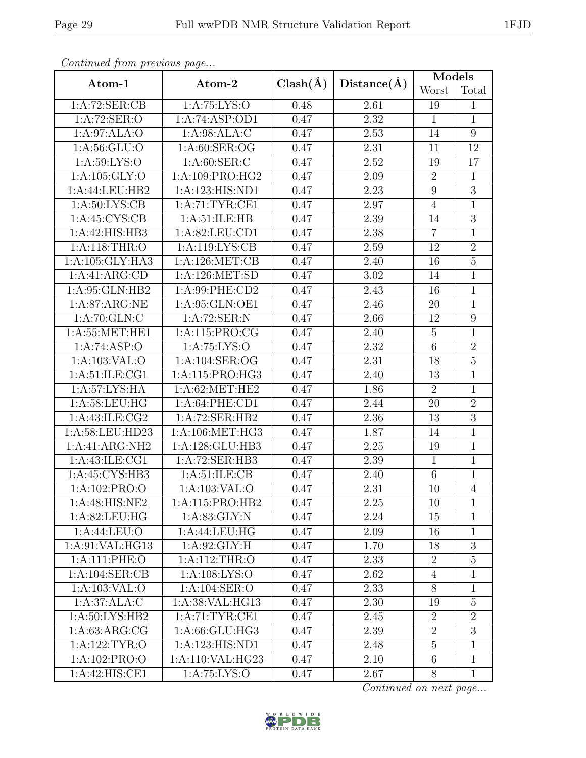*Continued from previous page...*

| Atom-1 | Atom-2 | Clash(Å) | Distance(Å) | Models | |
|---|---|---|---|---|---|
| | | | | Worst | Total |
| 1:A:72:SER:CB | 1:A:75:LYS:O | 0.48 | 2.61 | 19 | 1 |
| 1:A:72:SER:O | 1:A:74:ASP:OD1 | 0.47 | 2.32 | 1 | 1 |
| 1:A:97:ALA:O | 1:A:98:ALA:C | 0.47 | 2.53 | 14 | 9 |
| 1:A:56:GLU:O | 1:A:60:SER:OG | 0.47 | 2.31 | 11 | 12 |
| 1:A:59:LYS:O | 1:A:60:SER:C | 0.47 | 2.52 | 19 | 17 |
| 1:A:105:GLY:O | 1:A:109:PRO:HG2 | 0.47 | 2.09 | 2 | 1 |
| 1:A:44:LEU:HB2 | 1:A:123:HIS:ND1 | 0.47 | 2.23 | 9 | 3 |
| 1:A:50:LYS:CB | 1:A:71:TYR:CE1 | 0.47 | 2.97 | 4 | 1 |
| 1:A:45:CYS:CB | 1:A:51:ILE:HB | 0.47 | 2.39 | 14 | 3 |
| 1:A:42:HIS:HB3 | 1:A:82:LEU:CD1 | 0.47 | 2.38 | 7 | 1 |
| 1:A:118:THR:O | 1:A:119:LYS:CB | 0.47 | 2.59 | 12 | 2 |
| 1:A:105:GLY:HA3 | 1:A:126:MET:CB | 0.47 | 2.40 | 16 | 5 |
| 1:A:41:ARG:CD | 1:A:126:MET:SD | 0.47 | 3.02 | 14 | 1 |
| 1:A:95:GLN:HB2 | 1:A:99:PHE:CD2 | 0.47 | 2.43 | 16 | 1 |
| 1:A:87:ARG:NE | 1:A:95:GLN:OE1 | 0.47 | 2.46 | 20 | 1 |
| 1:A:70:GLN:C | 1:A:72:SER:N | 0.47 | 2.66 | 12 | 9 |
| 1:A:55:MET:HE1 | 1:A:115:PRO:CG | 0.47 | 2.40 | 5 | 1 |
| 1:A:74:ASP:O | 1:A:75:LYS:O | 0.47 | 2.32 | 6 | 2 |
| 1:A:103:VAL:O | 1:A:104:SER:OG | 0.47 | 2.31 | 18 | 5 |
| 1:A:51:ILE:CG1 | 1:A:115:PRO:HG3 | 0.47 | 2.40 | 13 | 1 |
| 1:A:57:LYS:HA | 1:A:62:MET:HE2 | 0.47 | 1.86 | 2 | 1 |
| 1:A:58:LEU:HG | 1:A:64:PHE:CD1 | 0.47 | 2.44 | 20 | 2 |
| 1:A:43:ILE:CG2 | 1:A:72:SER:HB2 | 0.47 | 2.36 | 13 | 3 |
| 1:A:58:LEU:HD23 | 1:A:106:MET:HG3 | 0.47 | 1.87 | 14 | 1 |
| 1:A:41:ARG:NH2 | 1:A:128:GLU:HB3 | 0.47 | 2.25 | 19 | 1 |
| 1:A:43:ILE:CG1 | 1:A:72:SER:HB3 | 0.47 | 2.39 | 1 | 1 |
| 1:A:45:CYS:HB3 | 1:A:51:ILE:CB | 0.47 | 2.40 | 6 | 1 |
| 1:A:102:PRO:O | 1:A:103:VAL:O | 0.47 | 2.31 | 10 | 4 |
| 1:A:48:HIS:NE2 | 1:A:115:PRO:HB2 | 0.47 | 2.25 | 10 | 1 |
| 1:A:82:LEU:HG | 1:A:83:GLY:N | 0.47 | 2.24 | 15 | 1 |
| 1:A:44:LEU:O | 1:A:44:LEU:HG | 0.47 | 2.09 | 16 | 1 |
| 1:A:91:VAL:HG13 | 1:A:92:GLY:H | 0.47 | 1.70 | 18 | 3 |
| 1:A:111:PHE:O | 1:A:112:THR:O | 0.47 | 2.33 | 2 | 5 |
| 1:A:104:SER:CB | 1:A:108:LYS:O | 0.47 | 2.62 | 4 | 1 |
| 1:A:103:VAL:O | 1:A:104:SER:O | 0.47 | 2.33 | 8 | 1 |
| 1:A:37:ALA:C | 1:A:38:VAL:HG13 | 0.47 | 2.30 | 19 | 5 |
| 1:A:50:LYS:HB2 | 1:A:71:TYR:CE1 | 0.47 | 2.45 | 2 | 2 |
| 1:A:63:ARG:CG | 1:A:66:GLU:HG3 | 0.47 | 2.39 | 2 | 3 |
| 1:A:122:TYR:O | 1:A:123:HIS:ND1 | 0.47 | 2.48 | 5 | 1 |
| 1:A:102:PRO:O | 1:A:110:VAL:HG23 | 0.47 | 2.10 | 6 | 1 |
| 1:A:42:HIS:CE1 | 1:A:75:LYS:O | 0.47 | 2.67 | 8 | 1 |

*Continued on next page...*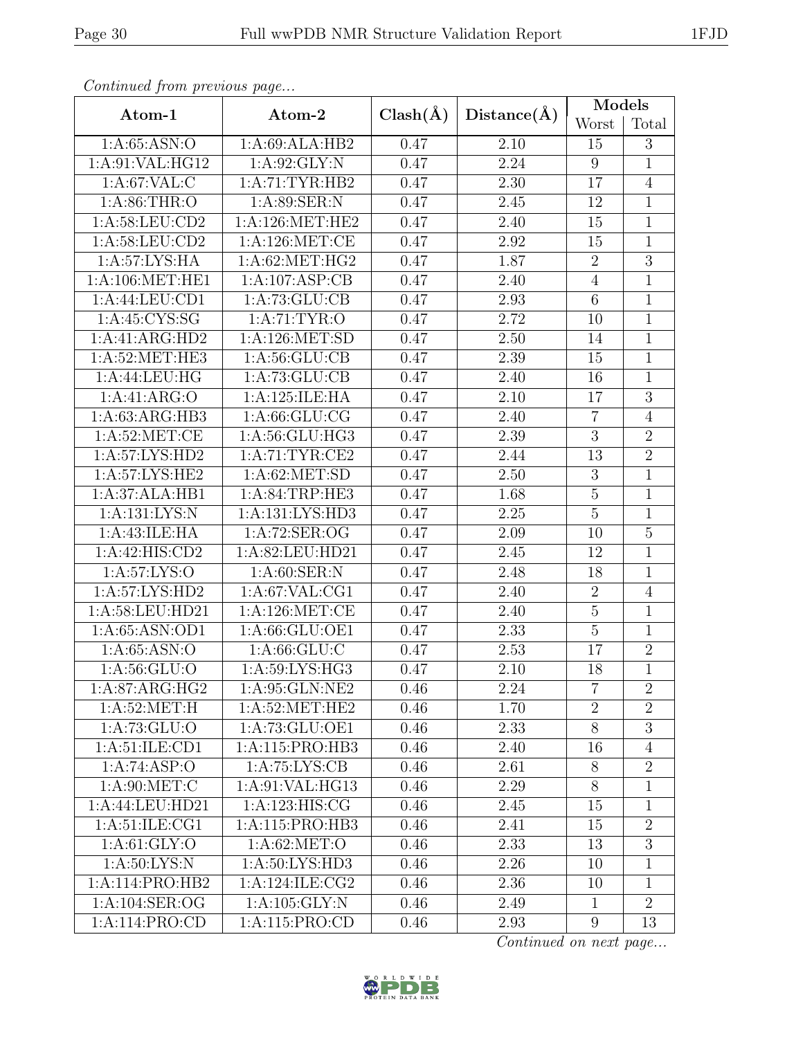*Continued from previous page...*

| Atom-1 | Atom-2 | Clash(Å) | Distance(Å) | Models | |
|---|---|---|---|---|---|
| | | | | Worst | Total |
| 1:A:65:ASN:O | 1:A:69:ALA:HB2 | 0.47 | 2.10 | 15 | 3 |
| 1:A:91:VAL:HG12 | 1:A:92:GLY:N | 0.47 | 2.24 | 9 | 1 |
| 1:A:67:VAL:C | 1:A:71:TYR:HB2 | 0.47 | 2.30 | 17 | 4 |
| 1:A:86:THR:O | 1:A:89:SER:N | 0.47 | 2.45 | 12 | 1 |
| 1:A:58:LEU:CD2 | 1:A:126:MET:HE2 | 0.47 | 2.40 | 15 | 1 |
| 1:A:58:LEU:CD2 | 1:A:126:MET:CE | 0.47 | 2.92 | 15 | 1 |
| 1:A:57:LYS:HA | 1:A:62:MET:HG2 | 0.47 | 1.87 | 2 | 3 |
| 1:A:106:MET:HE1 | 1:A:107:ASP:CB | 0.47 | 2.40 | 4 | 1 |
| 1:A:44:LEU:CD1 | 1:A:73:GLU:CB | 0.47 | 2.93 | 6 | 1 |
| 1:A:45:CYS:SG | 1:A:71:TYR:O | 0.47 | 2.72 | 10 | 1 |
| 1:A:41:ARG:HD2 | 1:A:126:MET:SD | 0.47 | 2.50 | 14 | 1 |
| 1:A:52:MET:HE3 | 1:A:56:GLU:CB | 0.47 | 2.39 | 15 | 1 |
| 1:A:44:LEU:HG | 1:A:73:GLU:CB | 0.47 | 2.40 | 16 | 1 |
| 1:A:41:ARG:O | 1:A:125:ILE:HA | 0.47 | 2.10 | 17 | 3 |
| 1:A:63:ARG:HB3 | 1:A:66:GLU:CG | 0.47 | 2.40 | 7 | 4 |
| 1:A:52:MET:CE | 1:A:56:GLU:HG3 | 0.47 | 2.39 | 3 | 2 |
| 1:A:57:LYS:HD2 | 1:A:71:TYR:CE2 | 0.47 | 2.44 | 13 | 2 |
| 1:A:57:LYS:HE2 | 1:A:62:MET:SD | 0.47 | 2.50 | 3 | 1 |
| 1:A:37:ALA:HB1 | 1:A:84:TRP:HE3 | 0.47 | 1.68 | 5 | 1 |
| 1:A:131:LYS:N | 1:A:131:LYS:HD3 | 0.47 | 2.25 | 5 | 1 |
| 1:A:43:ILE:HA | 1:A:72:SER:OG | 0.47 | 2.09 | 10 | 5 |
| 1:A:42:HIS:CD2 | 1:A:82:LEU:HD21 | 0.47 | 2.45 | 12 | 1 |
| 1:A:57:LYS:O | 1:A:60:SER:N | 0.47 | 2.48 | 18 | 1 |
| 1:A:57:LYS:HD2 | 1:A:67:VAL:CG1 | 0.47 | 2.40 | 2 | 4 |
| 1:A:58:LEU:HD21 | 1:A:126:MET:CE | 0.47 | 2.40 | 5 | 1 |
| 1:A:65:ASN:OD1 | 1:A:66:GLU:OE1 | 0.47 | 2.33 | 5 | 1 |
| 1:A:65:ASN:O | 1:A:66:GLU:C | 0.47 | 2.53 | 17 | 2 |
| 1:A:56:GLU:O | 1:A:59:LYS:HG3 | 0.47 | 2.10 | 18 | 1 |
| 1:A:87:ARG:HG2 | 1:A:95:GLN:NE2 | 0.46 | 2.24 | 7 | 2 |
| 1:A:52:MET:H | 1:A:52:MET:HE2 | 0.46 | 1.70 | 2 | 2 |
| 1:A:73:GLU:O | 1:A:73:GLU:OE1 | 0.46 | 2.33 | 8 | 3 |
| 1:A:51:ILE:CD1 | 1:A:115:PRO:HB3 | 0.46 | 2.40 | 16 | 4 |
| 1:A:74:ASP:O | 1:A:75:LYS:CB | 0.46 | 2.61 | 8 | 2 |
| 1:A:90:MET:C | 1:A:91:VAL:HG13 | 0.46 | 2.29 | 8 | 1 |
| 1:A:44:LEU:HD21 | 1:A:123:HIS:CG | 0.46 | 2.45 | 15 | 1 |
| 1:A:51:ILE:CG1 | 1:A:115:PRO:HB3 | 0.46 | 2.41 | 15 | 2 |
| 1:A:61:GLY:O | 1:A:62:MET:O | 0.46 | 2.33 | 13 | 3 |
| 1:A:50:LYS:N | 1:A:50:LYS:HD3 | 0.46 | 2.26 | 10 | 1 |
| 1:A:114:PRO:HB2 | 1:A:124:ILE:CG2 | 0.46 | 2.36 | 10 | 1 |
| 1:A:104:SER:OG | 1:A:105:GLY:N | 0.46 | 2.49 | 1 | 2 |
| 1:A:114:PRO:CD | 1:A:115:PRO:CD | 0.46 | 2.93 | 9 | 13 |

*Continued on next page...*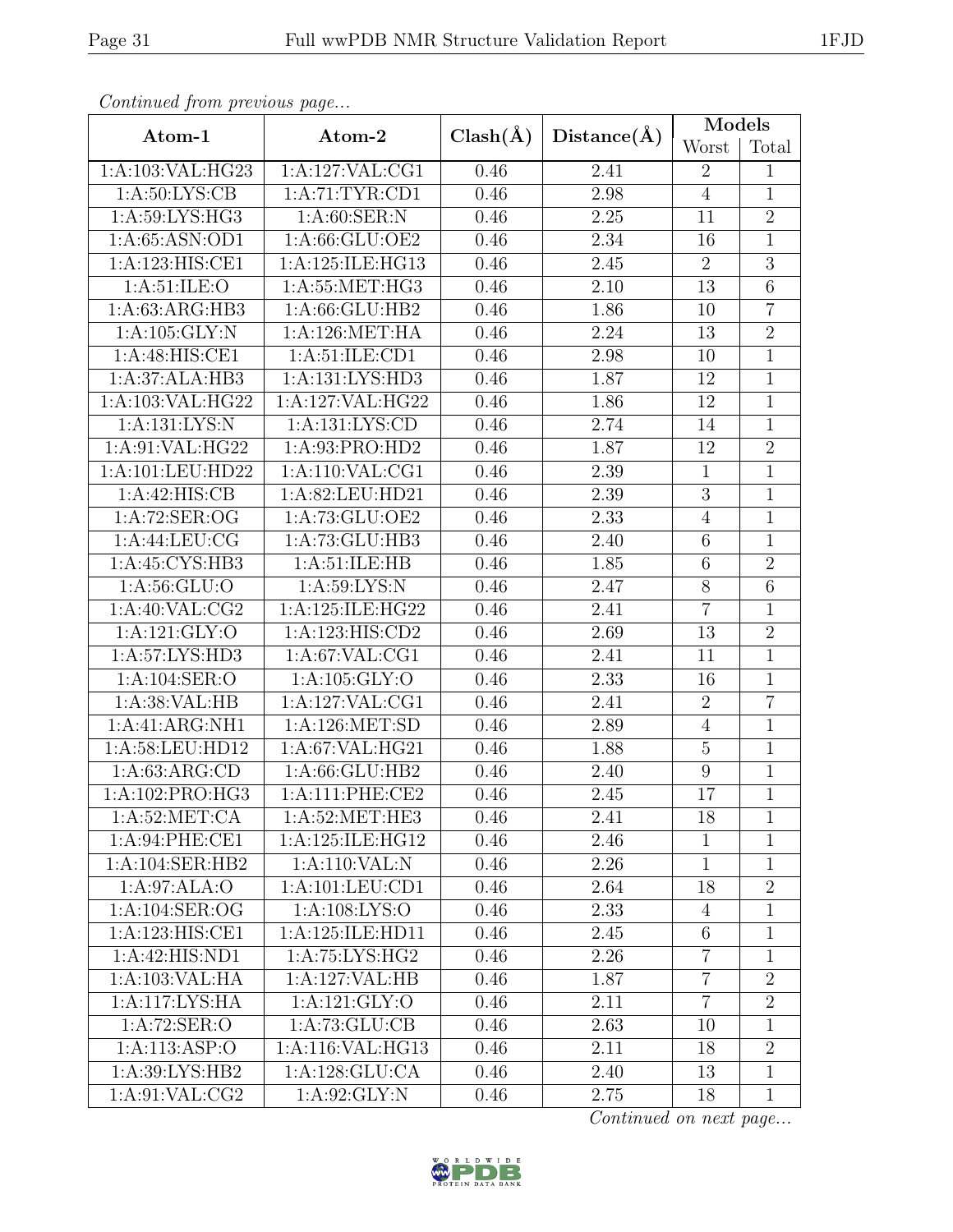*Continued from previous page...*

| Atom-1 | Atom-2 | Clash(Å) | Distance(Å) | Models | |
|---|---|---|---|---|---|
| | | | | Worst | Total |
| 1:A:103:VAL:HG23 | 1:A:127:VAL:CG1 | 0.46 | 2.41 | 2 | 1 |
| 1:A:50:LYS:CB | 1:A:71:TYR:CD1 | 0.46 | 2.98 | 4 | 1 |
| 1:A:59:LYS:HG3 | 1:A:60:SER:N | 0.46 | 2.25 | 11 | 2 |
| 1:A:65:ASN:OD1 | 1:A:66:GLU:OE2 | 0.46 | 2.34 | 16 | 1 |
| 1:A:123:HIS:CE1 | 1:A:125:ILE:HG13 | 0.46 | 2.45 | 2 | 3 |
| 1:A:51:ILE:O | 1:A:55:MET:HG3 | 0.46 | 2.10 | 13 | 6 |
| 1:A:63:ARG:HB3 | 1:A:66:GLU:HB2 | 0.46 | 1.86 | 10 | 7 |
| 1:A:105:GLY:N | 1:A:126:MET:HA | 0.46 | 2.24 | 13 | 2 |
| 1:A:48:HIS:CE1 | 1:A:51:ILE:CD1 | 0.46 | 2.98 | 10 | 1 |
| 1:A:37:ALA:HB3 | 1:A:131:LYS:HD3 | 0.46 | 1.87 | 12 | 1 |
| 1:A:103:VAL:HG22 | 1:A:127:VAL:HG22 | 0.46 | 1.86 | 12 | 1 |
| 1:A:131:LYS:N | 1:A:131:LYS:CD | 0.46 | 2.74 | 14 | 1 |
| 1:A:91:VAL:HG22 | 1:A:93:PRO:HD2 | 0.46 | 1.87 | 12 | 2 |
| 1:A:101:LEU:HD22 | 1:A:110:VAL:CG1 | 0.46 | 2.39 | 1 | 1 |
| 1:A:42:HIS:CB | 1:A:82:LEU:HD21 | 0.46 | 2.39 | 3 | 1 |
| 1:A:72:SER:OG | 1:A:73:GLU:OE2 | 0.46 | 2.33 | 4 | 1 |
| 1:A:44:LEU:CG | 1:A:73:GLU:HB3 | 0.46 | 2.40 | 6 | 1 |
| 1:A:45:CYS:HB3 | 1:A:51:ILE:HB | 0.46 | 1.85 | 6 | 2 |
| 1:A:56:GLU:O | 1:A:59:LYS:N | 0.46 | 2.47 | 8 | 6 |
| 1:A:40:VAL:CG2 | 1:A:125:ILE:HG22 | 0.46 | 2.41 | 7 | 1 |
| 1:A:121:GLY:O | 1:A:123:HIS:CD2 | 0.46 | 2.69 | 13 | 2 |
| 1:A:57:LYS:HD3 | 1:A:67:VAL:CG1 | 0.46 | 2.41 | 11 | 1 |
| 1:A:104:SER:O | 1:A:105:GLY:O | 0.46 | 2.33 | 16 | 1 |
| 1:A:38:VAL:HB | 1:A:127:VAL:CG1 | 0.46 | 2.41 | 2 | 7 |
| 1:A:41:ARG:NH1 | 1:A:126:MET:SD | 0.46 | 2.89 | 4 | 1 |
| 1:A:58:LEU:HD12 | 1:A:67:VAL:HG21 | 0.46 | 1.88 | 5 | 1 |
| 1:A:63:ARG:CD | 1:A:66:GLU:HB2 | 0.46 | 2.40 | 9 | 1 |
| 1:A:102:PRO:HG3 | 1:A:111:PHE:CE2 | 0.46 | 2.45 | 17 | 1 |
| 1:A:52:MET:CA | 1:A:52:MET:HE3 | 0.46 | 2.41 | 18 | 1 |
| 1:A:94:PHE:CE1 | 1:A:125:ILE:HG12 | 0.46 | 2.46 | 1 | 1 |
| 1:A:104:SER:HB2 | 1:A:110:VAL:N | 0.46 | 2.26 | 1 | 1 |
| 1:A:97:ALA:O | 1:A:101:LEU:CD1 | 0.46 | 2.64 | 18 | 2 |
| 1:A:104:SER:OG | 1:A:108:LYS:O | 0.46 | 2.33 | 4 | 1 |
| 1:A:123:HIS:CE1 | 1:A:125:ILE:HD11 | 0.46 | 2.45 | 6 | 1 |
| 1:A:42:HIS:ND1 | 1:A:75:LYS:HG2 | 0.46 | 2.26 | 7 | 1 |
| 1:A:103:VAL:HA | 1:A:127:VAL:HB | 0.46 | 1.87 | 7 | 2 |
| 1:A:117:LYS:HA | 1:A:121:GLY:O | 0.46 | 2.11 | 7 | 2 |
| 1:A:72:SER:O | 1:A:73:GLU:CB | 0.46 | 2.63 | 10 | 1 |
| 1:A:113:ASP:O | 1:A:116:VAL:HG13 | 0.46 | 2.11 | 18 | 2 |
| 1:A:39:LYS:HB2 | 1:A:128:GLU:CA | 0.46 | 2.40 | 13 | 1 |
| 1:A:91:VAL:CG2 | 1:A:92:GLY:N | 0.46 | 2.75 | 18 | 1 |

*Continued on next page...*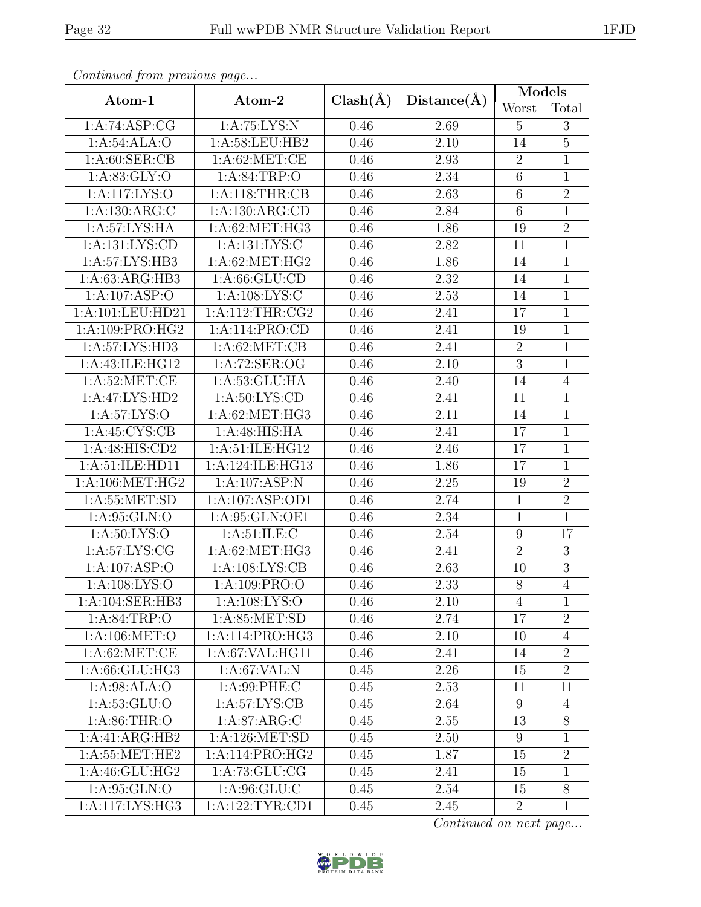*Continued from previous page...*

| Atom-1 | Atom-2 | Clash(Å) | Distance(Å) | Models | |
|---|---|---|---|---|---|
| | | | | Worst | Total |
| 1:A:74:ASP:CG | 1:A:75:LYS:N | 0.46 | 2.69 | 5 | 3 |
| 1:A:54:ALA:O | 1:A:58:LEU:HB2 | 0.46 | 2.10 | 14 | 5 |
| 1:A:60:SER:CB | 1:A:62:MET:CE | 0.46 | 2.93 | 2 | 1 |
| 1:A:83:GLY:O | 1:A:84:TRP:O | 0.46 | 2.34 | 6 | 1 |
| 1:A:117:LYS:O | 1:A:118:THR:CB | 0.46 | 2.63 | 6 | 2 |
| 1:A:130:ARG:C | 1:A:130:ARG:CD | 0.46 | 2.84 | 6 | 1 |
| 1:A:57:LYS:HA | 1:A:62:MET:HG3 | 0.46 | 1.86 | 19 | 2 |
| 1:A:131:LYS:CD | 1:A:131:LYS:C | 0.46 | 2.82 | 11 | 1 |
| 1:A:57:LYS:HB3 | 1:A:62:MET:HG2 | 0.46 | 1.86 | 14 | 1 |
| 1:A:63:ARG:HB3 | 1:A:66:GLU:CD | 0.46 | 2.32 | 14 | 1 |
| 1:A:107:ASP:O | 1:A:108:LYS:C | 0.46 | 2.53 | 14 | 1 |
| 1:A:101:LEU:HD21 | 1:A:112:THR:CG2 | 0.46 | 2.41 | 17 | 1 |
| 1:A:109:PRO:HG2 | 1:A:114:PRO:CD | 0.46 | 2.41 | 19 | 1 |
| 1:A:57:LYS:HD3 | 1:A:62:MET:CB | 0.46 | 2.41 | 2 | 1 |
| 1:A:43:ILE:HG12 | 1:A:72:SER:OG | 0.46 | 2.10 | 3 | 1 |
| 1:A:52:MET:CE | 1:A:53:GLU:HA | 0.46 | 2.40 | 14 | 4 |
| 1:A:47:LYS:HD2 | 1:A:50:LYS:CD | 0.46 | 2.41 | 11 | 1 |
| 1:A:57:LYS:O | 1:A:62:MET:HG3 | 0.46 | 2.11 | 14 | 1 |
| 1:A:45:CYS:CB | 1:A:48:HIS:HA | 0.46 | 2.41 | 17 | 1 |
| 1:A:48:HIS:CD2 | 1:A:51:ILE:HG12 | 0.46 | 2.46 | 17 | 1 |
| 1:A:51:ILE:HD11 | 1:A:124:ILE:HG13 | 0.46 | 1.86 | 17 | 1 |
| 1:A:106:MET:HG2 | 1:A:107:ASP:N | 0.46 | 2.25 | 19 | 2 |
| 1:A:55:MET:SD | 1:A:107:ASP:OD1 | 0.46 | 2.74 | 1 | 2 |
| 1:A:95:GLN:O | 1:A:95:GLN:OE1 | 0.46 | 2.34 | 1 | 1 |
| 1:A:50:LYS:O | 1:A:51:ILE:C | 0.46 | 2.54 | 9 | 17 |
| 1:A:57:LYS:CG | 1:A:62:MET:HG3 | 0.46 | 2.41 | 2 | 3 |
| 1:A:107:ASP:O | 1:A:108:LYS:CB | 0.46 | 2.63 | 10 | 3 |
| 1:A:108:LYS:O | 1:A:109:PRO:O | 0.46 | 2.33 | 8 | 4 |
| 1:A:104:SER:HB3 | 1:A:108:LYS:O | 0.46 | 2.10 | 4 | 1 |
| 1:A:84:TRP:O | 1:A:85:MET:SD | 0.46 | 2.74 | 17 | 2 |
| 1:A:106:MET:O | 1:A:114:PRO:HG3 | 0.46 | 2.10 | 10 | 4 |
| 1:A:62:MET:CE | 1:A:67:VAL:HG11 | 0.46 | 2.41 | 14 | 2 |
| 1:A:66:GLU:HG3 | 1:A:67:VAL:N | 0.45 | 2.26 | 15 | 2 |
| 1:A:98:ALA:O | 1:A:99:PHE:C | 0.45 | 2.53 | 11 | 11 |
| 1:A:53:GLU:O | 1:A:57:LYS:CB | 0.45 | 2.64 | 9 | 4 |
| 1:A:86:THR:O | 1:A:87:ARG:C | 0.45 | 2.55 | 13 | 8 |
| 1:A:41:ARG:HB2 | 1:A:126:MET:SD | 0.45 | 2.50 | 9 | 1 |
| 1:A:55:MET:HE2 | 1:A:114:PRO:HG2 | 0.45 | 1.87 | 15 | 2 |
| 1:A:46:GLU:HG2 | 1:A:73:GLU:CG | 0.45 | 2.41 | 15 | 1 |
| 1:A:95:GLN:O | 1:A:96:GLU:C | 0.45 | 2.54 | 15 | 8 |
| 1:A:117:LYS:HG3 | 1:A:122:TYR:CD1 | 0.45 | 2.45 | 2 | 1 |

*Continued on next page...*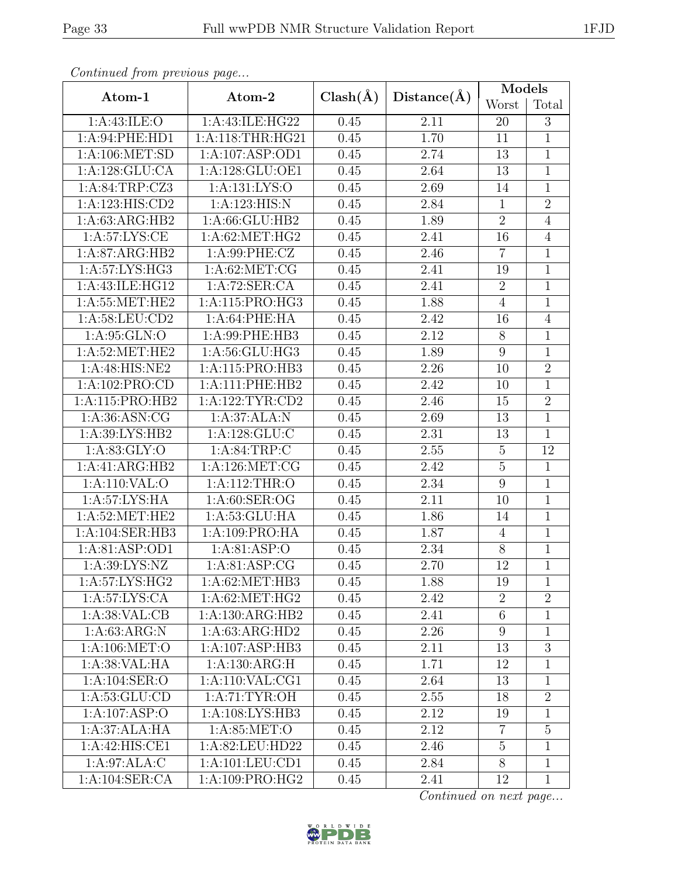*Continued from previous page...*

| Atom-1 | Atom-2 | Clash(Å) | Distance(Å) | Models | |
|---|---|---|---|---|---|
| | | | | Worst | Total |
| 1:A:43:ILE:O | 1:A:43:ILE:HG22 | 0.45 | 2.11 | 20 | 3 |
| 1:A:94:PHE:HD1 | 1:A:118:THR:HG21 | 0.45 | 1.70 | 11 | 1 |
| 1:A:106:MET:SD | 1:A:107:ASP:OD1 | 0.45 | 2.74 | 13 | 1 |
| 1:A:128:GLU:CA | 1:A:128:GLU:OE1 | 0.45 | 2.64 | 13 | 1 |
| 1:A:84:TRP:CZ3 | 1:A:131:LYS:O | 0.45 | 2.69 | 14 | 1 |
| 1:A:123:HIS:CD2 | 1:A:123:HIS:N | 0.45 | 2.84 | 1 | 2 |
| 1:A:63:ARG:HB2 | 1:A:66:GLU:HB2 | 0.45 | 1.89 | 2 | 4 |
| 1:A:57:LYS:CE | 1:A:62:MET:HG2 | 0.45 | 2.41 | 16 | 4 |
| 1:A:87:ARG:HB2 | 1:A:99:PHE:CZ | 0.45 | 2.46 | 7 | 1 |
| 1:A:57:LYS:HG3 | 1:A:62:MET:CG | 0.45 | 2.41 | 19 | 1 |
| 1:A:43:ILE:HG12 | 1:A:72:SER:CA | 0.45 | 2.41 | 2 | 1 |
| 1:A:55:MET:HE2 | 1:A:115:PRO:HG3 | 0.45 | 1.88 | 4 | 1 |
| 1:A:58:LEU:CD2 | 1:A:64:PHE:HA | 0.45 | 2.42 | 16 | 4 |
| 1:A:95:GLN:O | 1:A:99:PHE:HB3 | 0.45 | 2.12 | 8 | 1 |
| 1:A:52:MET:HE2 | 1:A:56:GLU:HG3 | 0.45 | 1.89 | 9 | 1 |
| 1:A:48:HIS:NE2 | 1:A:115:PRO:HB3 | 0.45 | 2.26 | 10 | 2 |
| 1:A:102:PRO:CD | 1:A:111:PHE:HB2 | 0.45 | 2.42 | 10 | 1 |
| 1:A:115:PRO:HB2 | 1:A:122:TYR:CD2 | 0.45 | 2.46 | 15 | 2 |
| 1:A:36:ASN:CG | 1:A:37:ALA:N | 0.45 | 2.69 | 13 | 1 |
| 1:A:39:LYS:HB2 | 1:A:128:GLU:C | 0.45 | 2.31 | 13 | 1 |
| 1:A:83:GLY:O | 1:A:84:TRP:C | 0.45 | 2.55 | 5 | 12 |
| 1:A:41:ARG:HB2 | 1:A:126:MET:CG | 0.45 | 2.42 | 5 | 1 |
| 1:A:110:VAL:O | 1:A:112:THR:O | 0.45 | 2.34 | 9 | 1 |
| 1:A:57:LYS:HA | 1:A:60:SER:OG | 0.45 | 2.11 | 10 | 1 |
| 1:A:52:MET:HE2 | 1:A:53:GLU:HA | 0.45 | 1.86 | 14 | 1 |
| 1:A:104:SER:HB3 | 1:A:109:PRO:HA | 0.45 | 1.87 | 4 | 1 |
| 1:A:81:ASP:OD1 | 1:A:81:ASP:O | 0.45 | 2.34 | 8 | 1 |
| 1:A:39:LYS:NZ | 1:A:81:ASP:CG | 0.45 | 2.70 | 12 | 1 |
| 1:A:57:LYS:HG2 | 1:A:62:MET:HB3 | 0.45 | 1.88 | 19 | 1 |
| 1:A:57:LYS:CA | 1:A:62:MET:HG2 | 0.45 | 2.42 | 2 | 2 |
| 1:A:38:VAL:CB | 1:A:130:ARG:HB2 | 0.45 | 2.41 | 6 | 1 |
| 1:A:63:ARG:N | 1:A:63:ARG:HD2 | 0.45 | 2.26 | 9 | 1 |
| 1:A:106:MET:O | 1:A:107:ASP:HB3 | 0.45 | 2.11 | 13 | 3 |
| 1:A:38:VAL:HA | 1:A:130:ARG:H | 0.45 | 1.71 | 12 | 1 |
| 1:A:104:SER:O | 1:A:110:VAL:CG1 | 0.45 | 2.64 | 13 | 1 |
| 1:A:53:GLU:CD | 1:A:71:TYR:OH | 0.45 | 2.55 | 18 | 2 |
| 1:A:107:ASP:O | 1:A:108:LYS:HB3 | 0.45 | 2.12 | 19 | 1 |
| 1:A:37:ALA:HA | 1:A:85:MET:O | 0.45 | 2.12 | 7 | 5 |
| 1:A:42:HIS:CE1 | 1:A:82:LEU:HD22 | 0.45 | 2.46 | 5 | 1 |
| 1:A:97:ALA:C | 1:A:101:LEU:CD1 | 0.45 | 2.84 | 8 | 1 |
| 1:A:104:SER:CA | 1:A:109:PRO:HG2 | 0.45 | 2.41 | 12 | 1 |

*Continued on next page...*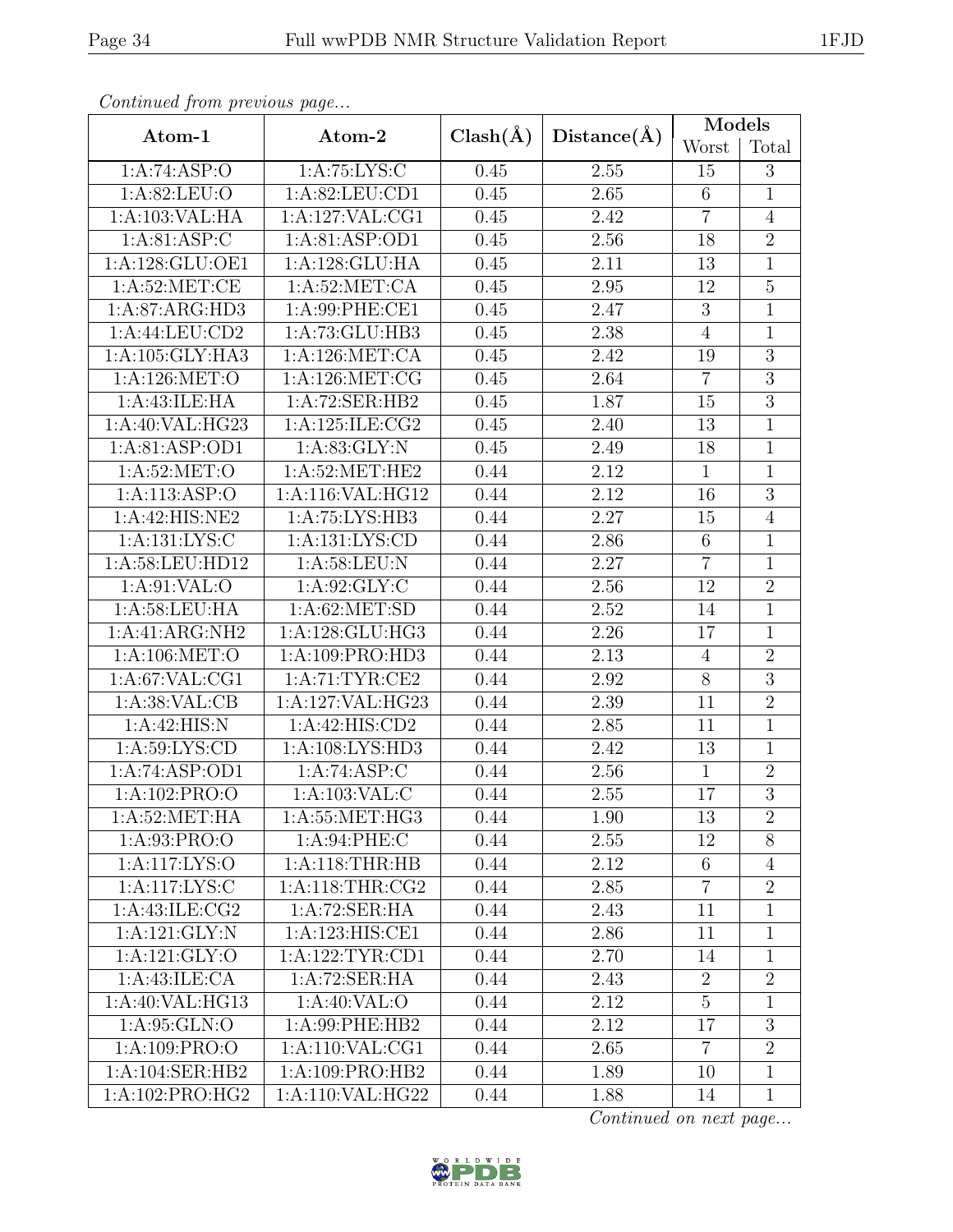*Continued from previous page...*

| Atom-1 | Atom-2 | Clash(Å) | Distance(Å) | Models | |
|---|---|---|---|---|---|
| | | | | Worst | Total |
| 1:A:74:ASP:O | 1:A:75:LYS:C | 0.45 | 2.55 | 15 | 3 |
| 1:A:82:LEU:O | 1:A:82:LEU:CD1 | 0.45 | 2.65 | 6 | 1 |
| 1:A:103:VAL:HA | 1:A:127:VAL:CG1 | 0.45 | 2.42 | 7 | 4 |
| 1:A:81:ASP:C | 1:A:81:ASP:OD1 | 0.45 | 2.56 | 18 | 2 |
| 1:A:128:GLU:OE1 | 1:A:128:GLU:HA | 0.45 | 2.11 | 13 | 1 |
| 1:A:52:MET:CE | 1:A:52:MET:CA | 0.45 | 2.95 | 12 | 5 |
| 1:A:87:ARG:HD3 | 1:A:99:PHE:CE1 | 0.45 | 2.47 | 3 | 1 |
| 1:A:44:LEU:CD2 | 1:A:73:GLU:HB3 | 0.45 | 2.38 | 4 | 1 |
| 1:A:105:GLY:HA3 | 1:A:126:MET:CA | 0.45 | 2.42 | 19 | 3 |
| 1:A:126:MET:O | 1:A:126:MET:CG | 0.45 | 2.64 | 7 | 3 |
| 1:A:43:ILE:HA | 1:A:72:SER:HB2 | 0.45 | 1.87 | 15 | 3 |
| 1:A:40:VAL:HG23 | 1:A:125:ILE:CG2 | 0.45 | 2.40 | 13 | 1 |
| 1:A:81:ASP:OD1 | 1:A:83:GLY:N | 0.45 | 2.49 | 18 | 1 |
| 1:A:52:MET:O | 1:A:52:MET:HE2 | 0.44 | 2.12 | 1 | 1 |
| 1:A:113:ASP:O | 1:A:116:VAL:HG12 | 0.44 | 2.12 | 16 | 3 |
| 1:A:42:HIS:NE2 | 1:A:75:LYS:HB3 | 0.44 | 2.27 | 15 | 4 |
| 1:A:131:LYS:C | 1:A:131:LYS:CD | 0.44 | 2.86 | 6 | 1 |
| 1:A:58:LEU:HD12 | 1:A:58:LEU:N | 0.44 | 2.27 | 7 | 1 |
| 1:A:91:VAL:O | 1:A:92:GLY:C | 0.44 | 2.56 | 12 | 2 |
| 1:A:58:LEU:HA | 1:A:62:MET:SD | 0.44 | 2.52 | 14 | 1 |
| 1:A:41:ARG:NH2 | 1:A:128:GLU:HG3 | 0.44 | 2.26 | 17 | 1 |
| 1:A:106:MET:O | 1:A:109:PRO:HD3 | 0.44 | 2.13 | 4 | 2 |
| 1:A:67:VAL:CG1 | 1:A:71:TYR:CE2 | 0.44 | 2.92 | 8 | 3 |
| 1:A:38:VAL:CB | 1:A:127:VAL:HG23 | 0.44 | 2.39 | 11 | 2 |
| 1:A:42:HIS:N | 1:A:42:HIS:CD2 | 0.44 | 2.85 | 11 | 1 |
| 1:A:59:LYS:CD | 1:A:108:LYS:HD3 | 0.44 | 2.42 | 13 | 1 |
| 1:A:74:ASP:OD1 | 1:A:74:ASP:C | 0.44 | 2.56 | 1 | 2 |
| 1:A:102:PRO:O | 1:A:103:VAL:C | 0.44 | 2.55 | 17 | 3 |
| 1:A:52:MET:HA | 1:A:55:MET:HG3 | 0.44 | 1.90 | 13 | 2 |
| 1:A:93:PRO:O | 1:A:94:PHE:C | 0.44 | 2.55 | 12 | 8 |
| 1:A:117:LYS:O | 1:A:118:THR:HB | 0.44 | 2.12 | 6 | 4 |
| 1:A:117:LYS:C | 1:A:118:THR:CG2 | 0.44 | 2.85 | 7 | 2 |
| 1:A:43:ILE:CG2 | 1:A:72:SER:HA | 0.44 | 2.43 | 11 | 1 |
| 1:A:121:GLY:N | 1:A:123:HIS:CE1 | 0.44 | 2.86 | 11 | 1 |
| 1:A:121:GLY:O | 1:A:122:TYR:CD1 | 0.44 | 2.70 | 14 | 1 |
| 1:A:43:ILE:CA | 1:A:72:SER:HA | 0.44 | 2.43 | 2 | 2 |
| 1:A:40:VAL:HG13 | 1:A:40:VAL:O | 0.44 | 2.12 | 5 | 1 |
| 1:A:95:GLN:O | 1:A:99:PHE:HB2 | 0.44 | 2.12 | 17 | 3 |
| 1:A:109:PRO:O | 1:A:110:VAL:CG1 | 0.44 | 2.65 | 7 | 2 |
| 1:A:104:SER:HB2 | 1:A:109:PRO:HB2 | 0.44 | 1.89 | 10 | 1 |
| 1:A:102:PRO:HG2 | 1:A:110:VAL:HG22 | 0.44 | 1.88 | 14 | 1 |

*Continued on next page...*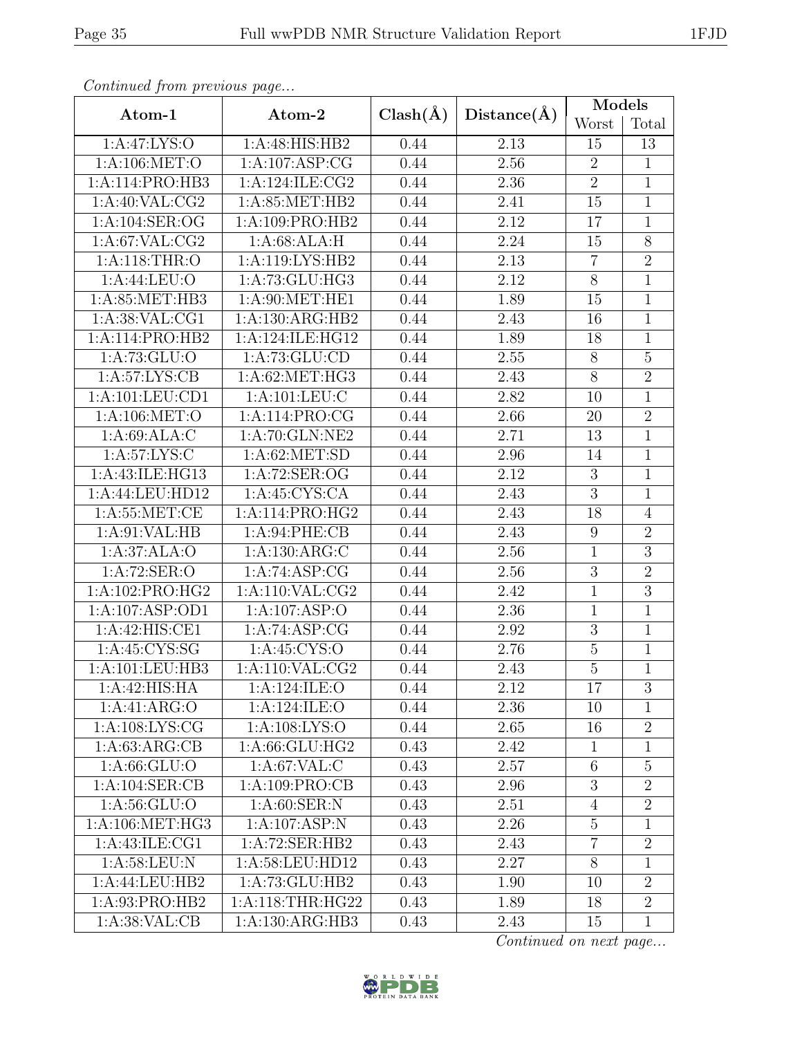*Continued from previous page...*

| Atom-1 | Atom-2 | Clash(Å) | Distance(Å) | Models | |
|---|---|---|---|---|---|
| | | | | Worst | Total |
| 1:A:47:LYS:O | 1:A:48:HIS:HB2 | 0.44 | 2.13 | 15 | 13 |
| 1:A:106:MET:O | 1:A:107:ASP:CG | 0.44 | 2.56 | 2 | 1 |
| 1:A:114:PRO:HB3 | 1:A:124:ILE:CG2 | 0.44 | 2.36 | 2 | 1 |
| 1:A:40:VAL:CG2 | 1:A:85:MET:HB2 | 0.44 | 2.41 | 15 | 1 |
| 1:A:104:SER:OG | 1:A:109:PRO:HB2 | 0.44 | 2.12 | 17 | 1 |
| 1:A:67:VAL:CG2 | 1:A:68:ALA:H | 0.44 | 2.24 | 15 | 8 |
| 1:A:118:THR:O | 1:A:119:LYS:HB2 | 0.44 | 2.13 | 7 | 2 |
| 1:A:44:LEU:O | 1:A:73:GLU:HG3 | 0.44 | 2.12 | 8 | 1 |
| 1:A:85:MET:HB3 | 1:A:90:MET:HE1 | 0.44 | 1.89 | 15 | 1 |
| 1:A:38:VAL:CG1 | 1:A:130:ARG:HB2 | 0.44 | 2.43 | 16 | 1 |
| 1:A:114:PRO:HB2 | 1:A:124:ILE:HG12 | 0.44 | 1.89 | 18 | 1 |
| 1:A:73:GLU:O | 1:A:73:GLU:CD | 0.44 | 2.55 | 8 | 5 |
| 1:A:57:LYS:CB | 1:A:62:MET:HG3 | 0.44 | 2.43 | 8 | 2 |
| 1:A:101:LEU:CD1 | 1:A:101:LEU:C | 0.44 | 2.82 | 10 | 1 |
| 1:A:106:MET:O | 1:A:114:PRO:CG | 0.44 | 2.66 | 20 | 2 |
| 1:A:69:ALA:C | 1:A:70:GLN:NE2 | 0.44 | 2.71 | 13 | 1 |
| 1:A:57:LYS:C | 1:A:62:MET:SD | 0.44 | 2.96 | 14 | 1 |
| 1:A:43:ILE:HG13 | 1:A:72:SER:OG | 0.44 | 2.12 | 3 | 1 |
| 1:A:44:LEU:HD12 | 1:A:45:CYS:CA | 0.44 | 2.43 | 3 | 1 |
| 1:A:55:MET:CE | 1:A:114:PRO:HG2 | 0.44 | 2.43 | 18 | 4 |
| 1:A:91:VAL:HB | 1:A:94:PHE:CB | 0.44 | 2.43 | 9 | 2 |
| 1:A:37:ALA:O | 1:A:130:ARG:C | 0.44 | 2.56 | 1 | 3 |
| 1:A:72:SER:O | 1:A:74:ASP:CG | 0.44 | 2.56 | 3 | 2 |
| 1:A:102:PRO:HG2 | 1:A:110:VAL:CG2 | 0.44 | 2.42 | 1 | 3 |
| 1:A:107:ASP:OD1 | 1:A:107:ASP:O | 0.44 | 2.36 | 1 | 1 |
| 1:A:42:HIS:CE1 | 1:A:74:ASP:CG | 0.44 | 2.92 | 3 | 1 |
| 1:A:45:CYS:SG | 1:A:45:CYS:O | 0.44 | 2.76 | 5 | 1 |
| 1:A:101:LEU:HB3 | 1:A:110:VAL:CG2 | 0.44 | 2.43 | 5 | 1 |
| 1:A:42:HIS:HA | 1:A:124:ILE:O | 0.44 | 2.12 | 17 | 3 |
| 1:A:41:ARG:O | 1:A:124:ILE:O | 0.44 | 2.36 | 10 | 1 |
| 1:A:108:LYS:CG | 1:A:108:LYS:O | 0.44 | 2.65 | 16 | 2 |
| 1:A:63:ARG:CB | 1:A:66:GLU:HG2 | 0.43 | 2.42 | 1 | 1 |
| 1:A:66:GLU:O | 1:A:67:VAL:C | 0.43 | 2.57 | 6 | 5 |
| 1:A:104:SER:CB | 1:A:109:PRO:CB | 0.43 | 2.96 | 3 | 2 |
| 1:A:56:GLU:O | 1:A:60:SER:N | 0.43 | 2.51 | 4 | 2 |
| 1:A:106:MET:HG3 | 1:A:107:ASP:N | 0.43 | 2.26 | 5 | 1 |
| 1:A:43:ILE:CG1 | 1:A:72:SER:HB2 | 0.43 | 2.43 | 7 | 2 |
| 1:A:58:LEU:N | 1:A:58:LEU:HD12 | 0.43 | 2.27 | 8 | 1 |
| 1:A:44:LEU:HB2 | 1:A:73:GLU:HB2 | 0.43 | 1.90 | 10 | 2 |
| 1:A:93:PRO:HB2 | 1:A:118:THR:HG22 | 0.43 | 1.89 | 18 | 2 |
| 1:A:38:VAL:CB | 1:A:130:ARG:HB3 | 0.43 | 2.43 | 15 | 1 |

*Continued on next page...*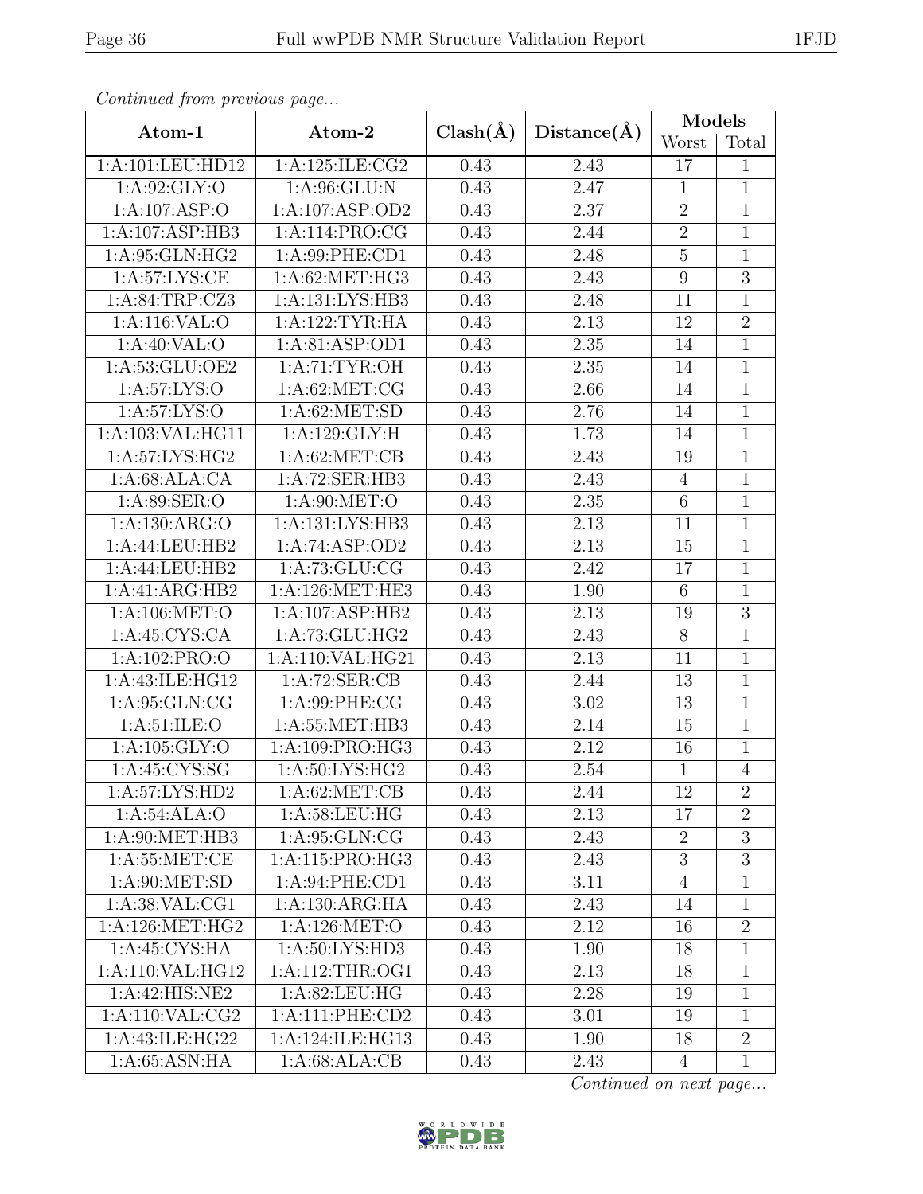*Continued from previous page...*

| Atom-1 | Atom-2 | Clash(Å) | Distance(Å) | Models | |
|---|---|---|---|---|---|
| | | | | Worst | Total |
| 1:A:101:LEU:HD12 | 1:A:125:ILE:CG2 | 0.43 | 2.43 | 17 | 1 |
| 1:A:92:GLY:O | 1:A:96:GLU:N | 0.43 | 2.47 | 1 | 1 |
| 1:A:107:ASP:O | 1:A:107:ASP:OD2 | 0.43 | 2.37 | 2 | 1 |
| 1:A:107:ASP:HB3 | 1:A:114:PRO:CG | 0.43 | 2.44 | 2 | 1 |
| 1:A:95:GLN:HG2 | 1:A:99:PHE:CD1 | 0.43 | 2.48 | 5 | 1 |
| 1:A:57:LYS:CE | 1:A:62:MET:HG3 | 0.43 | 2.43 | 9 | 3 |
| 1:A:84:TRP:CZ3 | 1:A:131:LYS:HB3 | 0.43 | 2.48 | 11 | 1 |
| 1:A:116:VAL:O | 1:A:122:TYR:HA | 0.43 | 2.13 | 12 | 2 |
| 1:A:40:VAL:O | 1:A:81:ASP:OD1 | 0.43 | 2.35 | 14 | 1 |
| 1:A:53:GLU:OE2 | 1:A:71:TYR:OH | 0.43 | 2.35 | 14 | 1 |
| 1:A:57:LYS:O | 1:A:62:MET:CG | 0.43 | 2.66 | 14 | 1 |
| 1:A:57:LYS:O | 1:A:62:MET:SD | 0.43 | 2.76 | 14 | 1 |
| 1:A:103:VAL:HG11 | 1:A:129:GLY:H | 0.43 | 1.73 | 14 | 1 |
| 1:A:57:LYS:HG2 | 1:A:62:MET:CB | 0.43 | 2.43 | 19 | 1 |
| 1:A:68:ALA:CA | 1:A:72:SER:HB3 | 0.43 | 2.43 | 4 | 1 |
| 1:A:89:SER:O | 1:A:90:MET:O | 0.43 | 2.35 | 6 | 1 |
| 1:A:130:ARG:O | 1:A:131:LYS:HB3 | 0.43 | 2.13 | 11 | 1 |
| 1:A:44:LEU:HB2 | 1:A:74:ASP:OD2 | 0.43 | 2.13 | 15 | 1 |
| 1:A:44:LEU:HB2 | 1:A:73:GLU:CG | 0.43 | 2.42 | 17 | 1 |
| 1:A:41:ARG:HB2 | 1:A:126:MET:HE3 | 0.43 | 1.90 | 6 | 1 |
| 1:A:106:MET:O | 1:A:107:ASP:HB2 | 0.43 | 2.13 | 19 | 3 |
| 1:A:45:CYS:CA | 1:A:73:GLU:HG2 | 0.43 | 2.43 | 8 | 1 |
| 1:A:102:PRO:O | 1:A:110:VAL:HG21 | 0.43 | 2.13 | 11 | 1 |
| 1:A:43:ILE:HG12 | 1:A:72:SER:CB | 0.43 | 2.44 | 13 | 1 |
| 1:A:95:GLN:CG | 1:A:99:PHE:CG | 0.43 | 3.02 | 13 | 1 |
| 1:A:51:ILE:O | 1:A:55:MET:HB3 | 0.43 | 2.14 | 15 | 1 |
| 1:A:105:GLY:O | 1:A:109:PRO:HG3 | 0.43 | 2.12 | 16 | 1 |
| 1:A:45:CYS:SG | 1:A:50:LYS:HG2 | 0.43 | 2.54 | 1 | 4 |
| 1:A:57:LYS:HD2 | 1:A:62:MET:CB | 0.43 | 2.44 | 12 | 2 |
| 1:A:54:ALA:O | 1:A:58:LEU:HG | 0.43 | 2.13 | 17 | 2 |
| 1:A:90:MET:HB3 | 1:A:95:GLN:CG | 0.43 | 2.43 | 2 | 3 |
| 1:A:55:MET:CE | 1:A:115:PRO:HG3 | 0.43 | 2.43 | 3 | 3 |
| 1:A:90:MET:SD | 1:A:94:PHE:CD1 | 0.43 | 3.11 | 4 | 1 |
| 1:A:38:VAL:CG1 | 1:A:130:ARG:HA | 0.43 | 2.43 | 14 | 1 |
| 1:A:126:MET:HG2 | 1:A:126:MET:O | 0.43 | 2.12 | 16 | 2 |
| 1:A:45:CYS:HA | 1:A:50:LYS:HD3 | 0.43 | 1.90 | 18 | 1 |
| 1:A:110:VAL:HG12 | 1:A:112:THR:OG1 | 0.43 | 2.13 | 18 | 1 |
| 1:A:42:HIS:NE2 | 1:A:82:LEU:HG | 0.43 | 2.28 | 19 | 1 |
| 1:A:110:VAL:CG2 | 1:A:111:PHE:CD2 | 0.43 | 3.01 | 19 | 1 |
| 1:A:43:ILE:HG22 | 1:A:124:ILE:HG13 | 0.43 | 1.90 | 18 | 2 |
| 1:A:65:ASN:HA | 1:A:68:ALA:CB | 0.43 | 2.43 | 4 | 1 |

*Continued on next page...*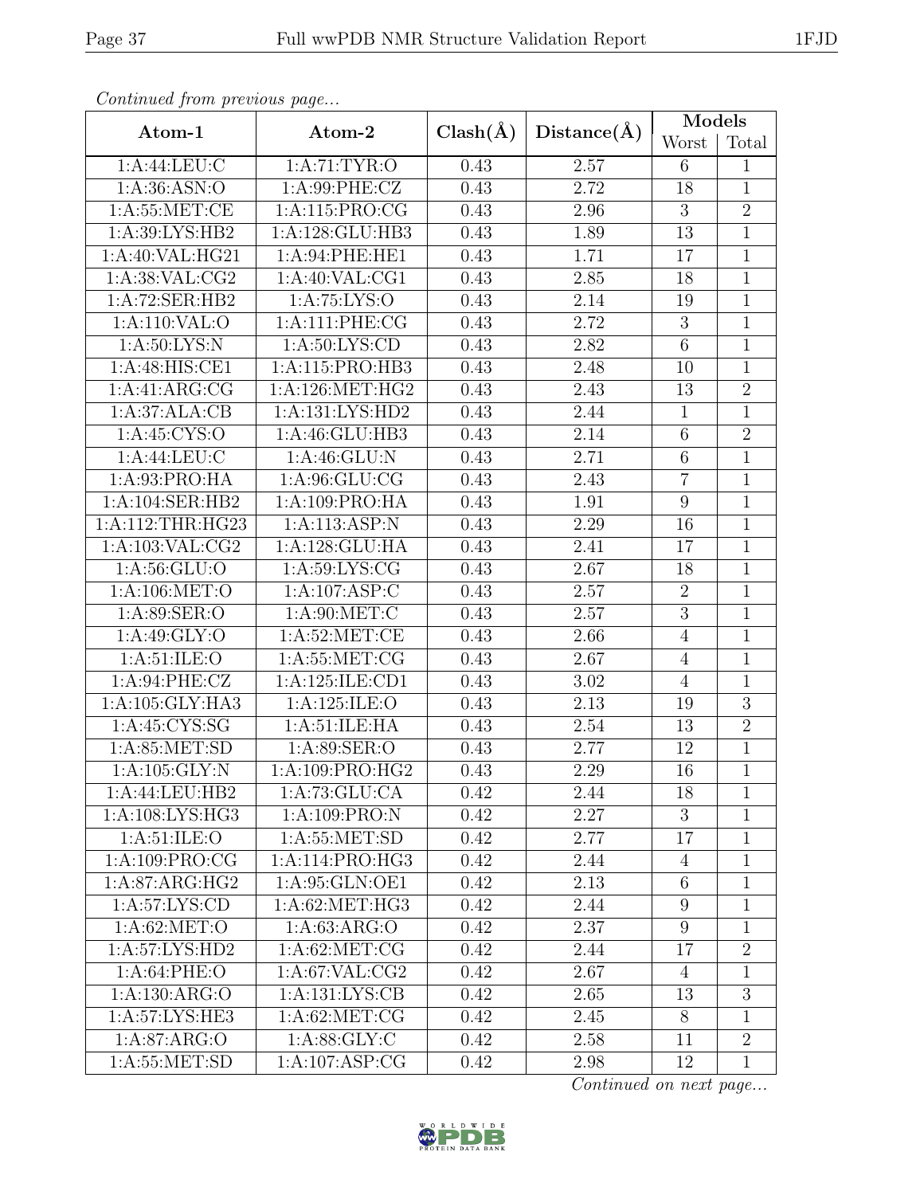*Continued from previous page...*

| Atom-1 | Atom-2 | Clash(Å) | Distance(Å) | Models | |
|---|---|---|---|---|---|
| | | | | Worst | Total |
| 1:A:44:LEU:C | 1:A:71:TYR:O | 0.43 | 2.57 | 6 | 1 |
| 1:A:36:ASN:O | 1:A:99:PHE:CZ | 0.43 | 2.72 | 18 | 1 |
| 1:A:55:MET:CE | 1:A:115:PRO:CG | 0.43 | 2.96 | 3 | 2 |
| 1:A:39:LYS:HB2 | 1:A:128:GLU:HB3 | 0.43 | 1.89 | 13 | 1 |
| 1:A:40:VAL:HG21 | 1:A:94:PHE:HE1 | 0.43 | 1.71 | 17 | 1 |
| 1:A:38:VAL:CG2 | 1:A:40:VAL:CG1 | 0.43 | 2.85 | 18 | 1 |
| 1:A:72:SER:HB2 | 1:A:75:LYS:O | 0.43 | 2.14 | 19 | 1 |
| 1:A:110:VAL:O | 1:A:111:PHE:CG | 0.43 | 2.72 | 3 | 1 |
| 1:A:50:LYS:N | 1:A:50:LYS:CD | 0.43 | 2.82 | 6 | 1 |
| 1:A:48:HIS:CE1 | 1:A:115:PRO:HB3 | 0.43 | 2.48 | 10 | 1 |
| 1:A:41:ARG:CG | 1:A:126:MET:HG2 | 0.43 | 2.43 | 13 | 2 |
| 1:A:37:ALA:CB | 1:A:131:LYS:HD2 | 0.43 | 2.44 | 1 | 1 |
| 1:A:45:CYS:O | 1:A:46:GLU:HB3 | 0.43 | 2.14 | 6 | 2 |
| 1:A:44:LEU:C | 1:A:46:GLU:N | 0.43 | 2.71 | 6 | 1 |
| 1:A:93:PRO:HA | 1:A:96:GLU:CG | 0.43 | 2.43 | 7 | 1 |
| 1:A:104:SER:HB2 | 1:A:109:PRO:HA | 0.43 | 1.91 | 9 | 1 |
| 1:A:112:THR:HG23 | 1:A:113:ASP:N | 0.43 | 2.29 | 16 | 1 |
| 1:A:103:VAL:CG2 | 1:A:128:GLU:HA | 0.43 | 2.41 | 17 | 1 |
| 1:A:56:GLU:O | 1:A:59:LYS:CG | 0.43 | 2.67 | 18 | 1 |
| 1:A:106:MET:O | 1:A:107:ASP:C | 0.43 | 2.57 | 2 | 1 |
| 1:A:89:SER:O | 1:A:90:MET:C | 0.43 | 2.57 | 3 | 1 |
| 1:A:49:GLY:O | 1:A:52:MET:CE | 0.43 | 2.66 | 4 | 1 |
| 1:A:51:ILE:O | 1:A:55:MET:CG | 0.43 | 2.67 | 4 | 1 |
| 1:A:94:PHE:CZ | 1:A:125:ILE:CD1 | 0.43 | 3.02 | 4 | 1 |
| 1:A:105:GLY:HA3 | 1:A:125:ILE:O | 0.43 | 2.13 | 19 | 3 |
| 1:A:45:CYS:SG | 1:A:51:ILE:HA | 0.43 | 2.54 | 13 | 2 |
| 1:A:85:MET:SD | 1:A:89:SER:O | 0.43 | 2.77 | 12 | 1 |
| 1:A:105:GLY:N | 1:A:109:PRO:HG2 | 0.43 | 2.29 | 16 | 1 |
| 1:A:44:LEU:HB2 | 1:A:73:GLU:CA | 0.42 | 2.44 | 18 | 1 |
| 1:A:108:LYS:HG3 | 1:A:109:PRO:N | 0.42 | 2.27 | 3 | 1 |
| 1:A:51:ILE:O | 1:A:55:MET:SD | 0.42 | 2.77 | 17 | 1 |
| 1:A:109:PRO:CG | 1:A:114:PRO:HG3 | 0.42 | 2.44 | 4 | 1 |
| 1:A:87:ARG:HG2 | 1:A:95:GLN:OE1 | 0.42 | 2.13 | 6 | 1 |
| 1:A:57:LYS:CD | 1:A:62:MET:HG3 | 0.42 | 2.44 | 9 | 1 |
| 1:A:62:MET:O | 1:A:63:ARG:O | 0.42 | 2.37 | 9 | 1 |
| 1:A:57:LYS:HD2 | 1:A:62:MET:CG | 0.42 | 2.44 | 17 | 2 |
| 1:A:64:PHE:O | 1:A:67:VAL:CG2 | 0.42 | 2.67 | 4 | 1 |
| 1:A:130:ARG:O | 1:A:131:LYS:CB | 0.42 | 2.65 | 13 | 3 |
| 1:A:57:LYS:HE3 | 1:A:62:MET:CG | 0.42 | 2.45 | 8 | 1 |
| 1:A:87:ARG:O | 1:A:88:GLY:C | 0.42 | 2.58 | 11 | 2 |
| 1:A:55:MET:SD | 1:A:107:ASP:CG | 0.42 | 2.98 | 12 | 1 |

*Continued on next page...*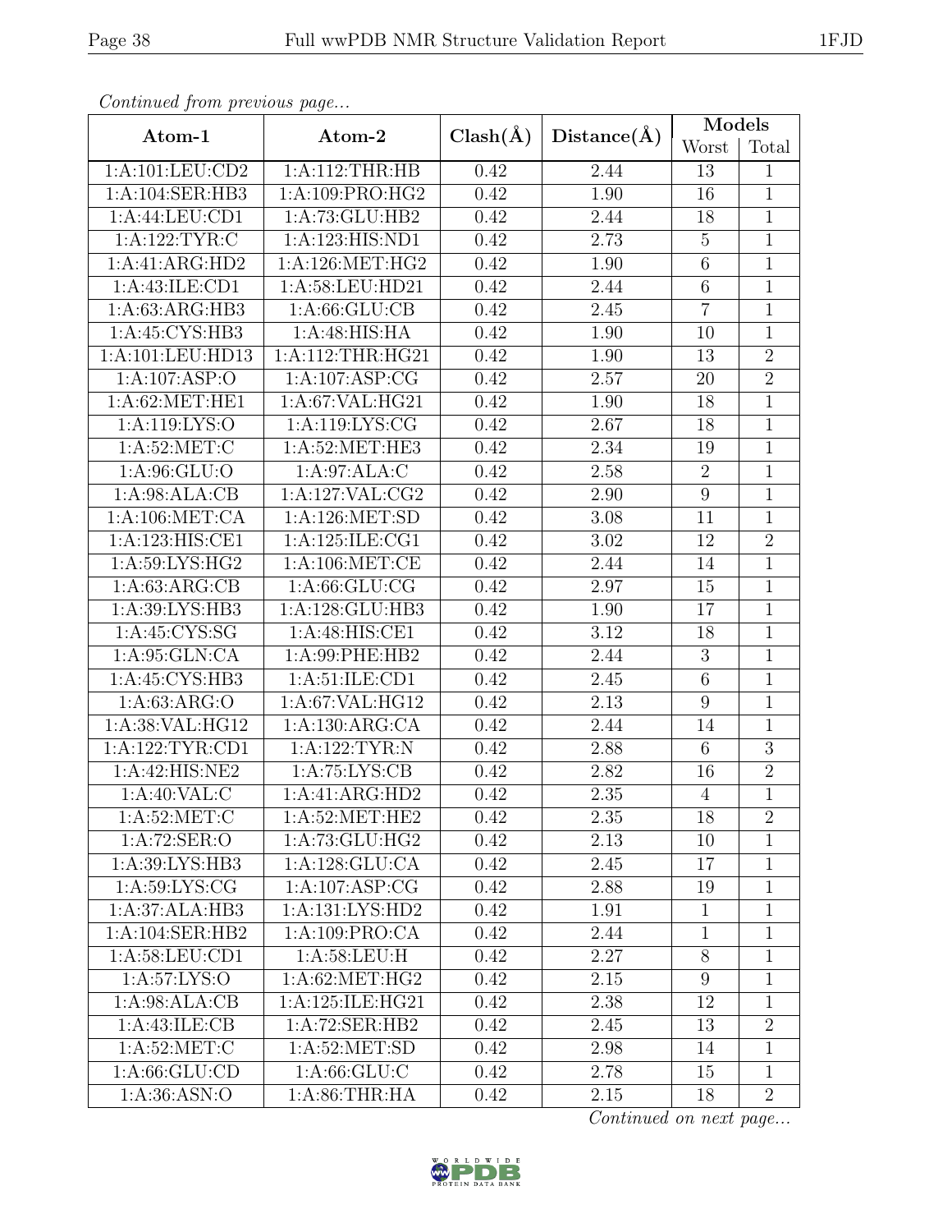*Continued from previous page...*

| Atom-1 | Atom-2 | Clash(Å) | Distance(Å) | Models | |
|---|---|---|---|---|---|
| | | | | Worst | Total |
| 1:A:101:LEU:CD2 | 1:A:112:THR:HB | 0.42 | 2.44 | 13 | 1 |
| 1:A:104:SER:HB3 | 1:A:109:PRO:HG2 | 0.42 | 1.90 | 16 | 1 |
| 1:A:44:LEU:CD1 | 1:A:73:GLU:HB2 | 0.42 | 2.44 | 18 | 1 |
| 1:A:122:TYR:C | 1:A:123:HIS:ND1 | 0.42 | 2.73 | 5 | 1 |
| 1:A:41:ARG:HD2 | 1:A:126:MET:HG2 | 0.42 | 1.90 | 6 | 1 |
| 1:A:43:ILE:CD1 | 1:A:58:LEU:HD21 | 0.42 | 2.44 | 6 | 1 |
| 1:A:63:ARG:HB3 | 1:A:66:GLU:CB | 0.42 | 2.45 | 7 | 1 |
| 1:A:45:CYS:HB3 | 1:A:48:HIS:HA | 0.42 | 1.90 | 10 | 1 |
| 1:A:101:LEU:HD13 | 1:A:112:THR:HG21 | 0.42 | 1.90 | 13 | 2 |
| 1:A:107:ASP:O | 1:A:107:ASP:CG | 0.42 | 2.57 | 20 | 2 |
| 1:A:62:MET:HE1 | 1:A:67:VAL:HG21 | 0.42 | 1.90 | 18 | 1 |
| 1:A:119:LYS:O | 1:A:119:LYS:CG | 0.42 | 2.67 | 18 | 1 |
| 1:A:52:MET:C | 1:A:52:MET:HE3 | 0.42 | 2.34 | 19 | 1 |
| 1:A:96:GLU:O | 1:A:97:ALA:C | 0.42 | 2.58 | 2 | 1 |
| 1:A:98:ALA:CB | 1:A:127:VAL:CG2 | 0.42 | 2.90 | 9 | 1 |
| 1:A:106:MET:CA | 1:A:126:MET:SD | 0.42 | 3.08 | 11 | 1 |
| 1:A:123:HIS:CE1 | 1:A:125:ILE:CG1 | 0.42 | 3.02 | 12 | 2 |
| 1:A:59:LYS:HG2 | 1:A:106:MET:CE | 0.42 | 2.44 | 14 | 1 |
| 1:A:63:ARG:CB | 1:A:66:GLU:CG | 0.42 | 2.97 | 15 | 1 |
| 1:A:39:LYS:HB3 | 1:A:128:GLU:HB3 | 0.42 | 1.90 | 17 | 1 |
| 1:A:45:CYS:SG | 1:A:48:HIS:CE1 | 0.42 | 3.12 | 18 | 1 |
| 1:A:95:GLN:CA | 1:A:99:PHE:HB2 | 0.42 | 2.44 | 3 | 1 |
| 1:A:45:CYS:HB3 | 1:A:51:ILE:CD1 | 0.42 | 2.45 | 6 | 1 |
| 1:A:63:ARG:O | 1:A:67:VAL:HG12 | 0.42 | 2.13 | 9 | 1 |
| 1:A:38:VAL:HG12 | 1:A:130:ARG:CA | 0.42 | 2.44 | 14 | 1 |
| 1:A:122:TYR:CD1 | 1:A:122:TYR:N | 0.42 | 2.88 | 6 | 3 |
| 1:A:42:HIS:NE2 | 1:A:75:LYS:CB | 0.42 | 2.82 | 16 | 2 |
| 1:A:40:VAL:C | 1:A:41:ARG:HD2 | 0.42 | 2.35 | 4 | 1 |
| 1:A:52:MET:C | 1:A:52:MET:HE2 | 0.42 | 2.35 | 18 | 2 |
| 1:A:72:SER:O | 1:A:73:GLU:HG2 | 0.42 | 2.13 | 10 | 1 |
| 1:A:39:LYS:HB3 | 1:A:128:GLU:CA | 0.42 | 2.45 | 17 | 1 |
| 1:A:59:LYS:CG | 1:A:107:ASP:CG | 0.42 | 2.88 | 19 | 1 |
| 1:A:37:ALA:HB3 | 1:A:131:LYS:HD2 | 0.42 | 1.91 | 1 | 1 |
| 1:A:104:SER:HB2 | 1:A:109:PRO:CA | 0.42 | 2.44 | 1 | 1 |
| 1:A:58:LEU:CD1 | 1:A:58:LEU:H | 0.42 | 2.27 | 8 | 1 |
| 1:A:57:LYS:O | 1:A:62:MET:HG2 | 0.42 | 2.15 | 9 | 1 |
| 1:A:98:ALA:CB | 1:A:125:ILE:HG21 | 0.42 | 2.38 | 12 | 1 |
| 1:A:43:ILE:CB | 1:A:72:SER:HB2 | 0.42 | 2.45 | 13 | 2 |
| 1:A:52:MET:C | 1:A:52:MET:SD | 0.42 | 2.98 | 14 | 1 |
| 1:A:66:GLU:CD | 1:A:66:GLU:C | 0.42 | 2.78 | 15 | 1 |
| 1:A:36:ASN:O | 1:A:86:THR:HA | 0.42 | 2.15 | 18 | 2 |

*Continued on next page...*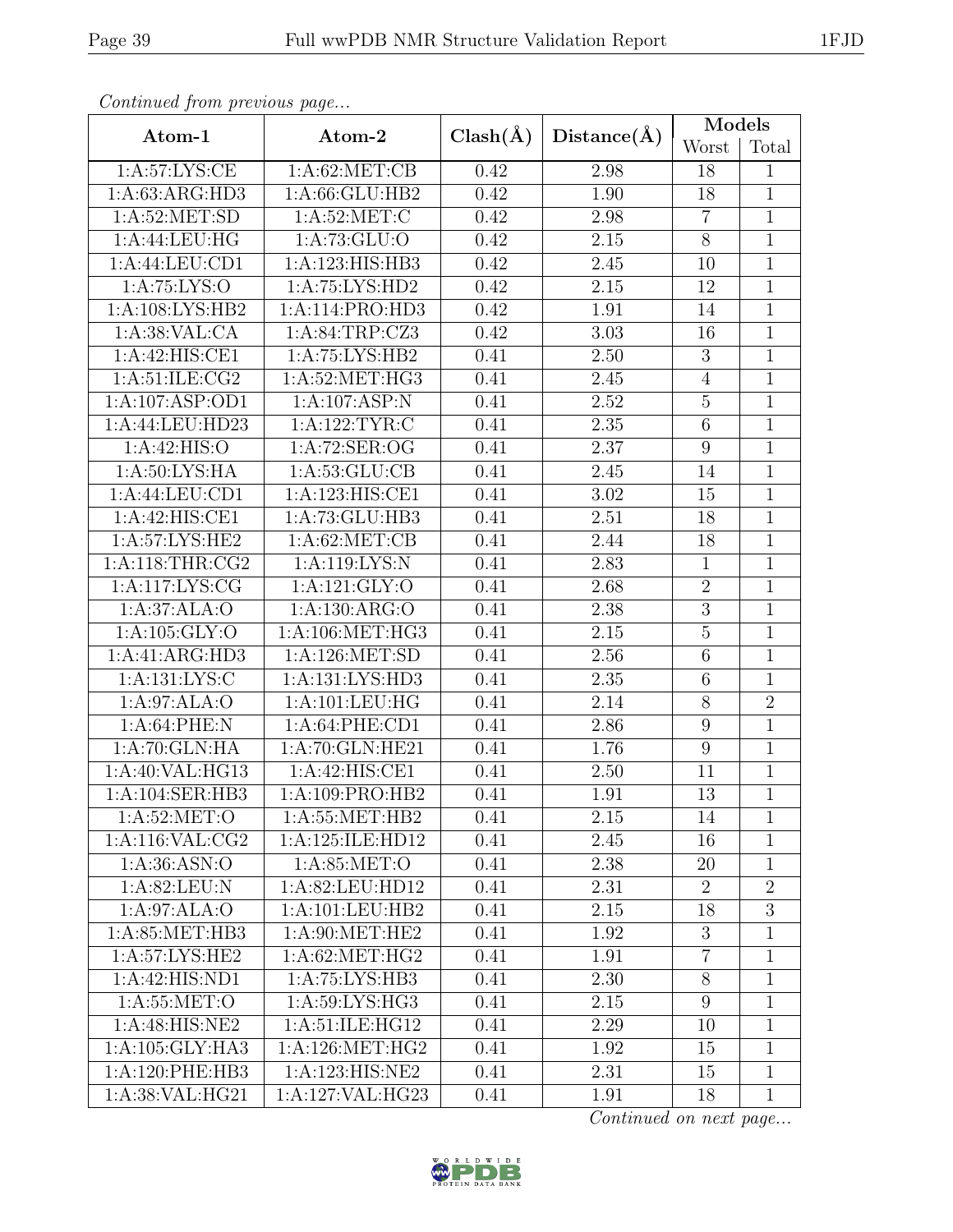*Continued from previous page...*

| Atom-1 | Atom-2 | Clash(Å) | Distance(Å) | Models | |
|---|---|---|---|---|---|
| | | | | Worst | Total |
| 1:A:57:LYS:CE | 1:A:62:MET:CB | 0.42 | 2.98 | 18 | 1 |
| 1:A:63:ARG:HD3 | 1:A:66:GLU:HB2 | 0.42 | 1.90 | 18 | 1 |
| 1:A:52:MET:SD | 1:A:52:MET:C | 0.42 | 2.98 | 7 | 1 |
| 1:A:44:LEU:HG | 1:A:73:GLU:O | 0.42 | 2.15 | 8 | 1 |
| 1:A:44:LEU:CD1 | 1:A:123:HIS:HB3 | 0.42 | 2.45 | 10 | 1 |
| 1:A:75:LYS:O | 1:A:75:LYS:HD2 | 0.42 | 2.15 | 12 | 1 |
| 1:A:108:LYS:HB2 | 1:A:114:PRO:HD3 | 0.42 | 1.91 | 14 | 1 |
| 1:A:38:VAL:CA | 1:A:84:TRP:CZ3 | 0.42 | 3.03 | 16 | 1 |
| 1:A:42:HIS:CE1 | 1:A:75:LYS:HB2 | 0.41 | 2.50 | 3 | 1 |
| 1:A:51:ILE:CG2 | 1:A:52:MET:HG3 | 0.41 | 2.45 | 4 | 1 |
| 1:A:107:ASP:OD1 | 1:A:107:ASP:N | 0.41 | 2.52 | 5 | 1 |
| 1:A:44:LEU:HD23 | 1:A:122:TYR:C | 0.41 | 2.35 | 6 | 1 |
| 1:A:42:HIS:O | 1:A:72:SER:OG | 0.41 | 2.37 | 9 | 1 |
| 1:A:50:LYS:HA | 1:A:53:GLU:CB | 0.41 | 2.45 | 14 | 1 |
| 1:A:44:LEU:CD1 | 1:A:123:HIS:CE1 | 0.41 | 3.02 | 15 | 1 |
| 1:A:42:HIS:CE1 | 1:A:73:GLU:HB3 | 0.41 | 2.51 | 18 | 1 |
| 1:A:57:LYS:HE2 | 1:A:62:MET:CB | 0.41 | 2.44 | 18 | 1 |
| 1:A:118:THR:CG2 | 1:A:119:LYS:N | 0.41 | 2.83 | 1 | 1 |
| 1:A:117:LYS:CG | 1:A:121:GLY:O | 0.41 | 2.68 | 2 | 1 |
| 1:A:37:ALA:O | 1:A:130:ARG:O | 0.41 | 2.38 | 3 | 1 |
| 1:A:105:GLY:O | 1:A:106:MET:HG3 | 0.41 | 2.15 | 5 | 1 |
| 1:A:41:ARG:HD3 | 1:A:126:MET:SD | 0.41 | 2.56 | 6 | 1 |
| 1:A:131:LYS:C | 1:A:131:LYS:HD3 | 0.41 | 2.35 | 6 | 1 |
| 1:A:97:ALA:O | 1:A:101:LEU:HG | 0.41 | 2.14 | 8 | 2 |
| 1:A:64:PHE:N | 1:A:64:PHE:CD1 | 0.41 | 2.86 | 9 | 1 |
| 1:A:70:GLN:HA | 1:A:70:GLN:HE21 | 0.41 | 1.76 | 9 | 1 |
| 1:A:40:VAL:HG13 | 1:A:42:HIS:CE1 | 0.41 | 2.50 | 11 | 1 |
| 1:A:104:SER:HB3 | 1:A:109:PRO:HB2 | 0.41 | 1.91 | 13 | 1 |
| 1:A:52:MET:O | 1:A:55:MET:HB2 | 0.41 | 2.15 | 14 | 1 |
| 1:A:116:VAL:CG2 | 1:A:125:ILE:HD12 | 0.41 | 2.45 | 16 | 1 |
| 1:A:36:ASN:O | 1:A:85:MET:O | 0.41 | 2.38 | 20 | 1 |
| 1:A:82:LEU:N | 1:A:82:LEU:HD12 | 0.41 | 2.31 | 2 | 2 |
| 1:A:97:ALA:O | 1:A:101:LEU:HB2 | 0.41 | 2.15 | 18 | 3 |
| 1:A:85:MET:HB3 | 1:A:90:MET:HE2 | 0.41 | 1.92 | 3 | 1 |
| 1:A:57:LYS:HE2 | 1:A:62:MET:HG2 | 0.41 | 1.91 | 7 | 1 |
| 1:A:42:HIS:ND1 | 1:A:75:LYS:HB3 | 0.41 | 2.30 | 8 | 1 |
| 1:A:55:MET:O | 1:A:59:LYS:HG3 | 0.41 | 2.15 | 9 | 1 |
| 1:A:48:HIS:NE2 | 1:A:51:ILE:HG12 | 0.41 | 2.29 | 10 | 1 |
| 1:A:105:GLY:HA3 | 1:A:126:MET:HG2 | 0.41 | 1.92 | 15 | 1 |
| 1:A:120:PHE:HB3 | 1:A:123:HIS:NE2 | 0.41 | 2.31 | 15 | 1 |
| 1:A:38:VAL:HG21 | 1:A:127:VAL:HG23 | 0.41 | 1.91 | 18 | 1 |

*Continued on next page...*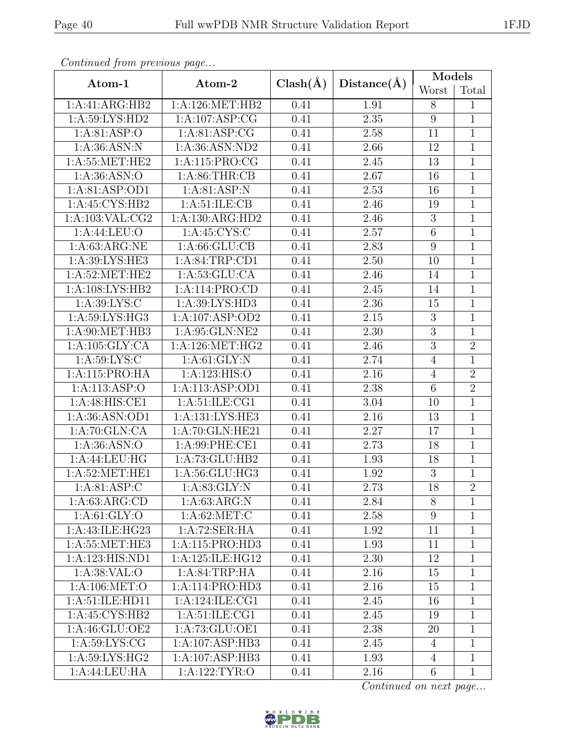*Continued from previous page...*

| Atom-1 | Atom-2 | Clash(Å) | Distance(Å) | Models | |
|---|---|---|---|---|---|
| | | | | Worst | Total |
| 1:A:41:ARG:HB2 | 1:A:126:MET:HB2 | 0.41 | 1.91 | 8 | 1 |
| 1:A:59:LYS:HD2 | 1:A:107:ASP:CG | 0.41 | 2.35 | 9 | 1 |
| 1:A:81:ASP:O | 1:A:81:ASP:CG | 0.41 | 2.58 | 11 | 1 |
| 1:A:36:ASN:N | 1:A:36:ASN:ND2 | 0.41 | 2.66 | 12 | 1 |
| 1:A:55:MET:HE2 | 1:A:115:PRO:CG | 0.41 | 2.45 | 13 | 1 |
| 1:A:36:ASN:O | 1:A:86:THR:CB | 0.41 | 2.67 | 16 | 1 |
| 1:A:81:ASP:OD1 | 1:A:81:ASP:N | 0.41 | 2.53 | 16 | 1 |
| 1:A:45:CYS:HB2 | 1:A:51:ILE:CB | 0.41 | 2.46 | 19 | 1 |
| 1:A:103:VAL:CG2 | 1:A:130:ARG:HD2 | 0.41 | 2.46 | 3 | 1 |
| 1:A:44:LEU:O | 1:A:45:CYS:C | 0.41 | 2.57 | 6 | 1 |
| 1:A:63:ARG:NE | 1:A:66:GLU:CB | 0.41 | 2.83 | 9 | 1 |
| 1:A:39:LYS:HE3 | 1:A:84:TRP:CD1 | 0.41 | 2.50 | 10 | 1 |
| 1:A:52:MET:HE2 | 1:A:53:GLU:CA | 0.41 | 2.46 | 14 | 1 |
| 1:A:108:LYS:HB2 | 1:A:114:PRO:CD | 0.41 | 2.45 | 14 | 1 |
| 1:A:39:LYS:C | 1:A:39:LYS:HD3 | 0.41 | 2.36 | 15 | 1 |
| 1:A:59:LYS:HG3 | 1:A:107:ASP:OD2 | 0.41 | 2.15 | 3 | 1 |
| 1:A:90:MET:HB3 | 1:A:95:GLN:NE2 | 0.41 | 2.30 | 3 | 1 |
| 1:A:105:GLY:CA | 1:A:126:MET:HG2 | 0.41 | 2.46 | 3 | 2 |
| 1:A:59:LYS:C | 1:A:61:GLY:N | 0.41 | 2.74 | 4 | 1 |
| 1:A:115:PRO:HA | 1:A:123:HIS:O | 0.41 | 2.16 | 4 | 2 |
| 1:A:113:ASP:O | 1:A:113:ASP:OD1 | 0.41 | 2.38 | 6 | 2 |
| 1:A:48:HIS:CE1 | 1:A:51:ILE:CG1 | 0.41 | 3.04 | 10 | 1 |
| 1:A:36:ASN:OD1 | 1:A:131:LYS:HE3 | 0.41 | 2.16 | 13 | 1 |
| 1:A:70:GLN:CA | 1:A:70:GLN:HE21 | 0.41 | 2.27 | 17 | 1 |
| 1:A:36:ASN:O | 1:A:99:PHE:CE1 | 0.41 | 2.73 | 18 | 1 |
| 1:A:44:LEU:HG | 1:A:73:GLU:HB2 | 0.41 | 1.93 | 18 | 1 |
| 1:A:52:MET:HE1 | 1:A:56:GLU:HG3 | 0.41 | 1.92 | 3 | 1 |
| 1:A:81:ASP:C | 1:A:83:GLY:N | 0.41 | 2.73 | 18 | 2 |
| 1:A:63:ARG:CD | 1:A:63:ARG:N | 0.41 | 2.84 | 8 | 1 |
| 1:A:61:GLY:O | 1:A:62:MET:C | 0.41 | 2.58 | 9 | 1 |
| 1:A:43:ILE:HG23 | 1:A:72:SER:HA | 0.41 | 1.92 | 11 | 1 |
| 1:A:55:MET:HE3 | 1:A:115:PRO:HD3 | 0.41 | 1.93 | 11 | 1 |
| 1:A:123:HIS:ND1 | 1:A:125:ILE:HG12 | 0.41 | 2.30 | 12 | 1 |
| 1:A:38:VAL:O | 1:A:84:TRP:HA | 0.41 | 2.16 | 15 | 1 |
| 1:A:106:MET:O | 1:A:114:PRO:HD3 | 0.41 | 2.16 | 15 | 1 |
| 1:A:51:ILE:HD11 | 1:A:124:ILE:CG1 | 0.41 | 2.45 | 16 | 1 |
| 1:A:45:CYS:HB2 | 1:A:51:ILE:CG1 | 0.41 | 2.45 | 19 | 1 |
| 1:A:46:GLU:OE2 | 1:A:73:GLU:OE1 | 0.41 | 2.38 | 20 | 1 |
| 1:A:59:LYS:CG | 1:A:107:ASP:HB3 | 0.41 | 2.45 | 4 | 1 |
| 1:A:59:LYS:HG2 | 1:A:107:ASP:HB3 | 0.41 | 1.93 | 4 | 1 |
| 1:A:44:LEU:HA | 1:A:122:TYR:O | 0.41 | 2.16 | 6 | 1 |

*Continued on next page...*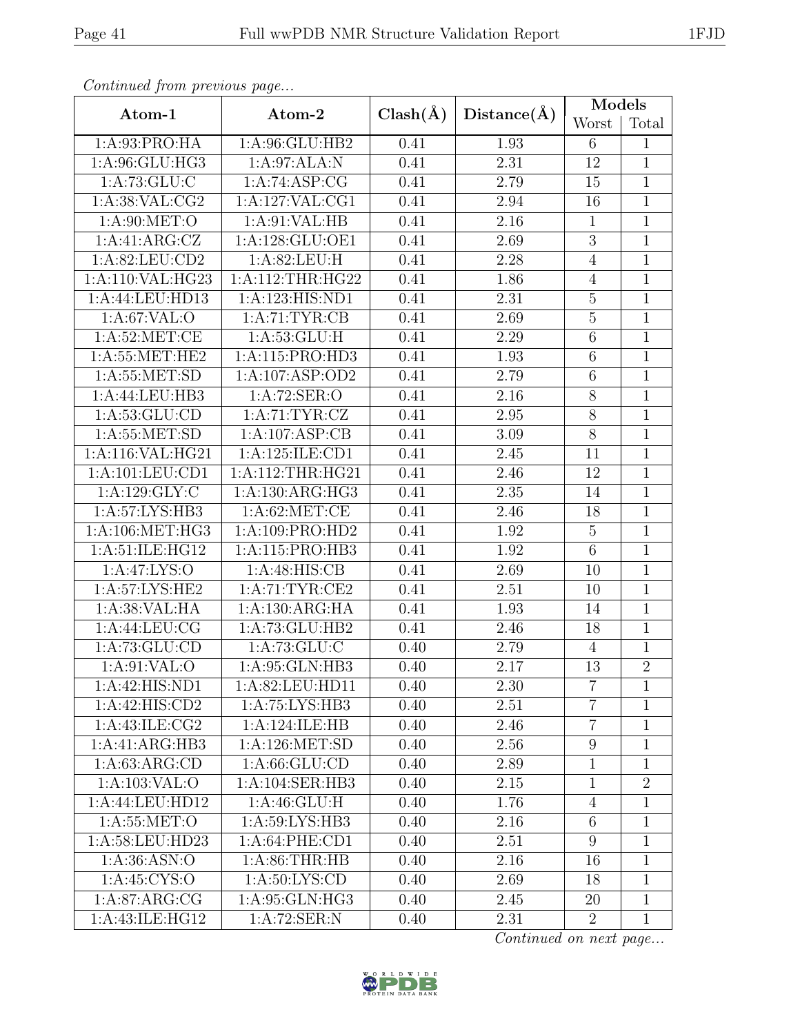*Continued from previous page...*

| Atom-1 | Atom-2 | Clash(Å) | Distance(Å) | Models | |
|---|---|---|---|---|---|
| | | | | Worst | Total |
| 1:A:93:PRO:HA | 1:A:96:GLU:HB2 | 0.41 | 1.93 | 6 | 1 |
| 1:A:96:GLU:HG3 | 1:A:97:ALA:N | 0.41 | 2.31 | 12 | 1 |
| 1:A:73:GLU:C | 1:A:74:ASP:CG | 0.41 | 2.79 | 15 | 1 |
| 1:A:38:VAL:CG2 | 1:A:127:VAL:CG1 | 0.41 | 2.94 | 16 | 1 |
| 1:A:90:MET:O | 1:A:91:VAL:HB | 0.41 | 2.16 | 1 | 1 |
| 1:A:41:ARG:CZ | 1:A:128:GLU:OE1 | 0.41 | 2.69 | 3 | 1 |
| 1:A:82:LEU:CD2 | 1:A:82:LEU:H | 0.41 | 2.28 | 4 | 1 |
| 1:A:110:VAL:HG23 | 1:A:112:THR:HG22 | 0.41 | 1.86 | 4 | 1 |
| 1:A:44:LEU:HD13 | 1:A:123:HIS:ND1 | 0.41 | 2.31 | 5 | 1 |
| 1:A:67:VAL:O | 1:A:71:TYR:CB | 0.41 | 2.69 | 5 | 1 |
| 1:A:52:MET:CE | 1:A:53:GLU:H | 0.41 | 2.29 | 6 | 1 |
| 1:A:55:MET:HE2 | 1:A:115:PRO:HD3 | 0.41 | 1.93 | 6 | 1 |
| 1:A:55:MET:SD | 1:A:107:ASP:OD2 | 0.41 | 2.79 | 6 | 1 |
| 1:A:44:LEU:HB3 | 1:A:72:SER:O | 0.41 | 2.16 | 8 | 1 |
| 1:A:53:GLU:CD | 1:A:71:TYR:CZ | 0.41 | 2.95 | 8 | 1 |
| 1:A:55:MET:SD | 1:A:107:ASP:CB | 0.41 | 3.09 | 8 | 1 |
| 1:A:116:VAL:HG21 | 1:A:125:ILE:CD1 | 0.41 | 2.45 | 11 | 1 |
| 1:A:101:LEU:CD1 | 1:A:112:THR:HG21 | 0.41 | 2.46 | 12 | 1 |
| 1:A:129:GLY:C | 1:A:130:ARG:HG3 | 0.41 | 2.35 | 14 | 1 |
| 1:A:57:LYS:HB3 | 1:A:62:MET:CE | 0.41 | 2.46 | 18 | 1 |
| 1:A:106:MET:HG3 | 1:A:109:PRO:HD2 | 0.41 | 1.92 | 5 | 1 |
| 1:A:51:ILE:HG12 | 1:A:115:PRO:HB3 | 0.41 | 1.92 | 6 | 1 |
| 1:A:47:LYS:O | 1:A:48:HIS:CB | 0.41 | 2.69 | 10 | 1 |
| 1:A:57:LYS:HE2 | 1:A:71:TYR:CE2 | 0.41 | 2.51 | 10 | 1 |
| 1:A:38:VAL:HA | 1:A:130:ARG:HA | 0.41 | 1.93 | 14 | 1 |
| 1:A:44:LEU:CG | 1:A:73:GLU:HB2 | 0.41 | 2.46 | 18 | 1 |
| 1:A:73:GLU:CD | 1:A:73:GLU:C | 0.40 | 2.79 | 4 | 1 |
| 1:A:91:VAL:O | 1:A:95:GLN:HB3 | 0.40 | 2.17 | 13 | 2 |
| 1:A:42:HIS:ND1 | 1:A:82:LEU:HD11 | 0.40 | 2.30 | 7 | 1 |
| 1:A:42:HIS:CD2 | 1:A:75:LYS:HB3 | 0.40 | 2.51 | 7 | 1 |
| 1:A:43:ILE:CG2 | 1:A:124:ILE:HB | 0.40 | 2.46 | 7 | 1 |
| 1:A:41:ARG:HB3 | 1:A:126:MET:SD | 0.40 | 2.56 | 9 | 1 |
| 1:A:63:ARG:CD | 1:A:66:GLU:CD | 0.40 | 2.89 | 1 | 1 |
| 1:A:103:VAL:O | 1:A:104:SER:HB3 | 0.40 | 2.15 | 1 | 2 |
| 1:A:44:LEU:HD12 | 1:A:46:GLU:H | 0.40 | 1.76 | 4 | 1 |
| 1:A:55:MET:O | 1:A:59:LYS:HB3 | 0.40 | 2.16 | 6 | 1 |
| 1:A:58:LEU:HD23 | 1:A:64:PHE:CD1 | 0.40 | 2.51 | 9 | 1 |
| 1:A:36:ASN:O | 1:A:86:THR:HB | 0.40 | 2.16 | 16 | 1 |
| 1:A:45:CYS:O | 1:A:50:LYS:CD | 0.40 | 2.69 | 18 | 1 |
| 1:A:87:ARG:CG | 1:A:95:GLN:HG3 | 0.40 | 2.45 | 20 | 1 |
| 1:A:43:ILE:HG12 | 1:A:72:SER:N | 0.40 | 2.31 | 2 | 1 |

*Continued on next page...*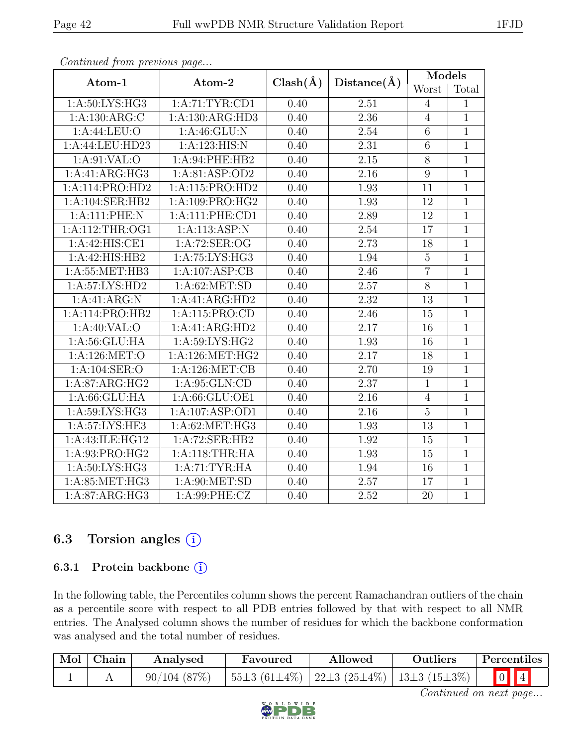*Continued from previous page...*

| Atom-1 | Atom-2 | Clash(Å) | Distance(Å) | Models | |
|---|---|---|---|---|---|
| | | | | Worst | Total |
| 1:A:50:LYS:HG3 | 1:A:71:TYR:CD1 | 0.40 | 2.51 | 4 | 1 |
| 1:A:130:ARG:C | 1:A:130:ARG:HD3 | 0.40 | 2.36 | 4 | 1 |
| 1:A:44:LEU:O | 1:A:46:GLU:N | 0.40 | 2.54 | 6 | 1 |
| 1:A:44:LEU:HD23 | 1:A:123:HIS:N | 0.40 | 2.31 | 6 | 1 |
| 1:A:91:VAL:O | 1:A:94:PHE:HB2 | 0.40 | 2.15 | 8 | 1 |
| 1:A:41:ARG:HG3 | 1:A:81:ASP:OD2 | 0.40 | 2.16 | 9 | 1 |
| 1:A:114:PRO:HD2 | 1:A:115:PRO:HD2 | 0.40 | 1.93 | 11 | 1 |
| 1:A:104:SER:HB2 | 1:A:109:PRO:HG2 | 0.40 | 1.93 | 12 | 1 |
| 1:A:111:PHE:N | 1:A:111:PHE:CD1 | 0.40 | 2.89 | 12 | 1 |
| 1:A:112:THR:OG1 | 1:A:113:ASP:N | 0.40 | 2.54 | 17 | 1 |
| 1:A:42:HIS:CE1 | 1:A:72:SER:OG | 0.40 | 2.73 | 18 | 1 |
| 1:A:42:HIS:HB2 | 1:A:75:LYS:HG3 | 0.40 | 1.94 | 5 | 1 |
| 1:A:55:MET:HB3 | 1:A:107:ASP:CB | 0.40 | 2.46 | 7 | 1 |
| 1:A:57:LYS:HD2 | 1:A:62:MET:SD | 0.40 | 2.57 | 8 | 1 |
| 1:A:41:ARG:N | 1:A:41:ARG:HD2 | 0.40 | 2.32 | 13 | 1 |
| 1:A:114:PRO:HB2 | 1:A:115:PRO:CD | 0.40 | 2.46 | 15 | 1 |
| 1:A:40:VAL:O | 1:A:41:ARG:HD2 | 0.40 | 2.17 | 16 | 1 |
| 1:A:56:GLU:HA | 1:A:59:LYS:HG2 | 0.40 | 1.93 | 16 | 1 |
| 1:A:126:MET:O | 1:A:126:MET:HG2 | 0.40 | 2.17 | 18 | 1 |
| 1:A:104:SER:O | 1:A:126:MET:CB | 0.40 | 2.70 | 19 | 1 |
| 1:A:87:ARG:HG2 | 1:A:95:GLN:CD | 0.40 | 2.37 | 1 | 1 |
| 1:A:66:GLU:HA | 1:A:66:GLU:OE1 | 0.40 | 2.16 | 4 | 1 |
| 1:A:59:LYS:HG3 | 1:A:107:ASP:OD1 | 0.40 | 2.16 | 5 | 1 |
| 1:A:57:LYS:HE3 | 1:A:62:MET:HG3 | 0.40 | 1.93 | 13 | 1 |
| 1:A:43:ILE:HG12 | 1:A:72:SER:HB2 | 0.40 | 1.92 | 15 | 1 |
| 1:A:93:PRO:HG2 | 1:A:118:THR:HA | 0.40 | 1.93 | 15 | 1 |
| 1:A:50:LYS:HG3 | 1:A:71:TYR:HA | 0.40 | 1.94 | 16 | 1 |
| 1:A:85:MET:HG3 | 1:A:90:MET:SD | 0.40 | 2.57 | 17 | 1 |
| 1:A:87:ARG:HG3 | 1:A:99:PHE:CZ | 0.40 | 2.52 | 20 | 1 |

## 6.3 Torsion angles

### 6.3.1 Protein backbone

In the following table, the Percentiles column shows the percent Ramachandran outliers of the chain as a percentile score with respect to all PDB entries followed by that with respect to all NMR entries. The Analysed column shows the number of residues for which the backbone conformation was analysed and the total number of residues.

| Mol | Chain | Analysed | Favoured | Allowed | Outliers | Percentiles | |
|---|---|---|---|---|---|---|---|
| 1 | A | 90/104 (87%) | 55±3 (61±4%) | 22±3 (25±4%) | 13±3 (15±3%) | 0 | 4 |

*Continued on next page...*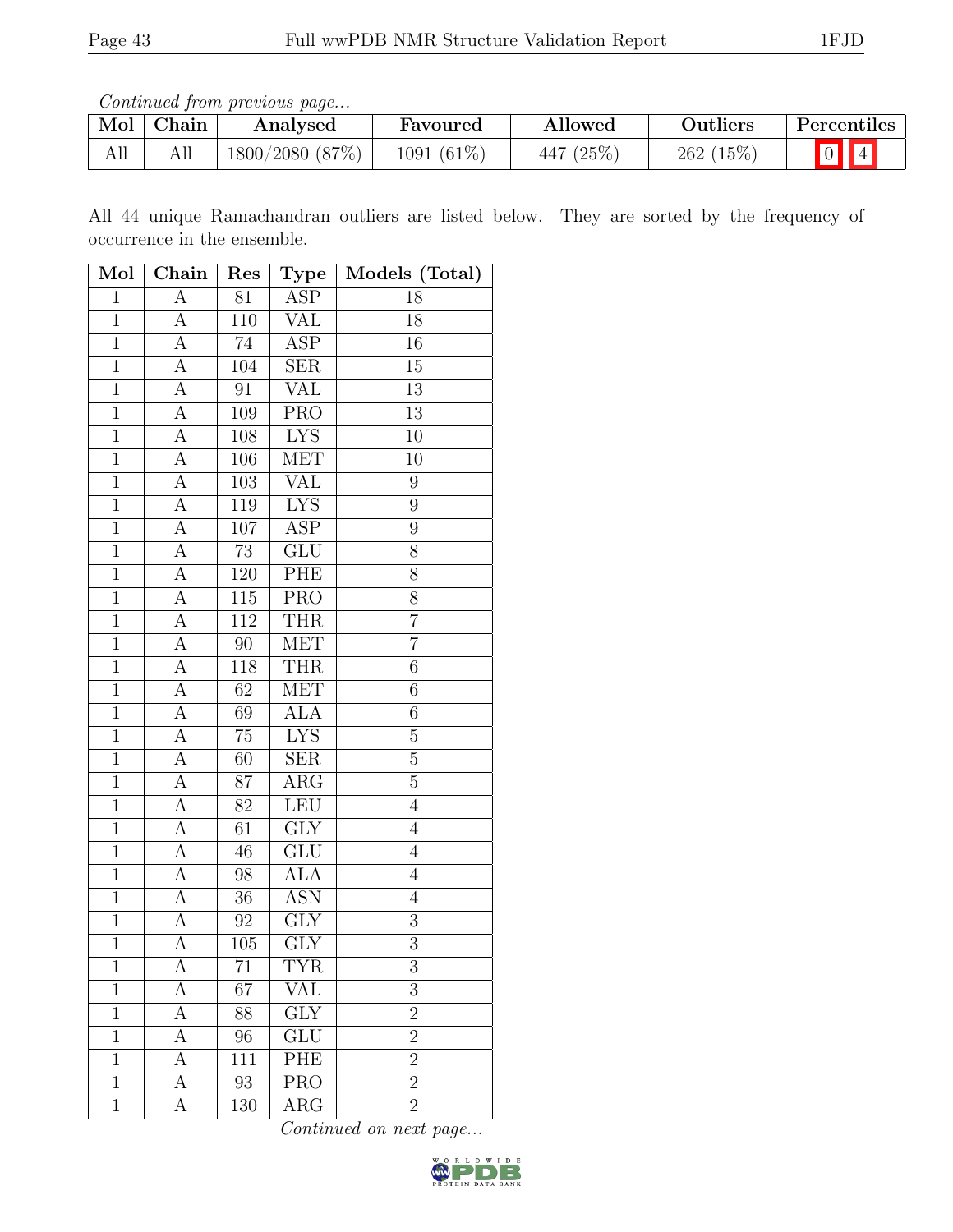*Continued from previous page...*

| Mol | Chain | Analysed | Favoured | Allowed | Outliers | Percentiles | |
|---|---|---|---|---|---|---|---|
| All | All | 1800/2080 (87%) | 1091 (61%) | 447 (25%) | 262 (15%) | 0 | 4 |

All 44 unique Ramachandran outliers are listed below. They are sorted by the frequency of occurrence in the ensemble.

| Mol | Chain | Res | Type | Models (Total) |
|---|---|---|---|---|
| 1 | A | 81 | ASP | 18 |
| 1 | A | 110 | VAL | 18 |
| 1 | A | 74 | ASP | 16 |
| 1 | A | 104 | SER | 15 |
| 1 | A | 91 | VAL | 13 |
| 1 | A | 109 | PRO | 13 |
| 1 | A | 108 | LYS | 10 |
| 1 | A | 106 | MET | 10 |
| 1 | A | 103 | VAL | 9 |
| 1 | A | 119 | LYS | 9 |
| 1 | A | 107 | ASP | 9 |
| 1 | A | 73 | GLU | 8 |
| 1 | A | 120 | PHE | 8 |
| 1 | A | 115 | PRO | 8 |
| 1 | A | 112 | THR | 7 |
| 1 | A | 90 | MET | 7 |
| 1 | A | 118 | THR | 6 |
| 1 | A | 62 | MET | 6 |
| 1 | A | 69 | ALA | 6 |
| 1 | A | 75 | LYS | 5 |
| 1 | A | 60 | SER | 5 |
| 1 | A | 87 | ARG | 5 |
| 1 | A | 82 | LEU | 4 |
| 1 | A | 61 | GLY | 4 |
| 1 | A | 46 | GLU | 4 |
| 1 | A | 98 | ALA | 4 |
| 1 | A | 36 | ASN | 4 |
| 1 | A | 92 | GLY | 3 |
| 1 | A | 105 | GLY | 3 |
| 1 | A | 71 | TYR | 3 |
| 1 | A | 67 | VAL | 3 |
| 1 | A | 88 | GLY | 2 |
| 1 | A | 96 | GLU | 2 |
| 1 | A | 111 | PHE | 2 |
| 1 | A | 93 | PRO | 2 |
| 1 | A | 130 | ARG | 2 |

*Continued on next page...*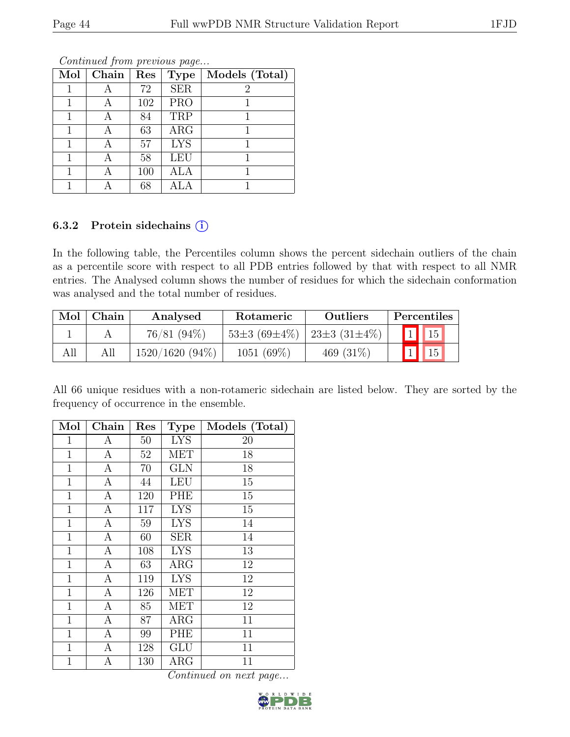*Continued from previous page...*

| Mol | Chain | Res | Type | Models (Total) |
|---|---|---|---|---|
| 1 | A | 72 | SER | 2 |
| 1 | A | 102 | PRO | 1 |
| 1 | A | 84 | TRP | 1 |
| 1 | A | 63 | ARG | 1 |
| 1 | A | 57 | LYS | 1 |
| 1 | A | 58 | LEU | 1 |
| 1 | A | 100 | ALA | 1 |
| 1 | A | 68 | ALA | 1 |

### 6.3.2 Protein sidechains ⓘ

In the following table, the Percentiles column shows the percent sidechain outliers of the chain as a percentile score with respect to all PDB entries followed by that with respect to all NMR entries. The Analysed column shows the number of residues for which the sidechain conformation was analysed and the total number of residues.

| Mol | Chain | Analysed | Rotameric | Outliers | Percentiles | |
|---|---|---|---|---|---|---|
| 1 | A | 76/81 (94%) | 53±3 (69±4%) | 23±3 (31±4%) | 1 | 15 |
| All | All | 1520/1620 (94%) | 1051 (69%) | 469 (31%) | 1 | 15 |

All 66 unique residues with a non-rotameric sidechain are listed below. They are sorted by the frequency of occurrence in the ensemble.

| Mol | Chain | Res | Type | Models (Total) |
|---|---|---|---|---|
| 1 | A | 50 | LYS | 20 |
| 1 | A | 52 | MET | 18 |
| 1 | A | 70 | GLN | 18 |
| 1 | A | 44 | LEU | 15 |
| 1 | A | 120 | PHE | 15 |
| 1 | A | 117 | LYS | 15 |
| 1 | A | 59 | LYS | 14 |
| 1 | A | 60 | SER | 14 |
| 1 | A | 108 | LYS | 13 |
| 1 | A | 63 | ARG | 12 |
| 1 | A | 119 | LYS | 12 |
| 1 | A | 126 | MET | 12 |
| 1 | A | 85 | MET | 12 |
| 1 | A | 87 | ARG | 11 |
| 1 | A | 99 | PHE | 11 |
| 1 | A | 128 | GLU | 11 |
| 1 | A | 130 | ARG | 11 |

*Continued on next page...*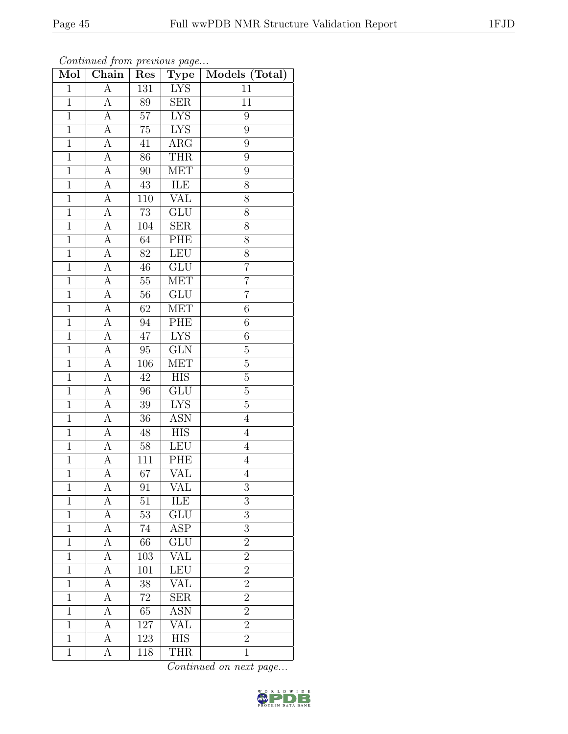*Continued from previous page...*

| Mol | Chain | Res | Type | Models (Total) |
|---|---|---|---|---|
| 1 | A | 131 | LYS | 11 |
| 1 | A | 89 | SER | 11 |
| 1 | A | 57 | LYS | 9 |
| 1 | A | 75 | LYS | 9 |
| 1 | A | 41 | ARG | 9 |
| 1 | A | 86 | THR | 9 |
| 1 | A | 90 | MET | 9 |
| 1 | A | 43 | ILE | 8 |
| 1 | A | 110 | VAL | 8 |
| 1 | A | 73 | GLU | 8 |
| 1 | A | 104 | SER | 8 |
| 1 | A | 64 | PHE | 8 |
| 1 | A | 82 | LEU | 8 |
| 1 | A | 46 | GLU | 7 |
| 1 | A | 55 | MET | 7 |
| 1 | A | 56 | GLU | 7 |
| 1 | A | 62 | MET | 6 |
| 1 | A | 94 | PHE | 6 |
| 1 | A | 47 | LYS | 6 |
| 1 | A | 95 | GLN | 5 |
| 1 | A | 106 | MET | 5 |
| 1 | A | 42 | HIS | 5 |
| 1 | A | 96 | GLU | 5 |
| 1 | A | 39 | LYS | 5 |
| 1 | A | 36 | ASN | 4 |
| 1 | A | 48 | HIS | 4 |
| 1 | A | 58 | LEU | 4 |
| 1 | A | 111 | PHE | 4 |
| 1 | A | 67 | VAL | 4 |
| 1 | A | 91 | VAL | 3 |
| 1 | A | 51 | ILE | 3 |
| 1 | A | 53 | GLU | 3 |
| 1 | A | 74 | ASP | 3 |
| 1 | A | 66 | GLU | 2 |
| 1 | A | 103 | VAL | 2 |
| 1 | A | 101 | LEU | 2 |
| 1 | A | 38 | VAL | 2 |
| 1 | A | 72 | SER | 2 |
| 1 | A | 65 | ASN | 2 |
| 1 | A | 127 | VAL | 2 |
| 1 | A | 123 | HIS | 2 |
| 1 | A | 118 | THR | 1 |

*Continued on next page...*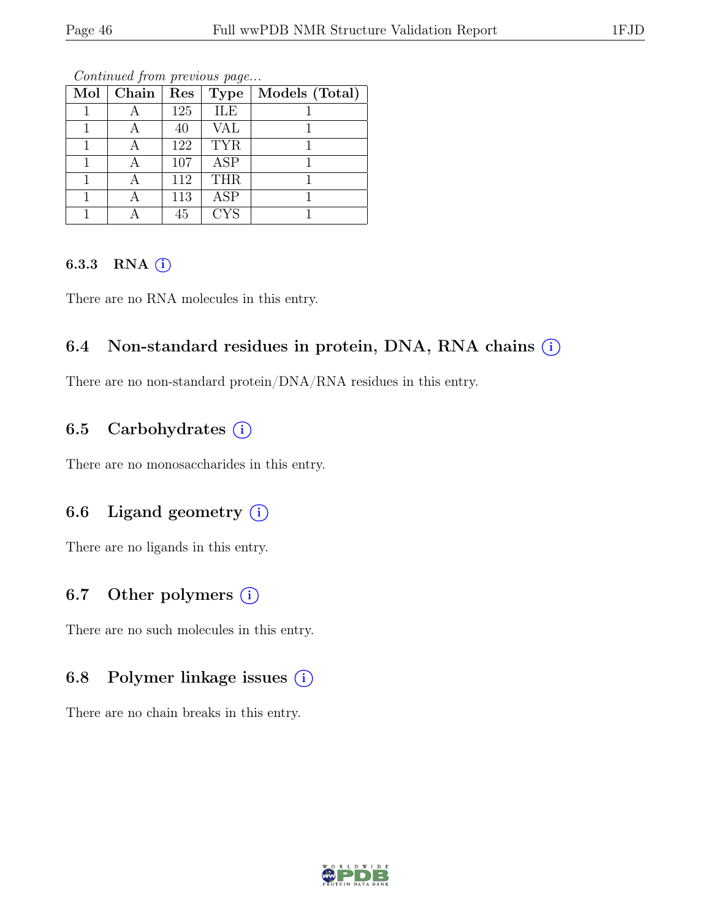*Continued from previous page...*

| Mol | Chain | Res | Type | Models (Total) |
|---|---|---|---|---|
| 1 | A | 125 | ILE | 1 |
| 1 | A | 40 | VAL | 1 |
| 1 | A | 122 | TYR | 1 |
| 1 | A | 107 | ASP | 1 |
| 1 | A | 112 | THR | 1 |
| 1 | A | 113 | ASP | 1 |
| 1 | A | 45 | CYS | 1 |

#### 6.3.3 RNA (i)

There are no RNA molecules in this entry.

### 6.4 Non-standard residues in protein, DNA, RNA chains (i)

There are no non-standard protein/DNA/RNA residues in this entry.

### 6.5 Carbohydrates (i)

There are no monosaccharides in this entry.

### 6.6 Ligand geometry (i)

There are no ligands in this entry.

### 6.7 Other polymers (i)

There are no such molecules in this entry.

### 6.8 Polymer linkage issues (i)

There are no chain breaks in this entry.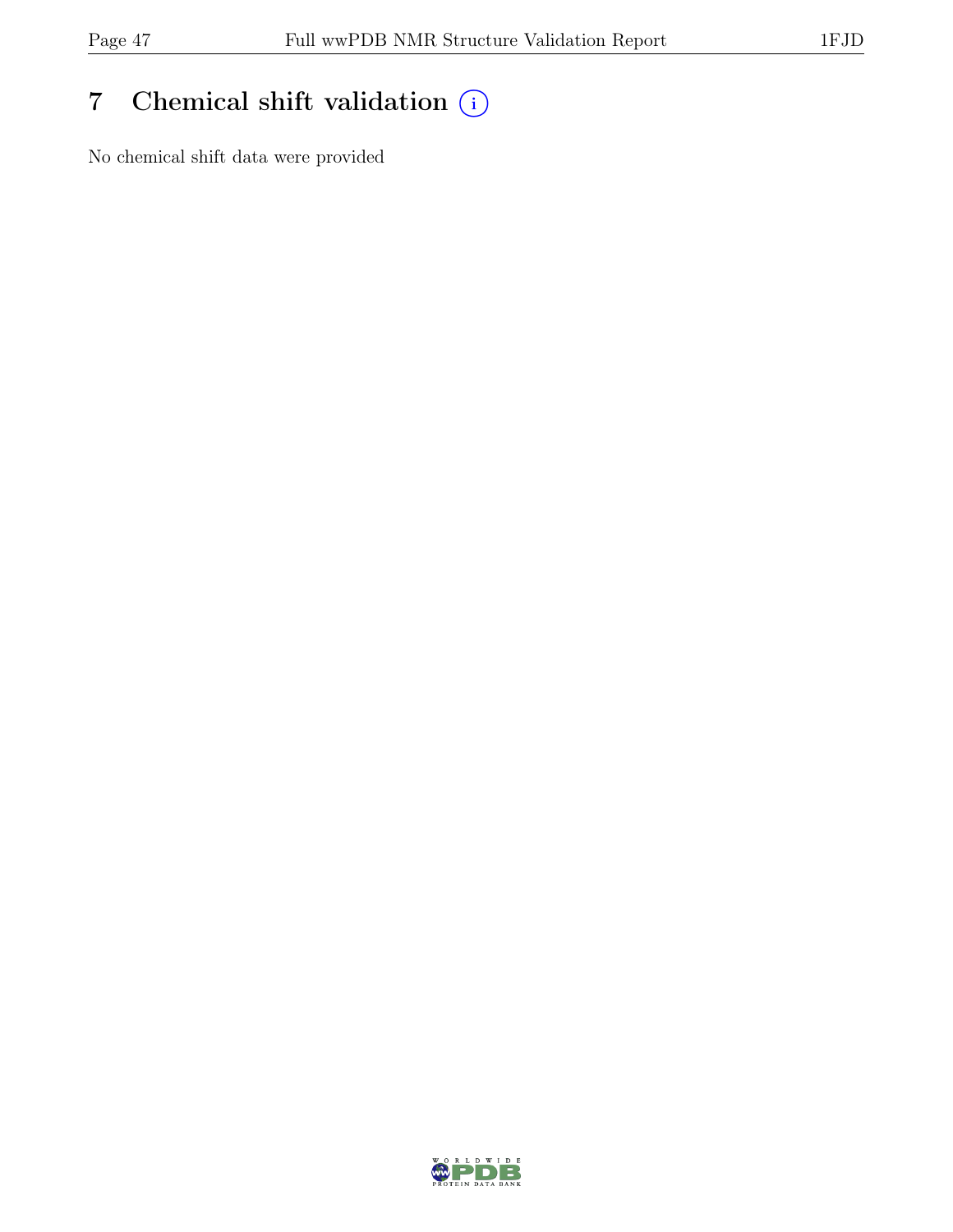# 7 Chemical shift validation (i)

No chemical shift data were provided